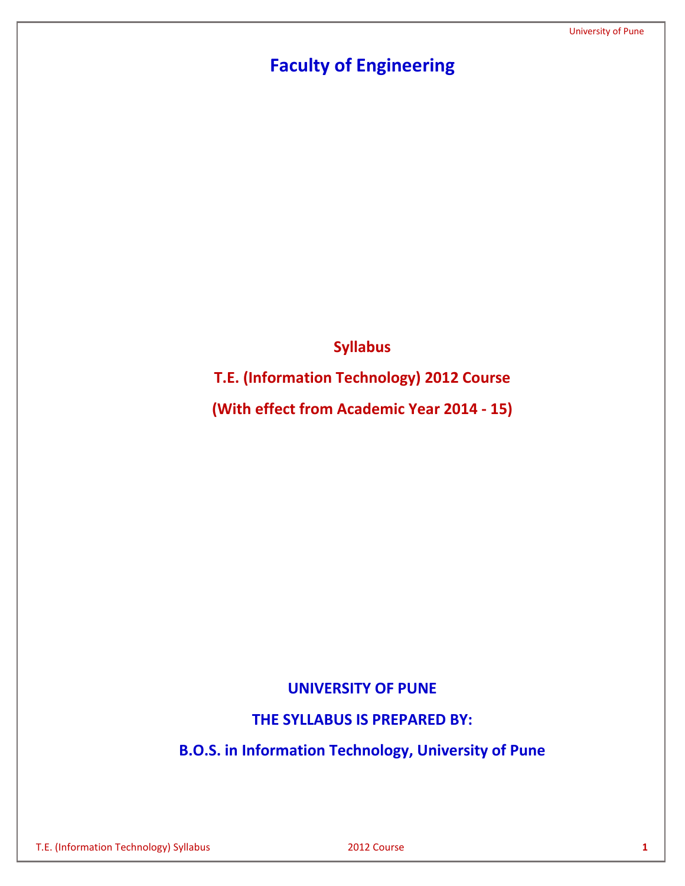# Faculty of Engineering

**Syllabus**

**T.E. (Information Technology) 2012 Course**

**(With effect from Academic Year 2014 - 15)**

**UNIVERSITY OF PUNE**

**THE SYLLABUS IS PREPARED BY:**

**B.O.S. in Information Technology, University of Pune**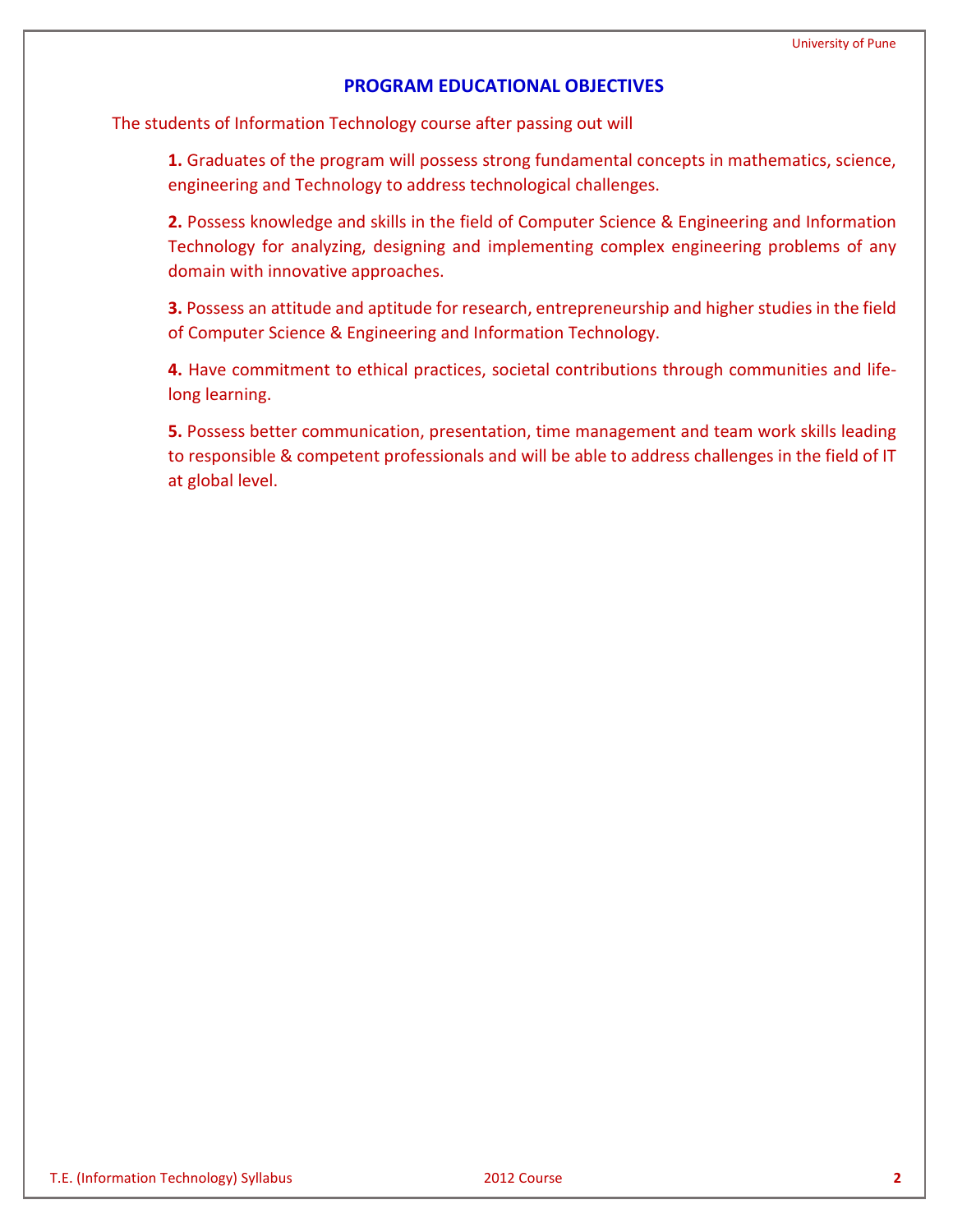## PROGRAM EDUCATIONAL OBJECTIVES

The students of Information Technology course after passing out will

**1.** Graduates of the program will possess strong fundamental concepts in mathematics, science, engineering and Technology to address technological challenges.

**2.** Possess knowledge and skills in the field of Computer Science & Engineering and Information Technology for analyzing, designing and implementing complex engineering problems of any domain with innovative approaches.

**3.** Possess an attitude and aptitude for research, entrepreneurship and higher studies in the field of Computer Science & Engineering and Information Technology.

**4.** Have commitment to ethical practices, societal contributions through communities and life-long learning.

**5.** Possess better communication, presentation, time management and team work skills leading to responsible & competent professionals and will be able to address challenges in the field of IT at global level.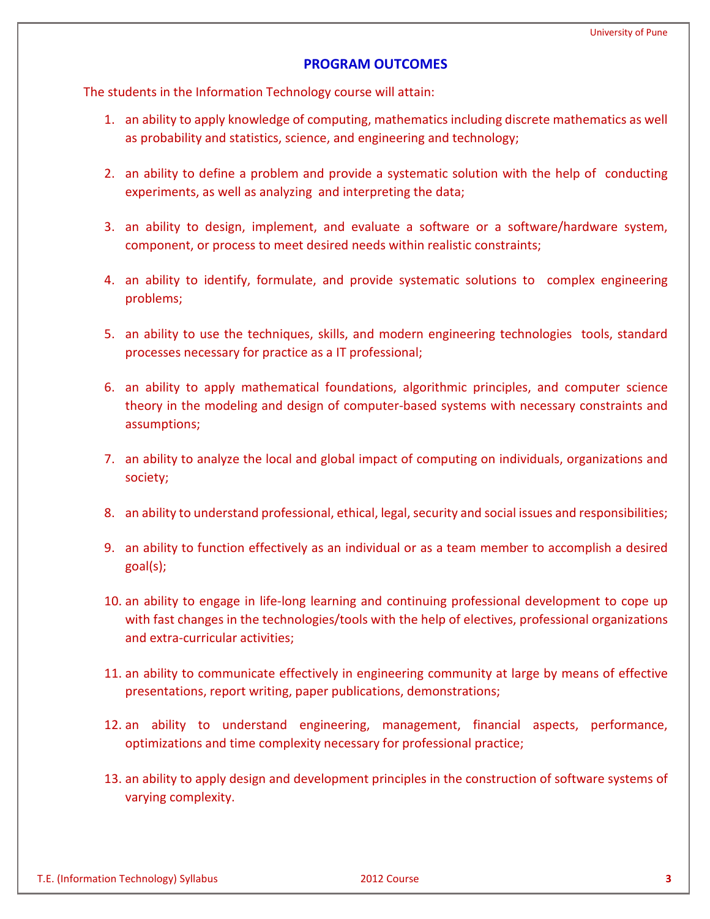## PROGRAM OUTCOMES

The students in the Information Technology course will attain:

1. an ability to apply knowledge of computing, mathematics including discrete mathematics as well as probability and statistics, science, and engineering and technology;
2. an ability to define a problem and provide a systematic solution with the help of conducting experiments, as well as analyzing and interpreting the data;
3. an ability to design, implement, and evaluate a software or a software/hardware system, component, or process to meet desired needs within realistic constraints;
4. an ability to identify, formulate, and provide systematic solutions to complex engineering problems;
5. an ability to use the techniques, skills, and modern engineering technologies tools, standard processes necessary for practice as a IT professional;
6. an ability to apply mathematical foundations, algorithmic principles, and computer science theory in the modeling and design of computer-based systems with necessary constraints and assumptions;
7. an ability to analyze the local and global impact of computing on individuals, organizations and society;
8. an ability to understand professional, ethical, legal, security and social issues and responsibilities;
9. an ability to function effectively as an individual or as a team member to accomplish a desired goal(s);
10. an ability to engage in life-long learning and continuing professional development to cope up with fast changes in the technologies/tools with the help of electives, professional organizations and extra-curricular activities;
11. an ability to communicate effectively in engineering community at large by means of effective presentations, report writing, paper publications, demonstrations;
12. an ability to understand engineering, management, financial aspects, performance, optimizations and time complexity necessary for professional practice;
13. an ability to apply design and development principles in the construction of software systems of varying complexity.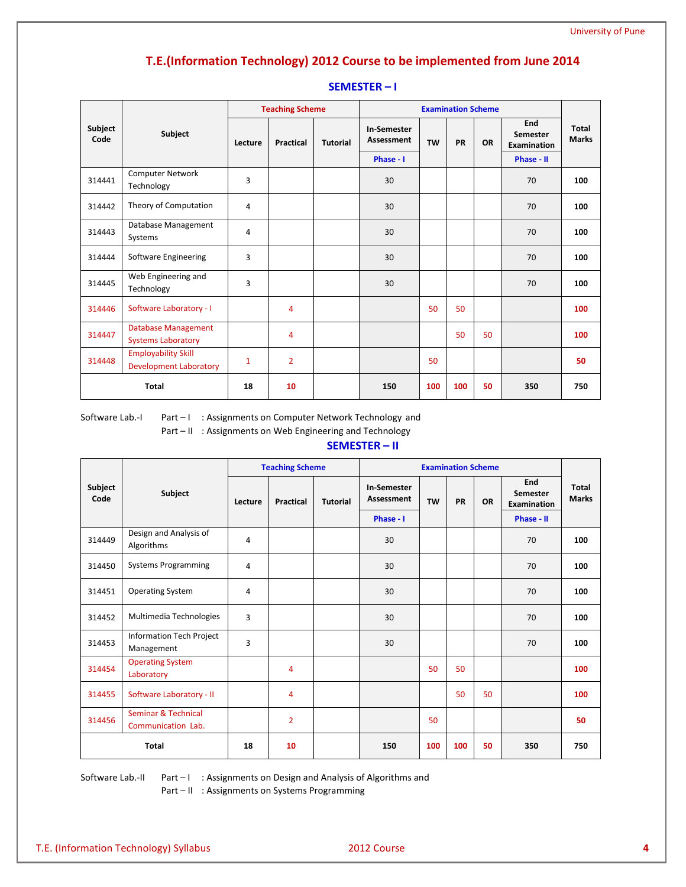# T.E.(Information Technology) 2012 Course to be implemented from June 2014

## SEMESTER – I

| Subject Code | Subject | Teaching Scheme | | | Examination Scheme | | | | | Total Marks |
|---|---|---|---|---|---|---|---|---|---|---|
| | | Lecture | Practical | Tutorial | In-Semester Assessment Phase - I | TW | PR | OR | End Semester Examination Phase - II | |
| 314441 | Computer Network Technology | 3 | | | 30 | | | | 70 | **100** |
| 314442 | Theory of Computation | 4 | | | 30 | | | | 70 | **100** |
| 314443 | Database Management Systems | 4 | | | 30 | | | | 70 | **100** |
| 314444 | Software Engineering | 3 | | | 30 | | | | 70 | **100** |
| 314445 | Web Engineering and Technology | 3 | | | 30 | | | | 70 | **100** |
| 314446 | Software Laboratory - I | | 4 | | | 50 | 50 | | | **100** |
| 314447 | Database Management Systems Laboratory | | 4 | | | | 50 | 50 | | **100** |
| 314448 | Employability Skill Development Laboratory | 1 | 2 | | | 50 | | | | **50** |
| **Total** | | **18** | **10** | | **150** | **100** | **100** | **50** | **350** | **750** |

Software Lab.-I Part – I : Assignments on Computer Network Technology and
Part – II : Assignments on Web Engineering and Technology

## SEMESTER – II

| Subject Code | Subject | Teaching Scheme | | | Examination Scheme | | | | | Total Marks |
|---|---|---|---|---|---|---|---|---|---|---|
| | | Lecture | Practical | Tutorial | In-Semester Assessment Phase - I | TW | PR | OR | End Semester Examination Phase - II | |
| 314449 | Design and Analysis of Algorithms | 4 | | | 30 | | | | 70 | **100** |
| 314450 | Systems Programming | 4 | | | 30 | | | | 70 | **100** |
| 314451 | Operating System | 4 | | | 30 | | | | 70 | **100** |
| 314452 | Multimedia Technologies | 3 | | | 30 | | | | 70 | **100** |
| 314453 | Information Tech Project Management | 3 | | | 30 | | | | 70 | **100** |
| 314454 | Operating System Laboratory | | 4 | | | 50 | 50 | | | **100** |
| 314455 | Software Laboratory - II | | 4 | | | | 50 | 50 | | **100** |
| 314456 | Seminar & Technical Communication Lab. | | 2 | | | 50 | | | | **50** |
| **Total** | | **18** | **10** | | **150** | **100** | **100** | **50** | **350** | **750** |

Software Lab.-II Part – I : Assignments on Design and Analysis of Algorithms and
Part – II : Assignments on Systems Programming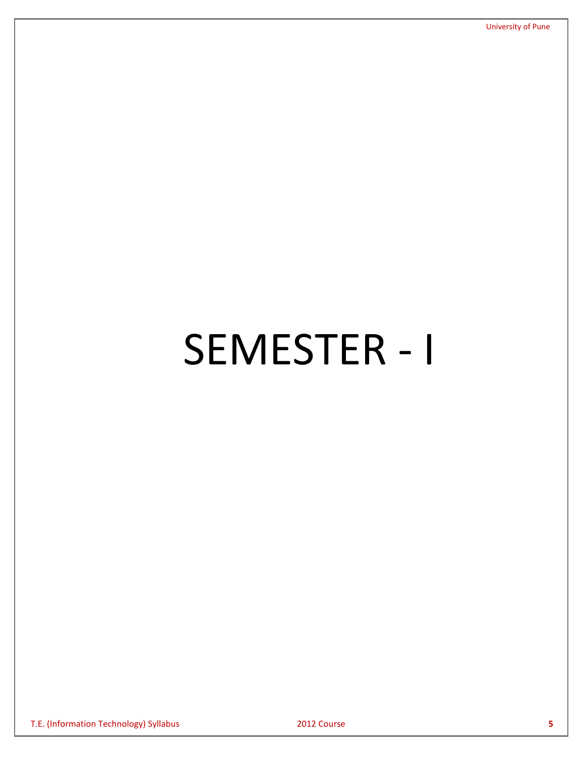# SEMESTER - I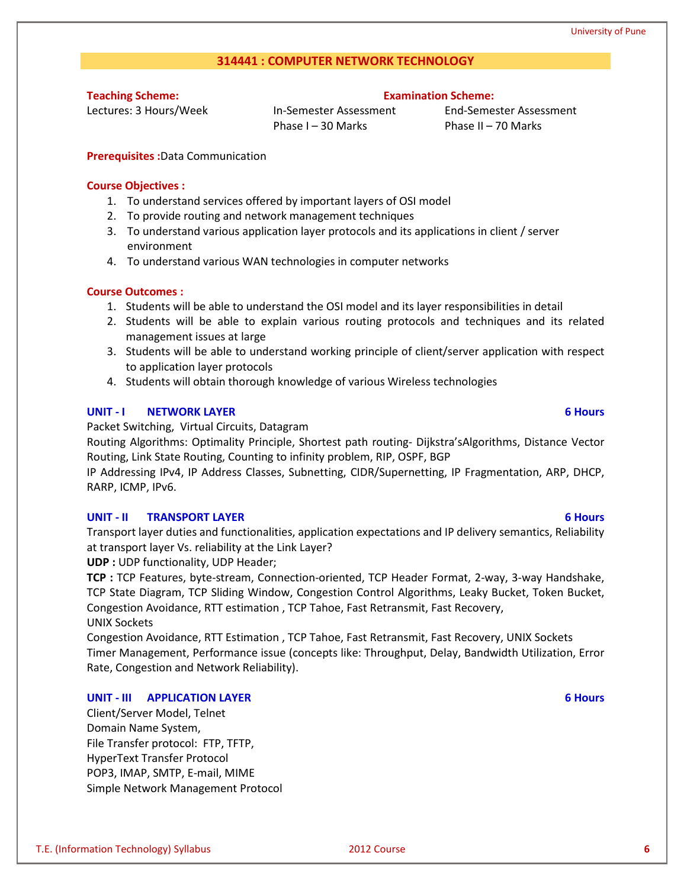## 314441 : COMPUTER NETWORK TECHNOLOGY

| **Teaching Scheme:** | **Examination Scheme:** | |
|---|---|---|
| Lectures: 3 Hours/Week | In-Semester Assessment<br>Phase I – 30 Marks | End-Semester Assessment<br>Phase II – 70 Marks |

**Prerequisites :** Data Communication

**Course Objectives :**

1. To understand services offered by important layers of OSI model
2. To provide routing and network management techniques
3. To understand various application layer protocols and its applications in client / server environment
4. To understand various WAN technologies in computer networks

**Course Outcomes :**

1. Students will be able to understand the OSI model and its layer responsibilities in detail
2. Students will be able to explain various routing protocols and techniques and its related management issues at large
3. Students will be able to understand working principle of client/server application with respect to application layer protocols
4. Students will obtain thorough knowledge of various Wireless technologies

### UNIT - I NETWORK LAYER — 6 Hours

Packet Switching, Virtual Circuits, Datagram

Routing Algorithms: Optimality Principle, Shortest path routing- Dijkstra'sAlgorithms, Distance Vector Routing, Link State Routing, Counting to infinity problem, RIP, OSPF, BGP

IP Addressing IPv4, IP Address Classes, Subnetting, CIDR/Supernetting, IP Fragmentation, ARP, DHCP, RARP, ICMP, IPv6.

### UNIT - II TRANSPORT LAYER — 6 Hours

Transport layer duties and functionalities, application expectations and IP delivery semantics, Reliability at transport layer Vs. reliability at the Link Layer?

**UDP :** UDP functionality, UDP Header;

**TCP :** TCP Features, byte-stream, Connection-oriented, TCP Header Format, 2-way, 3-way Handshake, TCP State Diagram, TCP Sliding Window, Congestion Control Algorithms, Leaky Bucket, Token Bucket, Congestion Avoidance, RTT estimation , TCP Tahoe, Fast Retransmit, Fast Recovery,
UNIX Sockets

Congestion Avoidance, RTT Estimation , TCP Tahoe, Fast Retransmit, Fast Recovery, UNIX Sockets

Timer Management, Performance issue (concepts like: Throughput, Delay, Bandwidth Utilization, Error Rate, Congestion and Network Reliability).

### UNIT - III APPLICATION LAYER — 6 Hours

Client/Server Model, Telnet
Domain Name System,
File Transfer protocol: FTP, TFTP,
HyperText Transfer Protocol
POP3, IMAP, SMTP, E-mail, MIME
Simple Network Management Protocol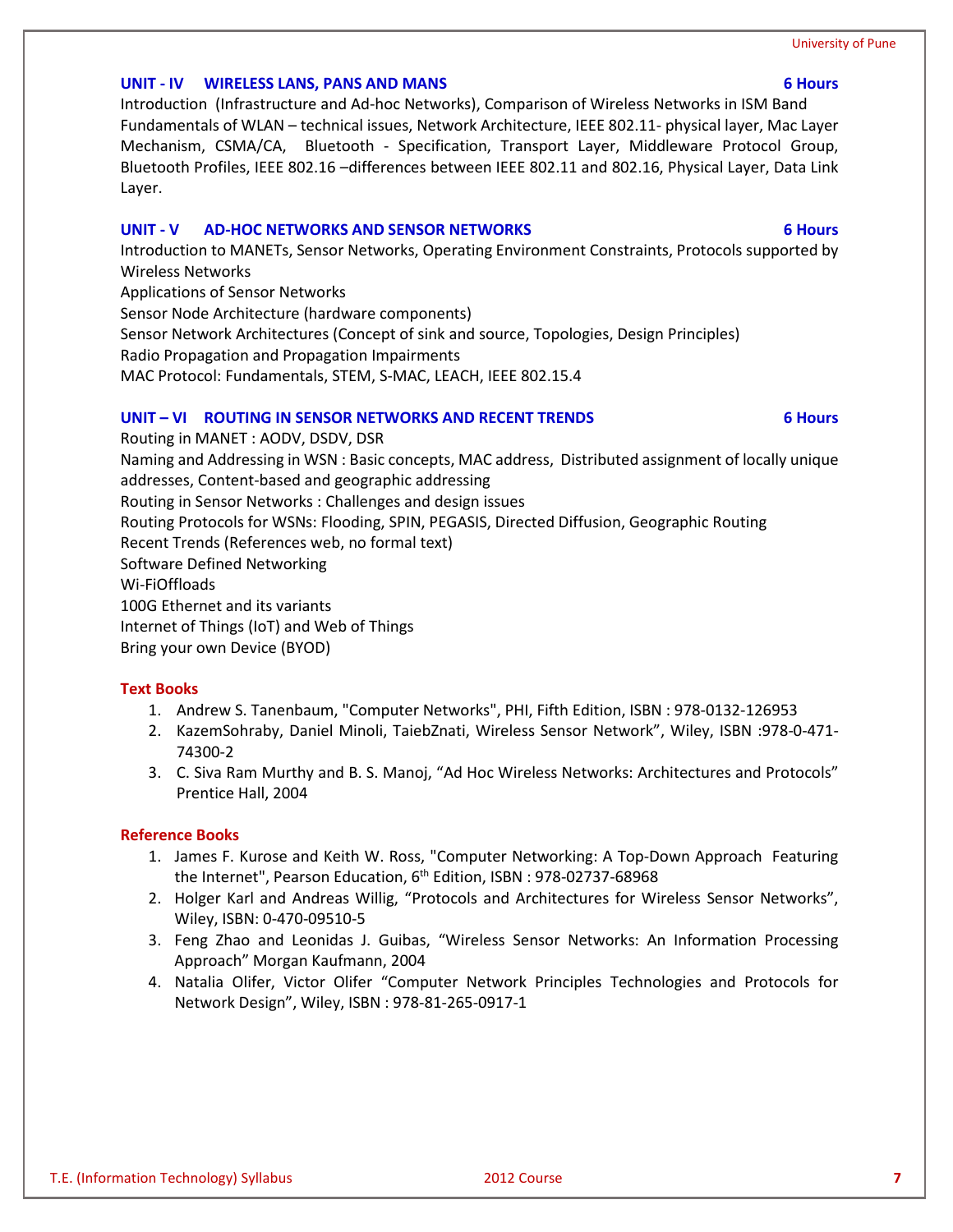### UNIT - IV WIRELESS LANS, PANS AND MANS — 6 Hours

Introduction (Infrastructure and Ad-hoc Networks), Comparison of Wireless Networks in ISM Band Fundamentals of WLAN – technical issues, Network Architecture, IEEE 802.11- physical layer, Mac Layer Mechanism, CSMA/CA, Bluetooth - Specification, Transport Layer, Middleware Protocol Group, Bluetooth Profiles, IEEE 802.16 –differences between IEEE 802.11 and 802.16, Physical Layer, Data Link Layer.

### UNIT - V AD-HOC NETWORKS AND SENSOR NETWORKS — 6 Hours

Introduction to MANETs, Sensor Networks, Operating Environment Constraints, Protocols supported by Wireless Networks

Applications of Sensor Networks

Sensor Node Architecture (hardware components)

Sensor Network Architectures (Concept of sink and source, Topologies, Design Principles)

Radio Propagation and Propagation Impairments

MAC Protocol: Fundamentals, STEM, S-MAC, LEACH, IEEE 802.15.4

### UNIT – VI ROUTING IN SENSOR NETWORKS AND RECENT TRENDS — 6 Hours

Routing in MANET : AODV, DSDV, DSR

Naming and Addressing in WSN : Basic concepts, MAC address, Distributed assignment of locally unique addresses, Content-based and geographic addressing

Routing in Sensor Networks : Challenges and design issues

Routing Protocols for WSNs: Flooding, SPIN, PEGASIS, Directed Diffusion, Geographic Routing

Recent Trends (References web, no formal text)

Software Defined Networking

Wi-FiOffloads

100G Ethernet and its variants

Internet of Things (IoT) and Web of Things

Bring your own Device (BYOD)

#### Text Books

1. Andrew S. Tanenbaum, "Computer Networks", PHI, Fifth Edition, ISBN : 978-0132-126953
2. KazemSohraby, Daniel Minoli, TaiebZnati, Wireless Sensor Network", Wiley, ISBN :978-0-471-74300-2
3. C. Siva Ram Murthy and B. S. Manoj, "Ad Hoc Wireless Networks: Architectures and Protocols" Prentice Hall, 2004

#### Reference Books

1. James F. Kurose and Keith W. Ross, "Computer Networking: A Top-Down Approach Featuring the Internet", Pearson Education, 6th Edition, ISBN : 978-02737-68968
2. Holger Karl and Andreas Willig, "Protocols and Architectures for Wireless Sensor Networks", Wiley, ISBN: 0-470-09510-5
3. Feng Zhao and Leonidas J. Guibas, "Wireless Sensor Networks: An Information Processing Approach" Morgan Kaufmann, 2004
4. Natalia Olifer, Victor Olifer "Computer Network Principles Technologies and Protocols for Network Design", Wiley, ISBN : 978-81-265-0917-1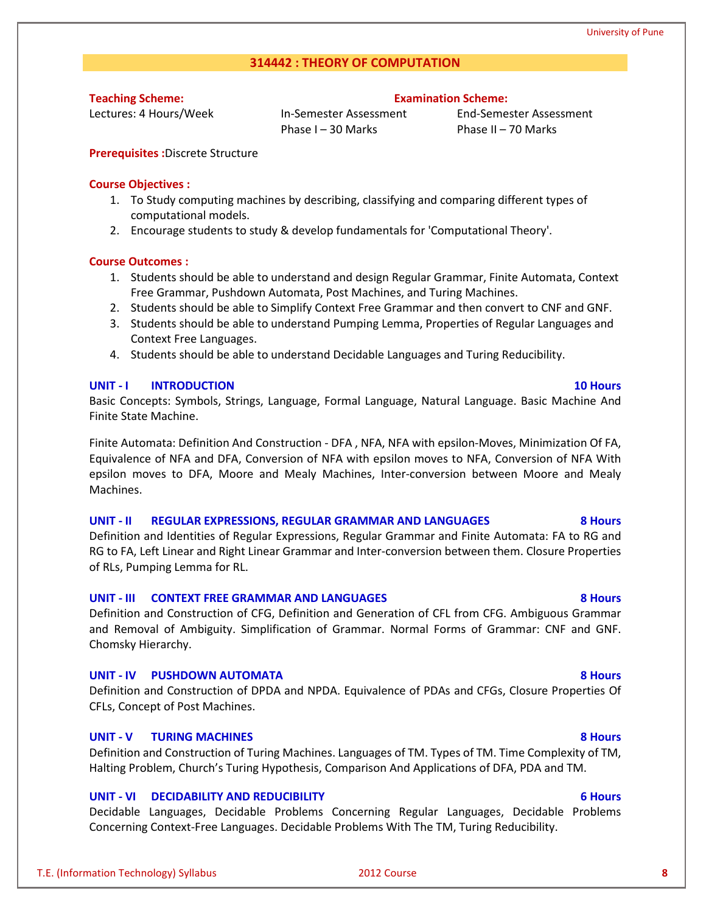## 314442 : THEORY OF COMPUTATION

**Teaching Scheme:**
Lectures: 4 Hours/Week

**Examination Scheme:**
In-Semester Assessment Phase I – 30 Marks
End-Semester Assessment Phase II – 70 Marks

**Prerequisites :** Discrete Structure

**Course Objectives :**

1. To Study computing machines by describing, classifying and comparing different types of computational models.
2. Encourage students to study & develop fundamentals for 'Computational Theory'.

**Course Outcomes :**

1. Students should be able to understand and design Regular Grammar, Finite Automata, Context Free Grammar, Pushdown Automata, Post Machines, and Turing Machines.
2. Students should be able to Simplify Context Free Grammar and then convert to CNF and GNF.
3. Students should be able to understand Pumping Lemma, Properties of Regular Languages and Context Free Languages.
4. Students should be able to understand Decidable Languages and Turing Reducibility.

### UNIT - I INTRODUCTION — 10 Hours

Basic Concepts: Symbols, Strings, Language, Formal Language, Natural Language. Basic Machine And Finite State Machine.

Finite Automata: Definition And Construction - DFA , NFA, NFA with epsilon-Moves, Minimization Of FA, Equivalence of NFA and DFA, Conversion of NFA with epsilon moves to NFA, Conversion of NFA With epsilon moves to DFA, Moore and Mealy Machines, Inter-conversion between Moore and Mealy Machines.

### UNIT - II REGULAR EXPRESSIONS, REGULAR GRAMMAR AND LANGUAGES — 8 Hours

Definition and Identities of Regular Expressions, Regular Grammar and Finite Automata: FA to RG and RG to FA, Left Linear and Right Linear Grammar and Inter-conversion between them. Closure Properties of RLs, Pumping Lemma for RL.

### UNIT - III CONTEXT FREE GRAMMAR AND LANGUAGES — 8 Hours

Definition and Construction of CFG, Definition and Generation of CFL from CFG. Ambiguous Grammar and Removal of Ambiguity. Simplification of Grammar. Normal Forms of Grammar: CNF and GNF. Chomsky Hierarchy.

### UNIT - IV PUSHDOWN AUTOMATA — 8 Hours

Definition and Construction of DPDA and NPDA. Equivalence of PDAs and CFGs, Closure Properties Of CFLs, Concept of Post Machines.

### UNIT - V TURING MACHINES — 8 Hours

Definition and Construction of Turing Machines. Languages of TM. Types of TM. Time Complexity of TM, Halting Problem, Church's Turing Hypothesis, Comparison And Applications of DFA, PDA and TM.

### UNIT - VI DECIDABILITY AND REDUCIBILITY — 6 Hours

Decidable Languages, Decidable Problems Concerning Regular Languages, Decidable Problems Concerning Context-Free Languages. Decidable Problems With The TM, Turing Reducibility.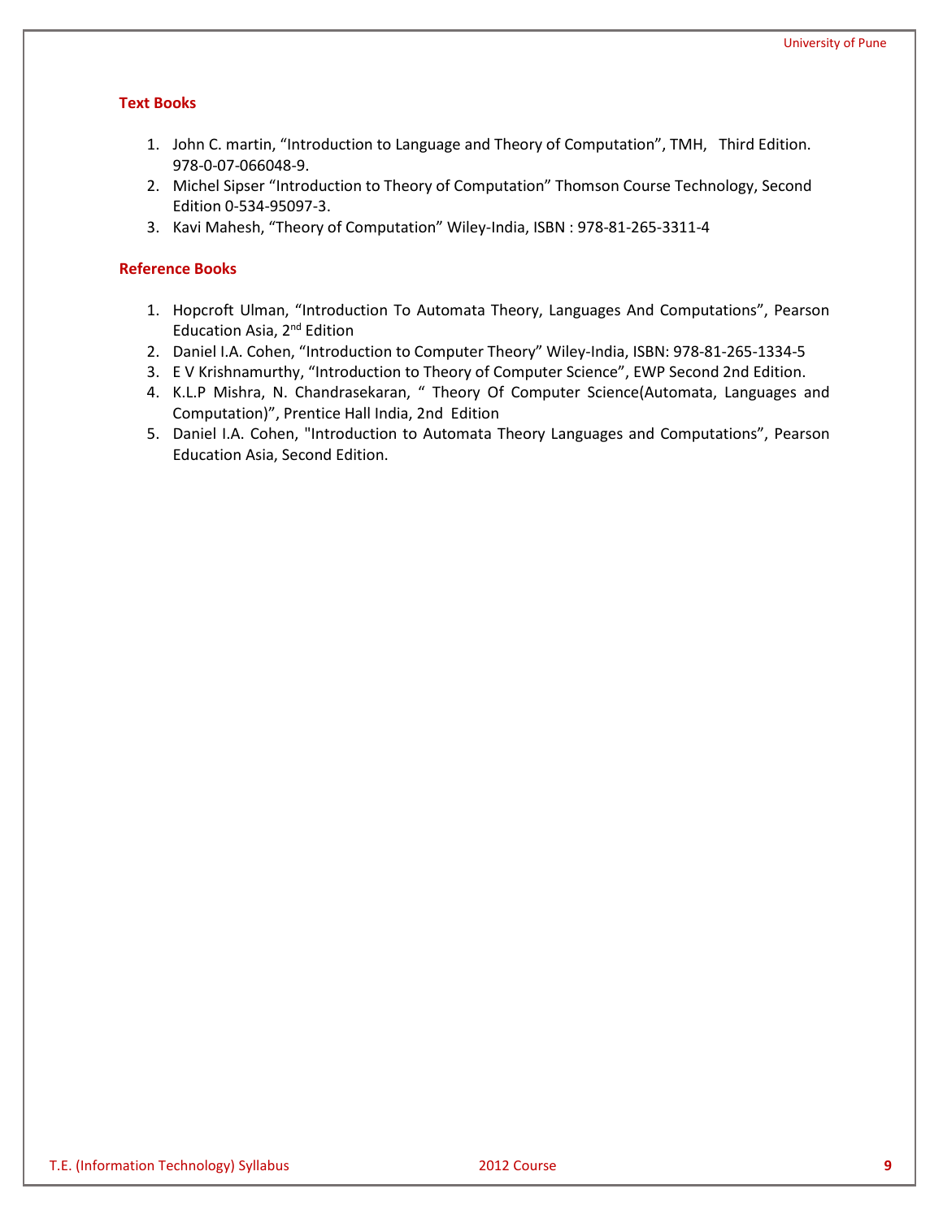**Text Books**

1. John C. martin, "Introduction to Language and Theory of Computation", TMH, Third Edition. 978-0-07-066048-9.
2. Michel Sipser "Introduction to Theory of Computation" Thomson Course Technology, Second Edition 0-534-95097-3.
3. Kavi Mahesh, "Theory of Computation" Wiley-India, ISBN : 978-81-265-3311-4

**Reference Books**

1. Hopcroft Ulman, "Introduction To Automata Theory, Languages And Computations", Pearson Education Asia, 2nd Edition
2. Daniel I.A. Cohen, "Introduction to Computer Theory" Wiley-India, ISBN: 978-81-265-1334-5
3. E V Krishnamurthy, "Introduction to Theory of Computer Science", EWP Second 2nd Edition.
4. K.L.P Mishra, N. Chandrasekaran, " Theory Of Computer Science(Automata, Languages and Computation)", Prentice Hall India, 2nd Edition
5. Daniel I.A. Cohen, "Introduction to Automata Theory Languages and Computations", Pearson Education Asia, Second Edition.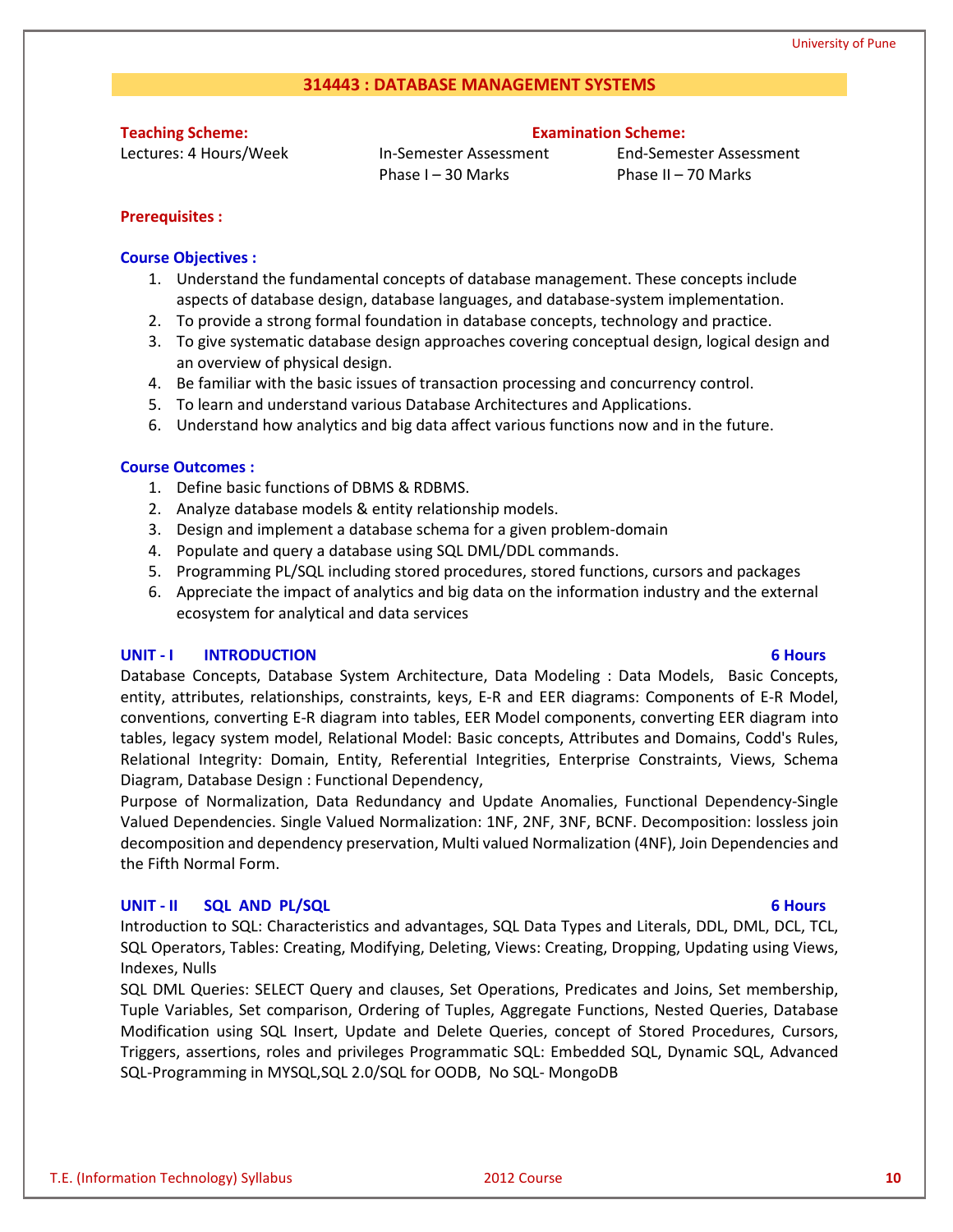## 314443 : DATABASE MANAGEMENT SYSTEMS

| **Teaching Scheme:** | **Examination Scheme:** | |
|---|---|---|
| Lectures: 4 Hours/Week | In-Semester Assessment<br>Phase I – 30 Marks | End-Semester Assessment<br>Phase II – 70 Marks |

**Prerequisites :**

**Course Objectives :**

1. Understand the fundamental concepts of database management. These concepts include aspects of database design, database languages, and database-system implementation.
2. To provide a strong formal foundation in database concepts, technology and practice.
3. To give systematic database design approaches covering conceptual design, logical design and an overview of physical design.
4. Be familiar with the basic issues of transaction processing and concurrency control.
5. To learn and understand various Database Architectures and Applications.
6. Understand how analytics and big data affect various functions now and in the future.

**Course Outcomes :**

1. Define basic functions of DBMS & RDBMS.
2. Analyze database models & entity relationship models.
3. Design and implement a database schema for a given problem-domain
4. Populate and query a database using SQL DML/DDL commands.
5. Programming PL/SQL including stored procedures, stored functions, cursors and packages
6. Appreciate the impact of analytics and big data on the information industry and the external ecosystem for analytical and data services

### UNIT - I INTRODUCTION — 6 Hours

Database Concepts, Database System Architecture, Data Modeling : Data Models, Basic Concepts, entity, attributes, relationships, constraints, keys, E-R and EER diagrams: Components of E-R Model, conventions, converting E-R diagram into tables, EER Model components, converting EER diagram into tables, legacy system model, Relational Model: Basic concepts, Attributes and Domains, Codd's Rules, Relational Integrity: Domain, Entity, Referential Integrities, Enterprise Constraints, Views, Schema Diagram, Database Design : Functional Dependency,

Purpose of Normalization, Data Redundancy and Update Anomalies, Functional Dependency-Single Valued Dependencies. Single Valued Normalization: 1NF, 2NF, 3NF, BCNF. Decomposition: lossless join decomposition and dependency preservation, Multi valued Normalization (4NF), Join Dependencies and the Fifth Normal Form.

### UNIT - II SQL AND PL/SQL — 6 Hours

Introduction to SQL: Characteristics and advantages, SQL Data Types and Literals, DDL, DML, DCL, TCL, SQL Operators, Tables: Creating, Modifying, Deleting, Views: Creating, Dropping, Updating using Views, Indexes, Nulls

SQL DML Queries: SELECT Query and clauses, Set Operations, Predicates and Joins, Set membership, Tuple Variables, Set comparison, Ordering of Tuples, Aggregate Functions, Nested Queries, Database Modification using SQL Insert, Update and Delete Queries, concept of Stored Procedures, Cursors, Triggers, assertions, roles and privileges Programmatic SQL: Embedded SQL, Dynamic SQL, Advanced SQL-Programming in MYSQL,SQL 2.0/SQL for OODB, No SQL- MongoDB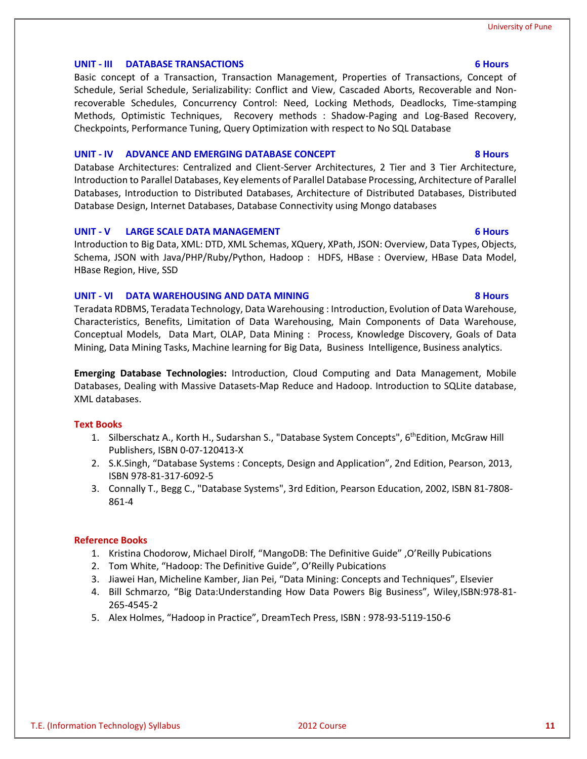### UNIT - III DATABASE TRANSACTIONS 6 Hours

Basic concept of a Transaction, Transaction Management, Properties of Transactions, Concept of Schedule, Serial Schedule, Serializability: Conflict and View, Cascaded Aborts, Recoverable and Non-recoverable Schedules, Concurrency Control: Need, Locking Methods, Deadlocks, Time-stamping Methods, Optimistic Techniques, Recovery methods : Shadow-Paging and Log-Based Recovery, Checkpoints, Performance Tuning, Query Optimization with respect to No SQL Database

### UNIT - IV ADVANCE AND EMERGING DATABASE CONCEPT 8 Hours

Database Architectures: Centralized and Client-Server Architectures, 2 Tier and 3 Tier Architecture, Introduction to Parallel Databases, Key elements of Parallel Database Processing, Architecture of Parallel Databases, Introduction to Distributed Databases, Architecture of Distributed Databases, Distributed Database Design, Internet Databases, Database Connectivity using Mongo databases

### UNIT - V LARGE SCALE DATA MANAGEMENT 6 Hours

Introduction to Big Data, XML: DTD, XML Schemas, XQuery, XPath, JSON: Overview, Data Types, Objects, Schema, JSON with Java/PHP/Ruby/Python, Hadoop : HDFS, HBase : Overview, HBase Data Model, HBase Region, Hive, SSD

### UNIT - VI DATA WAREHOUSING AND DATA MINING 8 Hours

Teradata RDBMS, Teradata Technology, Data Warehousing : Introduction, Evolution of Data Warehouse, Characteristics, Benefits, Limitation of Data Warehousing, Main Components of Data Warehouse, Conceptual Models, Data Mart, OLAP, Data Mining : Process, Knowledge Discovery, Goals of Data Mining, Data Mining Tasks, Machine learning for Big Data, Business Intelligence, Business analytics.

**Emerging Database Technologies:** Introduction, Cloud Computing and Data Management, Mobile Databases, Dealing with Massive Datasets-Map Reduce and Hadoop. Introduction to SQLite database, XML databases.

### Text Books

1. Silberschatz A., Korth H., Sudarshan S., "Database System Concepts", 6th Edition, McGraw Hill Publishers, ISBN 0-07-120413-X
2. S.K.Singh, “Database Systems : Concepts, Design and Application”, 2nd Edition, Pearson, 2013, ISBN 978-81-317-6092-5
3. Connally T., Begg C., "Database Systems", 3rd Edition, Pearson Education, 2002, ISBN 81-7808-861-4

### Reference Books

1. Kristina Chodorow, Michael Dirolf, “MangoDB: The Definitive Guide” ,O’Reilly Pubications
2. Tom White, “Hadoop: The Definitive Guide”, O’Reilly Pubications
3. Jiawei Han, Micheline Kamber, Jian Pei, “Data Mining: Concepts and Techniques”, Elsevier
4. Bill Schmarzo, “Big Data:Understanding How Data Powers Big Business”, Wiley,ISBN:978-81-265-4545-2
5. Alex Holmes, “Hadoop in Practice”, DreamTech Press, ISBN : 978-93-5119-150-6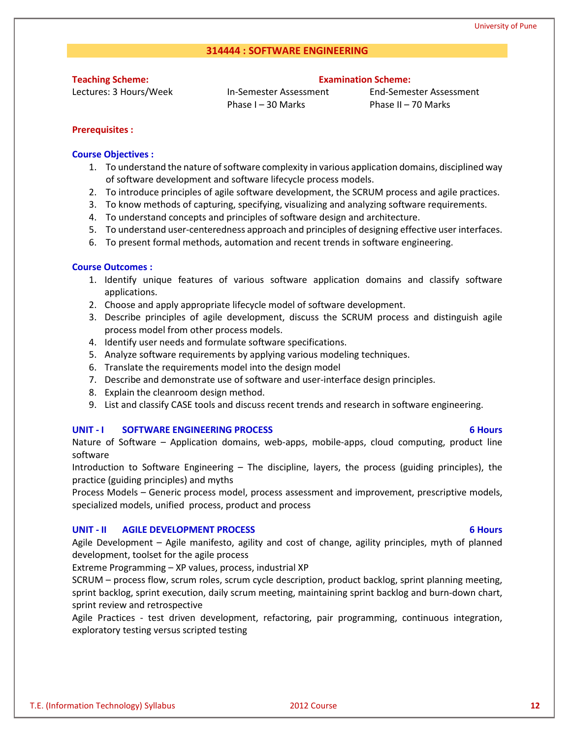## 314444 : SOFTWARE ENGINEERING

**Teaching Scheme:**
Lectures: 3 Hours/Week

**Examination Scheme:**

| In-Semester Assessment | End-Semester Assessment |
|---|---|
| Phase I – 30 Marks | Phase II – 70 Marks |

**Prerequisites :**

**Course Objectives :**

1. To understand the nature of software complexity in various application domains, disciplined way of software development and software lifecycle process models.
2. To introduce principles of agile software development, the SCRUM process and agile practices.
3. To know methods of capturing, specifying, visualizing and analyzing software requirements.
4. To understand concepts and principles of software design and architecture.
5. To understand user-centeredness approach and principles of designing effective user interfaces.
6. To present formal methods, automation and recent trends in software engineering.

**Course Outcomes :**

1. Identify unique features of various software application domains and classify software applications.
2. Choose and apply appropriate lifecycle model of software development.
3. Describe principles of agile development, discuss the SCRUM process and distinguish agile process model from other process models.
4. Identify user needs and formulate software specifications.
5. Analyze software requirements by applying various modeling techniques.
6. Translate the requirements model into the design model
7. Describe and demonstrate use of software and user-interface design principles.
8. Explain the cleanroom design method.
9. List and classify CASE tools and discuss recent trends and research in software engineering.

### UNIT - I SOFTWARE ENGINEERING PROCESS — 6 Hours

Nature of Software – Application domains, web-apps, mobile-apps, cloud computing, product line software

Introduction to Software Engineering – The discipline, layers, the process (guiding principles), the practice (guiding principles) and myths

Process Models – Generic process model, process assessment and improvement, prescriptive models, specialized models, unified process, product and process

### UNIT - II AGILE DEVELOPMENT PROCESS — 6 Hours

Agile Development – Agile manifesto, agility and cost of change, agility principles, myth of planned development, toolset for the agile process

Extreme Programming – XP values, process, industrial XP

SCRUM – process flow, scrum roles, scrum cycle description, product backlog, sprint planning meeting, sprint backlog, sprint execution, daily scrum meeting, maintaining sprint backlog and burn-down chart, sprint review and retrospective

Agile Practices - test driven development, refactoring, pair programming, continuous integration, exploratory testing versus scripted testing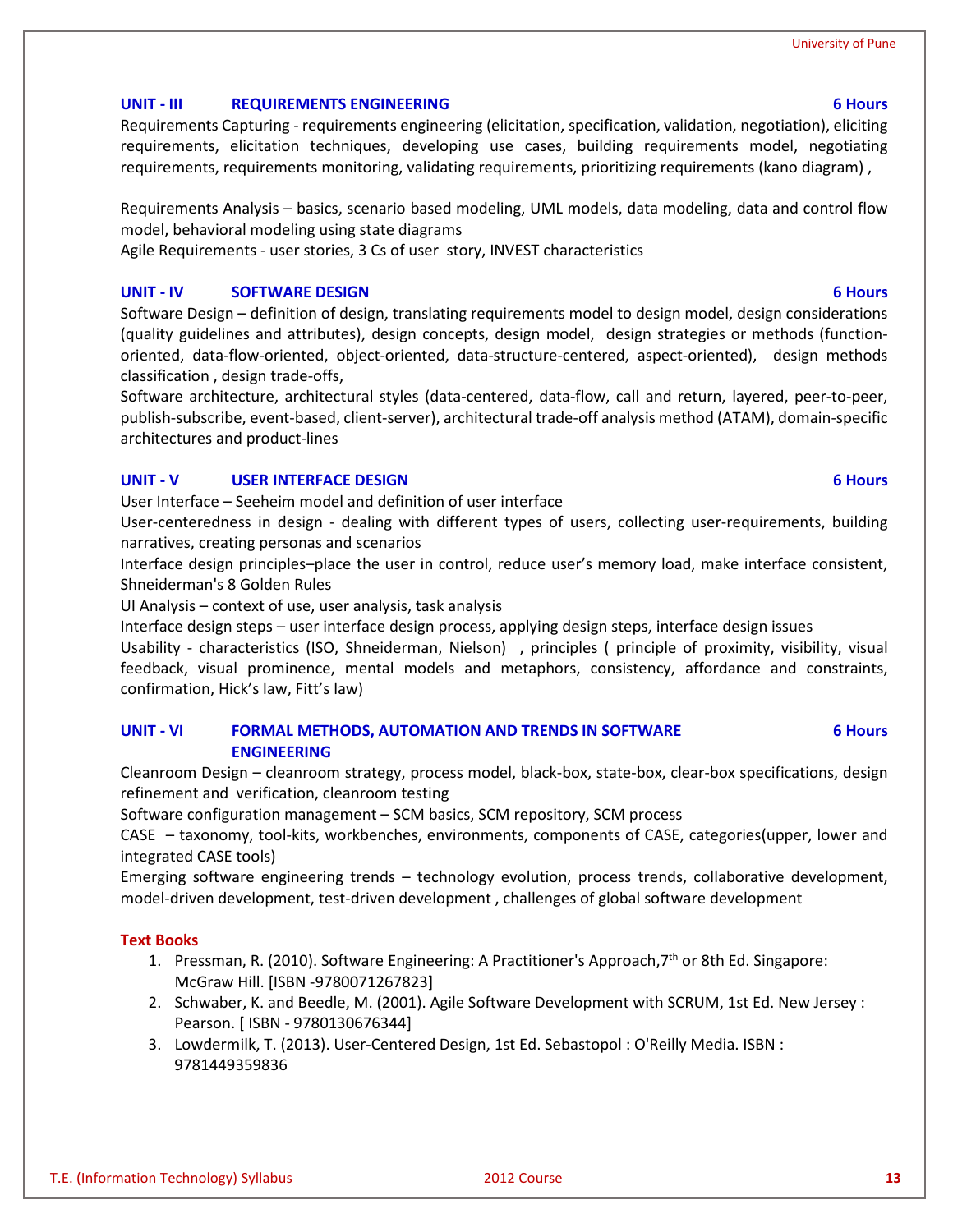### UNIT - III REQUIREMENTS ENGINEERING — 6 Hours

Requirements Capturing - requirements engineering (elicitation, specification, validation, negotiation), eliciting requirements, elicitation techniques, developing use cases, building requirements model, negotiating requirements, requirements monitoring, validating requirements, prioritizing requirements (kano diagram) ,

Requirements Analysis – basics, scenario based modeling, UML models, data modeling, data and control flow model, behavioral modeling using state diagrams

Agile Requirements - user stories, 3 Cs of user story, INVEST characteristics

### UNIT - IV SOFTWARE DESIGN — 6 Hours

Software Design – definition of design, translating requirements model to design model, design considerations (quality guidelines and attributes), design concepts, design model, design strategies or methods (function-oriented, data-flow-oriented, object-oriented, data-structure-centered, aspect-oriented), design methods classification , design trade-offs,

Software architecture, architectural styles (data-centered, data-flow, call and return, layered, peer-to-peer, publish-subscribe, event-based, client-server), architectural trade-off analysis method (ATAM), domain-specific architectures and product-lines

### UNIT - V USER INTERFACE DESIGN — 6 Hours

User Interface – Seeheim model and definition of user interface

User-centeredness in design - dealing with different types of users, collecting user-requirements, building narratives, creating personas and scenarios

Interface design principles–place the user in control, reduce user's memory load, make interface consistent, Shneiderman's 8 Golden Rules

UI Analysis – context of use, user analysis, task analysis

Interface design steps – user interface design process, applying design steps, interface design issues

Usability - characteristics (ISO, Shneiderman, Nielson) , principles ( principle of proximity, visibility, visual feedback, visual prominence, mental models and metaphors, consistency, affordance and constraints, confirmation, Hick's law, Fitt's law)

### UNIT - VI FORMAL METHODS, AUTOMATION AND TRENDS IN SOFTWARE ENGINEERING — 6 Hours

Cleanroom Design – cleanroom strategy, process model, black-box, state-box, clear-box specifications, design refinement and verification, cleanroom testing

Software configuration management – SCM basics, SCM repository, SCM process

CASE – taxonomy, tool-kits, workbenches, environments, components of CASE, categories(upper, lower and integrated CASE tools)

Emerging software engineering trends – technology evolution, process trends, collaborative development, model-driven development, test-driven development , challenges of global software development

### Text Books

1. Pressman, R. (2010). Software Engineering: A Practitioner's Approach,7th or 8th Ed. Singapore: McGraw Hill. [ISBN -9780071267823]
2. Schwaber, K. and Beedle, M. (2001). Agile Software Development with SCRUM, 1st Ed. New Jersey : Pearson. [ ISBN - 9780130676344]
3. Lowdermilk, T. (2013). User-Centered Design, 1st Ed. Sebastopol : O'Reilly Media. ISBN : 9781449359836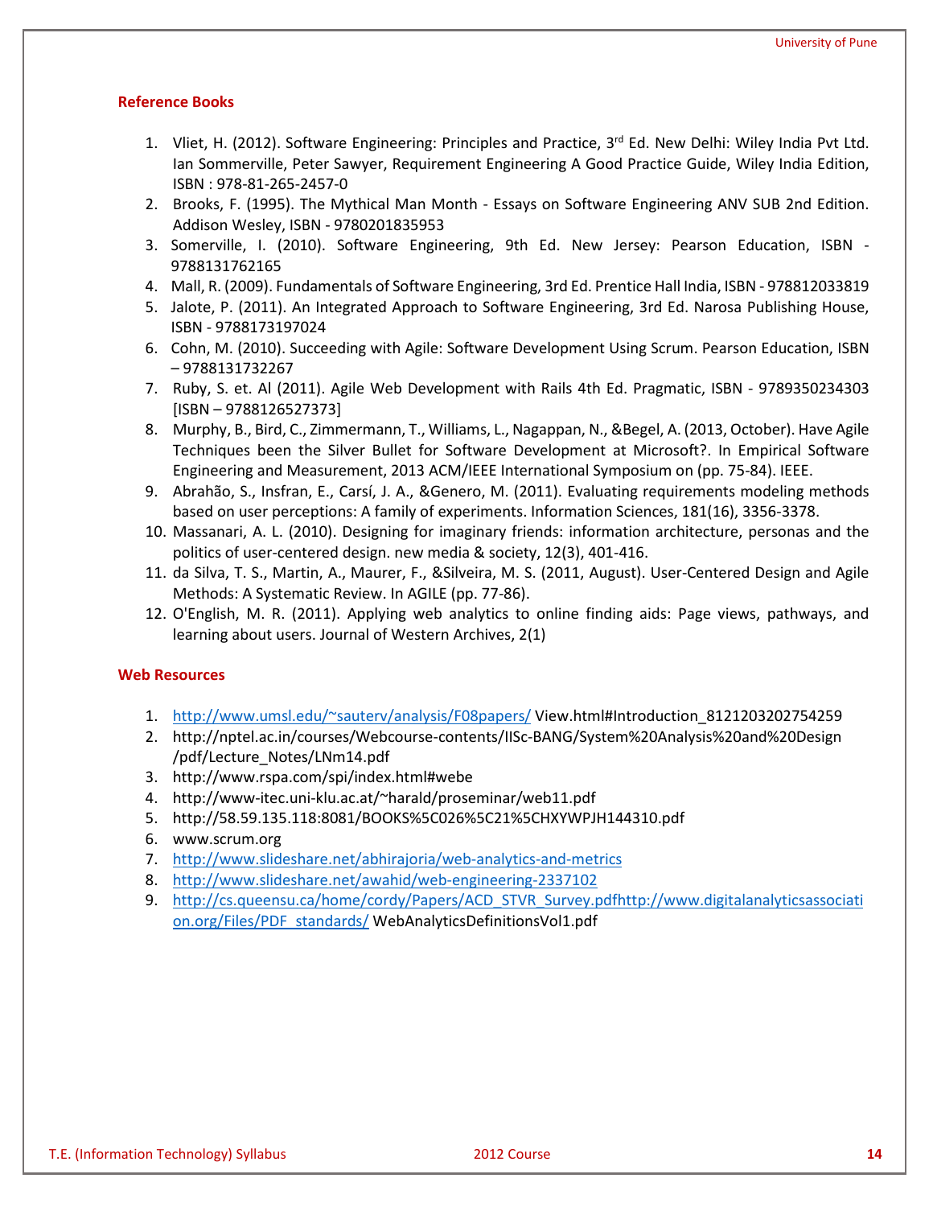### Reference Books

1. Vliet, H. (2012). Software Engineering: Principles and Practice, 3rd Ed. New Delhi: Wiley India Pvt Ltd. Ian Sommerville, Peter Sawyer, Requirement Engineering A Good Practice Guide, Wiley India Edition, ISBN : 978-81-265-2457-0
2. Brooks, F. (1995). The Mythical Man Month - Essays on Software Engineering ANV SUB 2nd Edition. Addison Wesley, ISBN - 9780201835953
3. Somerville, I. (2010). Software Engineering, 9th Ed. New Jersey: Pearson Education, ISBN - 9788131762165
4. Mall, R. (2009). Fundamentals of Software Engineering, 3rd Ed. Prentice Hall India, ISBN - 978812033819
5. Jalote, P. (2011). An Integrated Approach to Software Engineering, 3rd Ed. Narosa Publishing House, ISBN - 9788173197024
6. Cohn, M. (2010). Succeeding with Agile: Software Development Using Scrum. Pearson Education, ISBN – 9788131732267
7. Ruby, S. et. Al (2011). Agile Web Development with Rails 4th Ed. Pragmatic, ISBN - 9789350234303 [ISBN – 9788126527373]
8. Murphy, B., Bird, C., Zimmermann, T., Williams, L., Nagappan, N., &Begel, A. (2013, October). Have Agile Techniques been the Silver Bullet for Software Development at Microsoft?. In Empirical Software Engineering and Measurement, 2013 ACM/IEEE International Symposium on (pp. 75-84). IEEE.
9. Abrahão, S., Insfran, E., Carsí, J. A., &Genero, M. (2011). Evaluating requirements modeling methods based on user perceptions: A family of experiments. Information Sciences, 181(16), 3356-3378.
10. Massanari, A. L. (2010). Designing for imaginary friends: information architecture, personas and the politics of user-centered design. new media & society, 12(3), 401-416.
11. da Silva, T. S., Martin, A., Maurer, F., &Silveira, M. S. (2011, August). User-Centered Design and Agile Methods: A Systematic Review. In AGILE (pp. 77-86).
12. O'English, M. R. (2011). Applying web analytics to online finding aids: Page views, pathways, and learning about users. Journal of Western Archives, 2(1)

### Web Resources

1. http://www.umsl.edu/~sauterv/analysis/F08papers/ View.html#Introduction_8121203202754259
2. http://nptel.ac.in/courses/Webcourse-contents/IISc-BANG/System%20Analysis%20and%20Design /pdf/Lecture_Notes/LNm14.pdf
3. http://www.rspa.com/spi/index.html#webe
4. http://www-itec.uni-klu.ac.at/~harald/proseminar/web11.pdf
5. http://58.59.135.118:8081/BOOKS%5C026%5C21%5CHXYWPJH144310.pdf
6. www.scrum.org
7. http://www.slideshare.net/abhirajoria/web-analytics-and-metrics
8. http://www.slideshare.net/awahid/web-engineering-2337102
9. http://cs.queensu.ca/home/cordy/Papers/ACD_STVR_Survey.pdfhttp://www.digitalanalyticsassociation.org/Files/PDF_standards/ WebAnalyticsDefinitionsVol1.pdf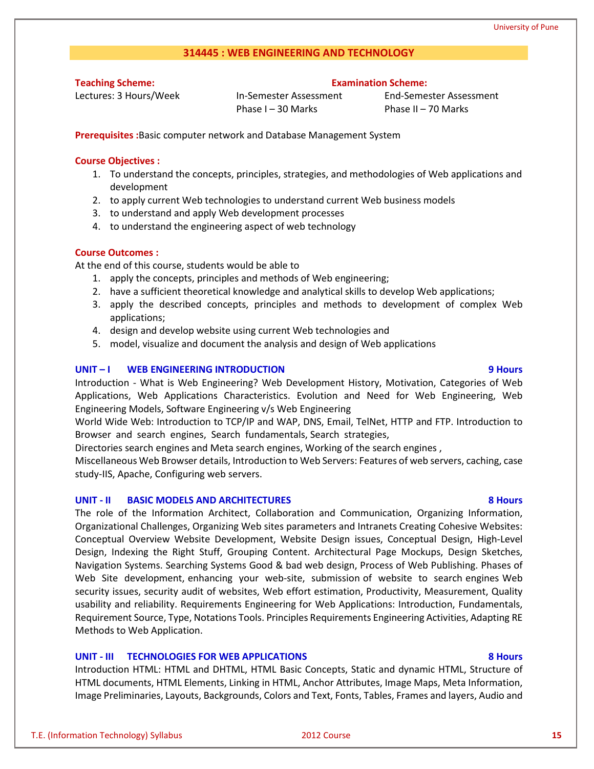## 314445 : WEB ENGINEERING AND TECHNOLOGY

| **Teaching Scheme:** | **Examination Scheme:** | |
|---|---|---|
| Lectures: 3 Hours/Week | In-Semester Assessment<br>Phase I – 30 Marks | End-Semester Assessment<br>Phase II – 70 Marks |

**Prerequisites :**Basic computer network and Database Management System

**Course Objectives :**

1. To understand the concepts, principles, strategies, and methodologies of Web applications and development
2. to apply current Web technologies to understand current Web business models
3. to understand and apply Web development processes
4. to understand the engineering aspect of web technology

**Course Outcomes :**

At the end of this course, students would be able to

1. apply the concepts, principles and methods of Web engineering;
2. have a sufficient theoretical knowledge and analytical skills to develop Web applications;
3. apply the described concepts, principles and methods to development of complex Web applications;
4. design and develop website using current Web technologies and
5. model, visualize and document the analysis and design of Web applications

### UNIT – I WEB ENGINEERING INTRODUCTION — 9 Hours

Introduction - What is Web Engineering? Web Development History, Motivation, Categories of Web Applications, Web Applications Characteristics. Evolution and Need for Web Engineering, Web Engineering Models, Software Engineering v/s Web Engineering

World Wide Web: Introduction to TCP/IP and WAP, DNS, Email, TelNet, HTTP and FTP. Introduction to Browser and search engines, Search fundamentals, Search strategies,

Directories search engines and Meta search engines, Working of the search engines ,

Miscellaneous Web Browser details, Introduction to Web Servers: Features of web servers, caching, case study-IIS, Apache, Configuring web servers.

### UNIT - II BASIC MODELS AND ARCHITECTURES — 8 Hours

The role of the Information Architect, Collaboration and Communication, Organizing Information, Organizational Challenges, Organizing Web sites parameters and Intranets Creating Cohesive Websites: Conceptual Overview Website Development, Website Design issues, Conceptual Design, High-Level Design, Indexing the Right Stuff, Grouping Content. Architectural Page Mockups, Design Sketches, Navigation Systems. Searching Systems Good & bad web design, Process of Web Publishing. Phases of Web Site development, enhancing your web-site, submission of website to search engines Web security issues, security audit of websites, Web effort estimation, Productivity, Measurement, Quality usability and reliability. Requirements Engineering for Web Applications: Introduction, Fundamentals, Requirement Source, Type, Notations Tools. Principles Requirements Engineering Activities, Adapting RE Methods to Web Application.

### UNIT - III TECHNOLOGIES FOR WEB APPLICATIONS — 8 Hours

Introduction HTML: HTML and DHTML, HTML Basic Concepts, Static and dynamic HTML, Structure of HTML documents, HTML Elements, Linking in HTML, Anchor Attributes, Image Maps, Meta Information, Image Preliminaries, Layouts, Backgrounds, Colors and Text, Fonts, Tables, Frames and layers, Audio and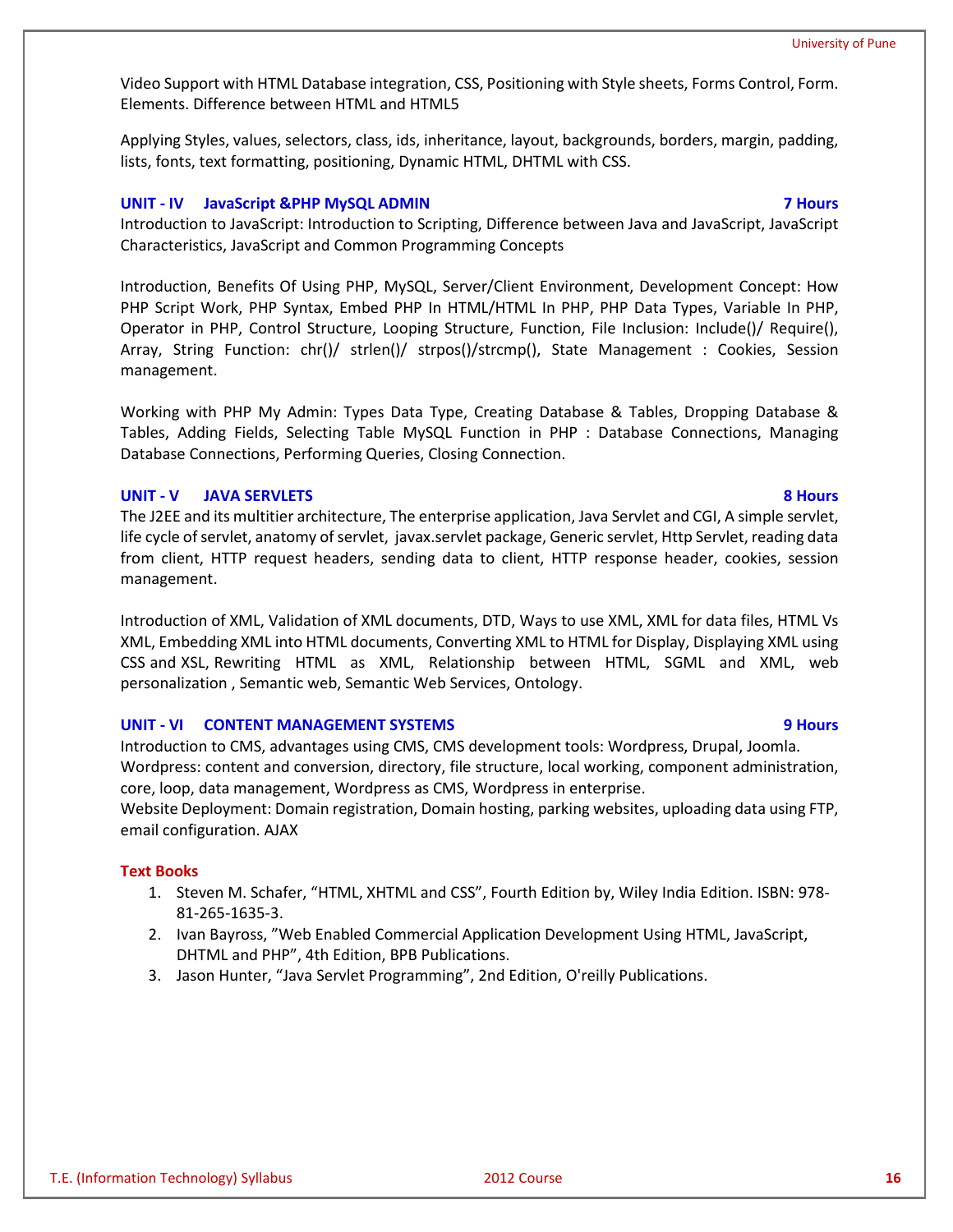Video Support with HTML Database integration, CSS, Positioning with Style sheets, Forms Control, Form. Elements. Difference between HTML and HTML5

Applying Styles, values, selectors, class, ids, inheritance, layout, backgrounds, borders, margin, padding, lists, fonts, text formatting, positioning, Dynamic HTML, DHTML with CSS.

### UNIT - IV JavaScript &PHP MySQL ADMIN — 7 Hours

Introduction to JavaScript: Introduction to Scripting, Difference between Java and JavaScript, JavaScript Characteristics, JavaScript and Common Programming Concepts

Introduction, Benefits Of Using PHP, MySQL, Server/Client Environment, Development Concept: How PHP Script Work, PHP Syntax, Embed PHP In HTML/HTML In PHP, PHP Data Types, Variable In PHP, Operator in PHP, Control Structure, Looping Structure, Function, File Inclusion: Include()/ Require(), Array, String Function: chr()/ strlen()/ strpos()/strcmp(), State Management : Cookies, Session management.

Working with PHP My Admin: Types Data Type, Creating Database & Tables, Dropping Database & Tables, Adding Fields, Selecting Table MySQL Function in PHP : Database Connections, Managing Database Connections, Performing Queries, Closing Connection.

### UNIT - V JAVA SERVLETS — 8 Hours

The J2EE and its multitier architecture, The enterprise application, Java Servlet and CGI, A simple servlet, life cycle of servlet, anatomy of servlet, javax.servlet package, Generic servlet, Http Servlet, reading data from client, HTTP request headers, sending data to client, HTTP response header, cookies, session management.

Introduction of XML, Validation of XML documents, DTD, Ways to use XML, XML for data files, HTML Vs XML, Embedding XML into HTML documents, Converting XML to HTML for Display, Displaying XML using CSS and XSL, Rewriting HTML as XML, Relationship between HTML, SGML and XML, web personalization , Semantic web, Semantic Web Services, Ontology.

### UNIT - VI CONTENT MANAGEMENT SYSTEMS — 9 Hours

Introduction to CMS, advantages using CMS, CMS development tools: Wordpress, Drupal, Joomla.
Wordpress: content and conversion, directory, file structure, local working, component administration, core, loop, data management, Wordpress as CMS, Wordpress in enterprise.
Website Deployment: Domain registration, Domain hosting, parking websites, uploading data using FTP, email configuration. AJAX

### Text Books

1. Steven M. Schafer, “HTML, XHTML and CSS”, Fourth Edition by, Wiley India Edition. ISBN: 978-81-265-1635-3.
2. Ivan Bayross, ”Web Enabled Commercial Application Development Using HTML, JavaScript, DHTML and PHP”, 4th Edition, BPB Publications.
3. Jason Hunter, “Java Servlet Programming”, 2nd Edition, O'reilly Publications.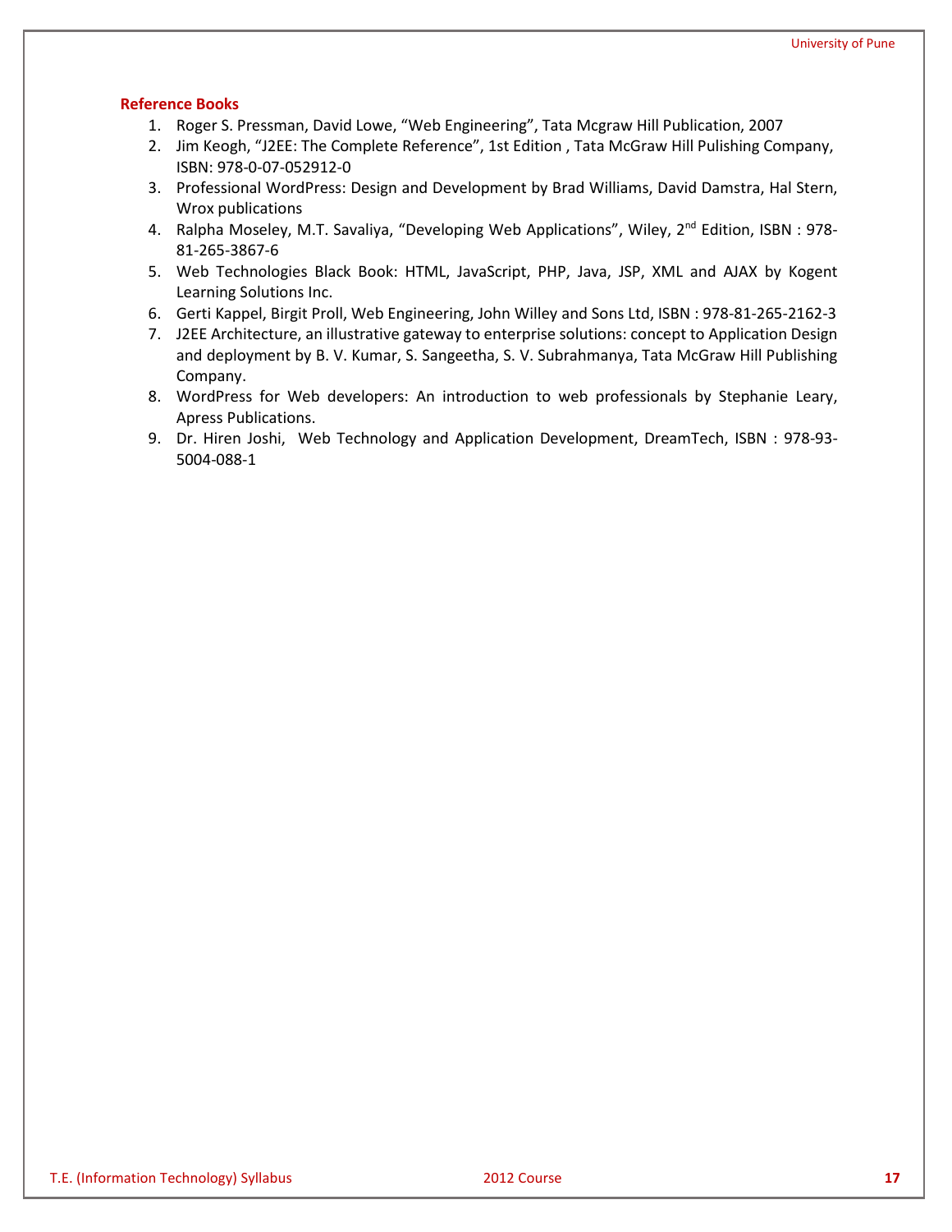**Reference Books**

1. Roger S. Pressman, David Lowe, "Web Engineering", Tata Mcgraw Hill Publication, 2007
2. Jim Keogh, "J2EE: The Complete Reference", 1st Edition , Tata McGraw Hill Pulishing Company, ISBN: 978-0-07-052912-0
3. Professional WordPress: Design and Development by Brad Williams, David Damstra, Hal Stern, Wrox publications
4. Ralpha Moseley, M.T. Savaliya, "Developing Web Applications", Wiley, 2nd Edition, ISBN : 978-81-265-3867-6
5. Web Technologies Black Book: HTML, JavaScript, PHP, Java, JSP, XML and AJAX by Kogent Learning Solutions Inc.
6. Gerti Kappel, Birgit Proll, Web Engineering, John Willey and Sons Ltd, ISBN : 978-81-265-2162-3
7. J2EE Architecture, an illustrative gateway to enterprise solutions: concept to Application Design and deployment by B. V. Kumar, S. Sangeetha, S. V. Subrahmanya, Tata McGraw Hill Publishing Company.
8. WordPress for Web developers: An introduction to web professionals by Stephanie Leary, Apress Publications.
9. Dr. Hiren Joshi, Web Technology and Application Development, DreamTech, ISBN : 978-93-5004-088-1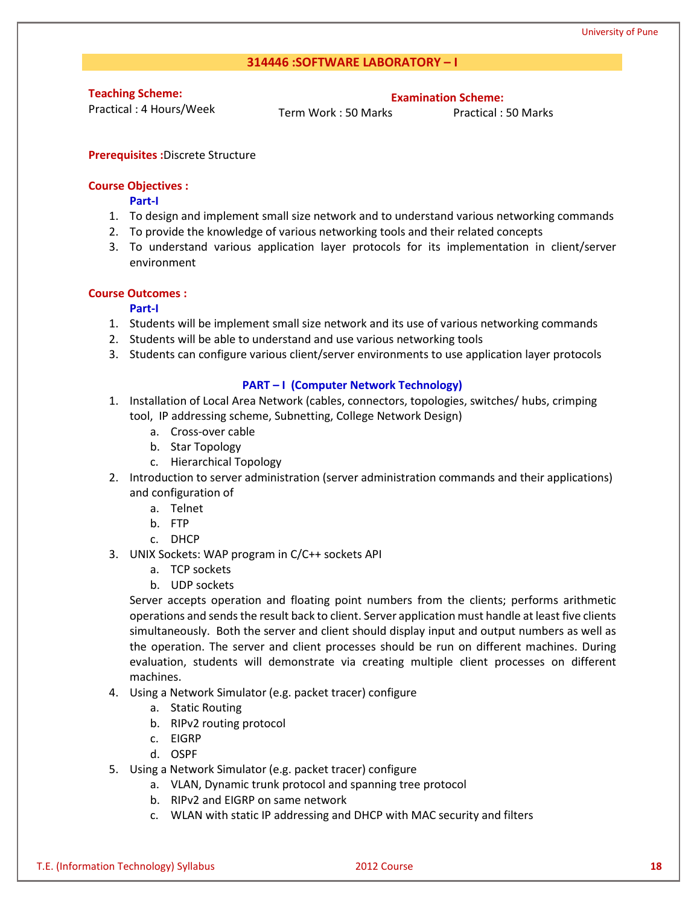## 314446 :SOFTWARE LABORATORY – I

**Teaching Scheme:**
Practical : 4 Hours/Week

**Examination Scheme:**
Term Work : 50 Marks    Practical : 50 Marks

**Prerequisites :** Discrete Structure

**Course Objectives :**

**Part-I**

1. To design and implement small size network and to understand various networking commands
2. To provide the knowledge of various networking tools and their related concepts
3. To understand various application layer protocols for its implementation in client/server environment

**Course Outcomes :**

**Part-I**

1. Students will be implement small size network and its use of various networking commands
2. Students will be able to understand and use various networking tools
3. Students can configure various client/server environments to use application layer protocols

### PART – I (Computer Network Technology)

1. Installation of Local Area Network (cables, connectors, topologies, switches/ hubs, crimping tool, IP addressing scheme, Subnetting, College Network Design)
    a. Cross-over cable
    b. Star Topology
    c. Hierarchical Topology
2. Introduction to server administration (server administration commands and their applications) and configuration of
    a. Telnet
    b. FTP
    c. DHCP
3. UNIX Sockets: WAP program in C/C++ sockets API
    a. TCP sockets
    b. UDP sockets

    Server accepts operation and floating point numbers from the clients; performs arithmetic operations and sends the result back to client. Server application must handle at least five clients simultaneously. Both the server and client should display input and output numbers as well as the operation. The server and client processes should be run on different machines. During evaluation, students will demonstrate via creating multiple client processes on different machines.
4. Using a Network Simulator (e.g. packet tracer) configure
    a. Static Routing
    b. RIPv2 routing protocol
    c. EIGRP
    d. OSPF
5. Using a Network Simulator (e.g. packet tracer) configure
    a. VLAN, Dynamic trunk protocol and spanning tree protocol
    b. RIPv2 and EIGRP on same network
    c. WLAN with static IP addressing and DHCP with MAC security and filters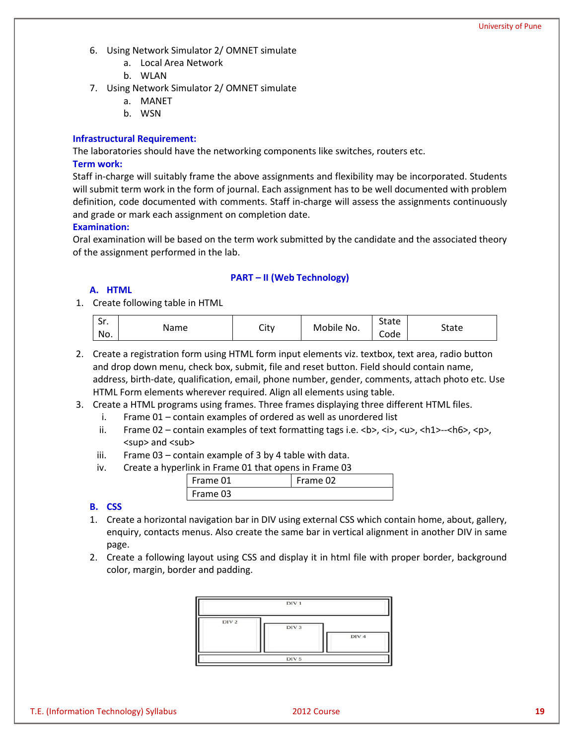6. Using Network Simulator 2/ OMNET simulate
   a. Local Area Network
   b. WLAN
7. Using Network Simulator 2/ OMNET simulate
   a. MANET
   b. WSN

**Infrastructural Requirement:**

The laboratories should have the networking components like switches, routers etc.

**Term work:**

Staff in-charge will suitably frame the above assignments and flexibility may be incorporated. Students will submit term work in the form of journal. Each assignment has to be well documented with problem definition, code documented with comments. Staff in-charge will assess the assignments continuously and grade or mark each assignment on completion date.

**Examination:**

Oral examination will be based on the term work submitted by the candidate and the associated theory of the assignment performed in the lab.

## PART – II (Web Technology)

### A. HTML

1. Create following table in HTML

| Sr. No. | Name | City | Mobile No. | State Code | State |
|---|---|---|---|---|---|

2. Create a registration form using HTML form input elements viz. textbox, text area, radio button and drop down menu, check box, submit, file and reset button. Field should contain name, address, birth-date, qualification, email, phone number, gender, comments, attach photo etc. Use HTML Form elements wherever required. Align all elements using table.
3. Create a HTML programs using frames. Three frames displaying three different HTML files.
   i. Frame 01 – contain examples of ordered as well as unordered list
   ii. Frame 02 – contain examples of text formatting tags i.e. <b>, <i>, <u>, <h1>--<h6>, <p>, <sup> and <sub>
   iii. Frame 03 – contain example of 3 by 4 table with data.
   iv. Create a hyperlink in Frame 01 that opens in Frame 03

| Frame 01 | Frame 02 |
|---|---|
| Frame 03 | |

### B. CSS

1. Create a horizontal navigation bar in DIV using external CSS which contain home, about, gallery, enquiry, contacts menus. Also create the same bar in vertical alignment in another DIV in same page.
2. Create a following layout using CSS and display it in html file with proper border, background color, margin, border and padding.

| DIV 1 | | |
|---|---|---|
| DIV 2 | DIV 3 | DIV 4 |
| DIV 5 | | |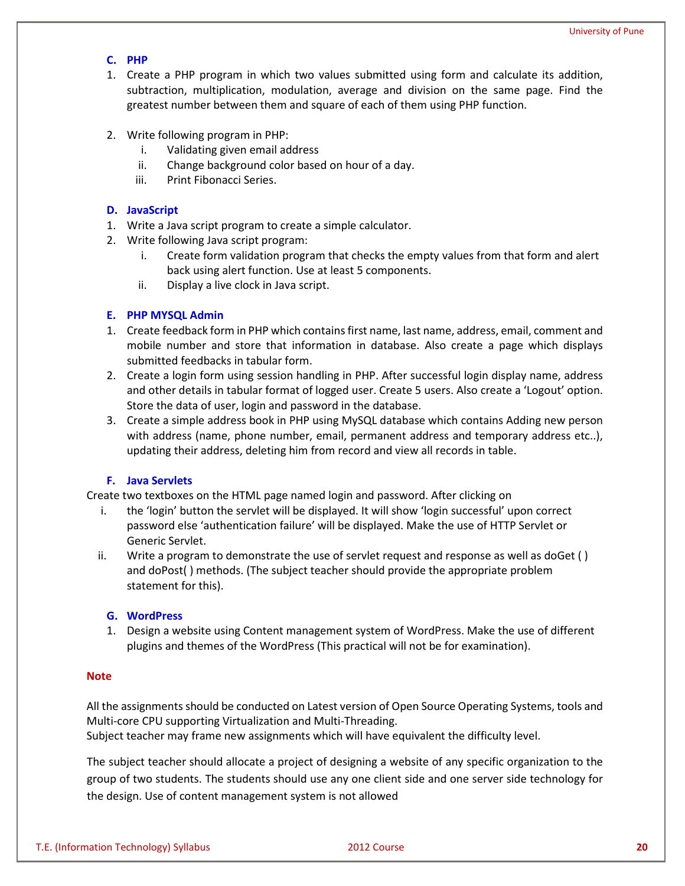### C. PHP

1. Create a PHP program in which two values submitted using form and calculate its addition, subtraction, multiplication, modulation, average and division on the same page. Find the greatest number between them and square of each of them using PHP function.

2. Write following program in PHP:
   i. Validating given email address
   ii. Change background color based on hour of a day.
   iii. Print Fibonacci Series.

### D. JavaScript

1. Write a Java script program to create a simple calculator.
2. Write following Java script program:
   i. Create form validation program that checks the empty values from that form and alert back using alert function. Use at least 5 components.
   ii. Display a live clock in Java script.

### E. PHP MYSQL Admin

1. Create feedback form in PHP which contains first name, last name, address, email, comment and mobile number and store that information in database. Also create a page which displays submitted feedbacks in tabular form.
2. Create a login form using session handling in PHP. After successful login display name, address and other details in tabular format of logged user. Create 5 users. Also create a 'Logout' option. Store the data of user, login and password in the database.
3. Create a simple address book in PHP using MySQL database which contains Adding new person with address (name, phone number, email, permanent address and temporary address etc..), updating their address, deleting him from record and view all records in table.

### F. Java Servlets

Create two textboxes on the HTML page named login and password. After clicking on

i. the 'login' button the servlet will be displayed. It will show 'login successful' upon correct password else 'authentication failure' will be displayed. Make the use of HTTP Servlet or Generic Servlet.

ii. Write a program to demonstrate the use of servlet request and response as well as doGet ( ) and doPost( ) methods. (The subject teacher should provide the appropriate problem statement for this).

### G. WordPress

1. Design a website using Content management system of WordPress. Make the use of different plugins and themes of the WordPress (This practical will not be for examination).

**Note**

All the assignments should be conducted on Latest version of Open Source Operating Systems, tools and Multi-core CPU supporting Virtualization and Multi-Threading.
Subject teacher may frame new assignments which will have equivalent the difficulty level.

The subject teacher should allocate a project of designing a website of any specific organization to the group of two students. The students should use any one client side and one server side technology for the design. Use of content management system is not allowed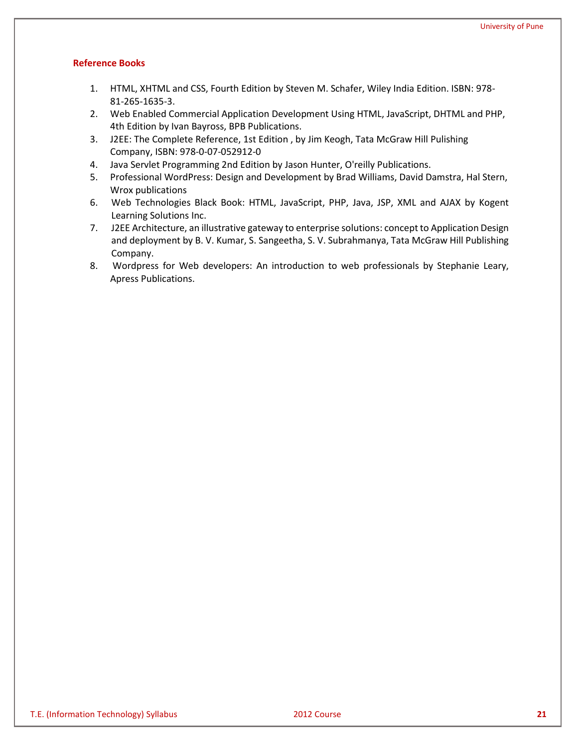### Reference Books

1. HTML, XHTML and CSS, Fourth Edition by Steven M. Schafer, Wiley India Edition. ISBN: 978-81-265-1635-3.
2. Web Enabled Commercial Application Development Using HTML, JavaScript, DHTML and PHP, 4th Edition by Ivan Bayross, BPB Publications.
3. J2EE: The Complete Reference, 1st Edition , by Jim Keogh, Tata McGraw Hill Pulishing Company, ISBN: 978-0-07-052912-0
4. Java Servlet Programming 2nd Edition by Jason Hunter, O'reilly Publications.
5. Professional WordPress: Design and Development by Brad Williams, David Damstra, Hal Stern, Wrox publications
6. Web Technologies Black Book: HTML, JavaScript, PHP, Java, JSP, XML and AJAX by Kogent Learning Solutions Inc.
7. J2EE Architecture, an illustrative gateway to enterprise solutions: concept to Application Design and deployment by B. V. Kumar, S. Sangeetha, S. V. Subrahmanya, Tata McGraw Hill Publishing Company.
8. Wordpress for Web developers: An introduction to web professionals by Stephanie Leary, Apress Publications.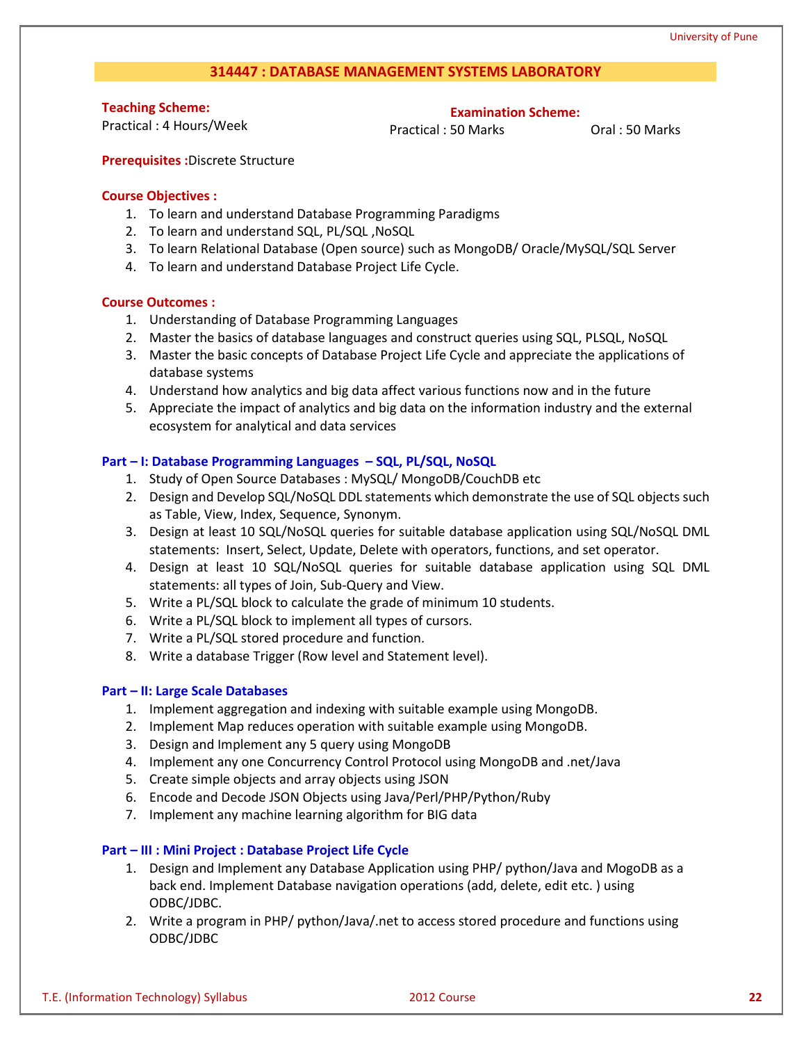## 314447 : DATABASE MANAGEMENT SYSTEMS LABORATORY

**Teaching Scheme:**
Practical : 4 Hours/Week

**Examination Scheme:**
Practical : 50 Marks Oral : 50 Marks

**Prerequisites :** Discrete Structure

**Course Objectives :**

1. To learn and understand Database Programming Paradigms
2. To learn and understand SQL, PL/SQL ,NoSQL
3. To learn Relational Database (Open source) such as MongoDB/ Oracle/MySQL/SQL Server
4. To learn and understand Database Project Life Cycle.

**Course Outcomes :**

1. Understanding of Database Programming Languages
2. Master the basics of database languages and construct queries using SQL, PLSQL, NoSQL
3. Master the basic concepts of Database Project Life Cycle and appreciate the applications of database systems
4. Understand how analytics and big data affect various functions now and in the future
5. Appreciate the impact of analytics and big data on the information industry and the external ecosystem for analytical and data services

### Part – I: Database Programming Languages – SQL, PL/SQL, NoSQL

1. Study of Open Source Databases : MySQL/ MongoDB/CouchDB etc
2. Design and Develop SQL/NoSQL DDL statements which demonstrate the use of SQL objects such as Table, View, Index, Sequence, Synonym.
3. Design at least 10 SQL/NoSQL queries for suitable database application using SQL/NoSQL DML statements: Insert, Select, Update, Delete with operators, functions, and set operator.
4. Design at least 10 SQL/NoSQL queries for suitable database application using SQL DML statements: all types of Join, Sub-Query and View.
5. Write a PL/SQL block to calculate the grade of minimum 10 students.
6. Write a PL/SQL block to implement all types of cursors.
7. Write a PL/SQL stored procedure and function.
8. Write a database Trigger (Row level and Statement level).

### Part – II: Large Scale Databases

1. Implement aggregation and indexing with suitable example using MongoDB.
2. Implement Map reduces operation with suitable example using MongoDB.
3. Design and Implement any 5 query using MongoDB
4. Implement any one Concurrency Control Protocol using MongoDB and .net/Java
5. Create simple objects and array objects using JSON
6. Encode and Decode JSON Objects using Java/Perl/PHP/Python/Ruby
7. Implement any machine learning algorithm for BIG data

### Part – III : Mini Project : Database Project Life Cycle

1. Design and Implement any Database Application using PHP/ python/Java and MogoDB as a back end. Implement Database navigation operations (add, delete, edit etc. ) using ODBC/JDBC.
2. Write a program in PHP/ python/Java/.net to access stored procedure and functions using ODBC/JDBC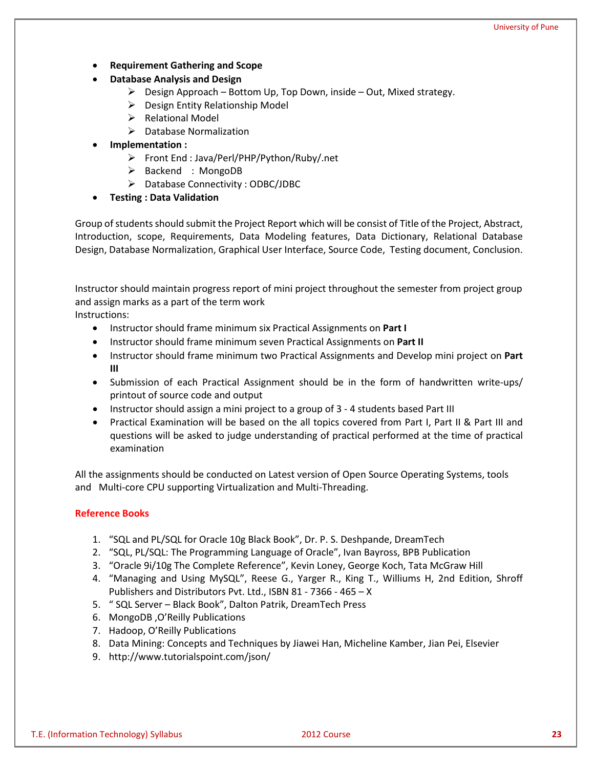- **Requirement Gathering and Scope**
- **Database Analysis and Design**
    - Design Approach – Bottom Up, Top Down, inside – Out, Mixed strategy.
    - Design Entity Relationship Model
    - Relational Model
    - Database Normalization
- **Implementation :**
    - Front End : Java/Perl/PHP/Python/Ruby/.net
    - Backend : MongoDB
    - Database Connectivity : ODBC/JDBC
- **Testing : Data Validation**

Group of students should submit the Project Report which will be consist of Title of the Project, Abstract, Introduction, scope, Requirements, Data Modeling features, Data Dictionary, Relational Database Design, Database Normalization, Graphical User Interface, Source Code, Testing document, Conclusion.

Instructor should maintain progress report of mini project throughout the semester from project group and assign marks as a part of the term work

Instructions:

- Instructor should frame minimum six Practical Assignments on **Part I**
- Instructor should frame minimum seven Practical Assignments on **Part II**
- Instructor should frame minimum two Practical Assignments and Develop mini project on **Part III**
- Submission of each Practical Assignment should be in the form of handwritten write-ups/ printout of source code and output
- Instructor should assign a mini project to a group of 3 - 4 students based Part III
- Practical Examination will be based on the all topics covered from Part I, Part II & Part III and questions will be asked to judge understanding of practical performed at the time of practical examination

All the assignments should be conducted on Latest version of Open Source Operating Systems, tools and Multi-core CPU supporting Virtualization and Multi-Threading.

**Reference Books**

1. "SQL and PL/SQL for Oracle 10g Black Book", Dr. P. S. Deshpande, DreamTech
2. "SQL, PL/SQL: The Programming Language of Oracle", Ivan Bayross, BPB Publication
3. "Oracle 9i/10g The Complete Reference", Kevin Loney, George Koch, Tata McGraw Hill
4. "Managing and Using MySQL", Reese G., Yarger R., King T., Williums H, 2nd Edition, Shroff Publishers and Distributors Pvt. Ltd., ISBN 81 - 7366 - 465 – X
5. " SQL Server – Black Book", Dalton Patrik, DreamTech Press
6. MongoDB ,O'Reilly Publications
7. Hadoop, O'Reilly Publications
8. Data Mining: Concepts and Techniques by Jiawei Han, Micheline Kamber, Jian Pei, Elsevier
9. http://www.tutorialspoint.com/json/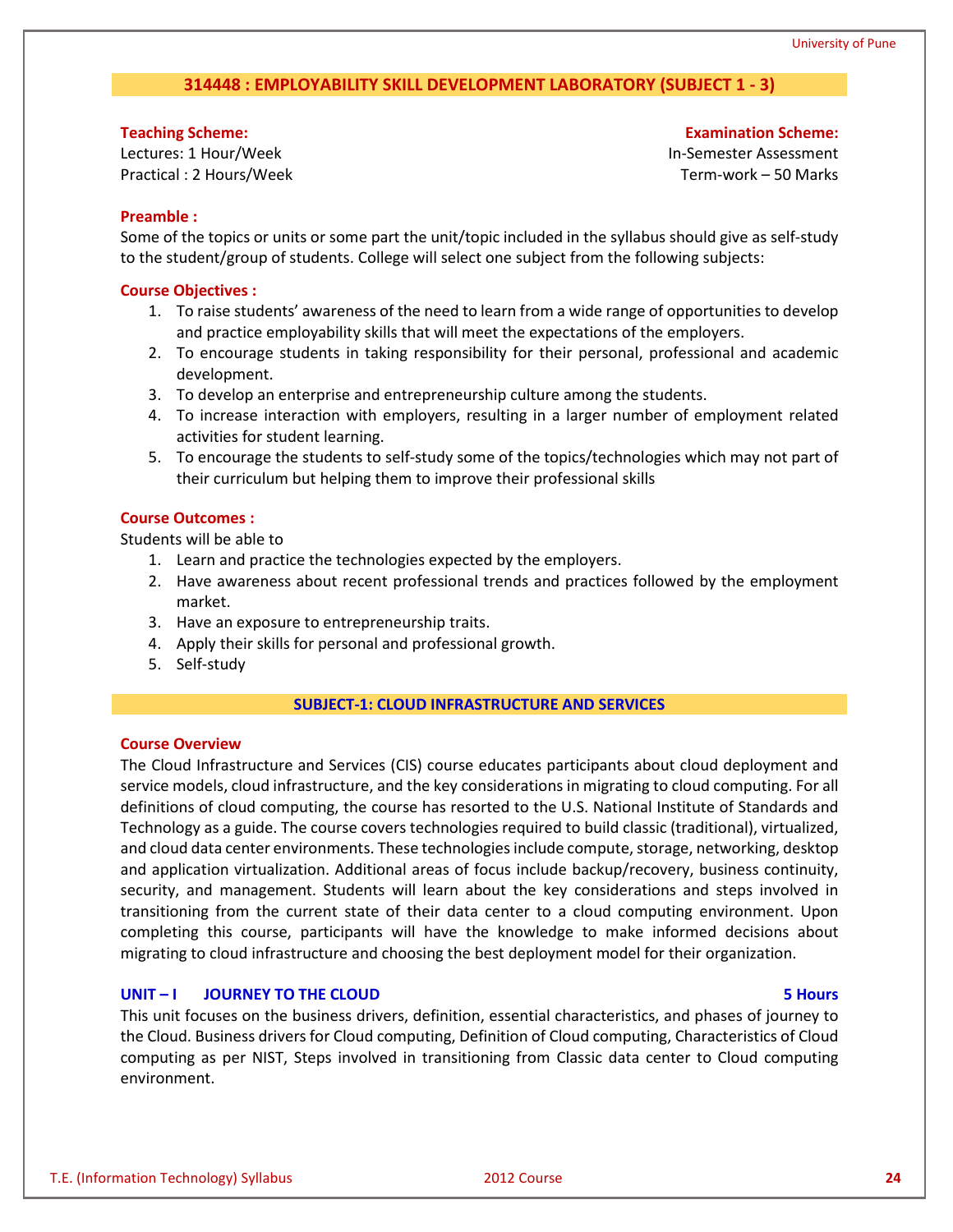## 314448 : EMPLOYABILITY SKILL DEVELOPMENT LABORATORY (SUBJECT 1 - 3)

| **Teaching Scheme:** | **Examination Scheme:** |
|---|---|
| Lectures: 1 Hour/Week | In-Semester Assessment |
| Practical : 2 Hours/Week | Term-work – 50 Marks |

**Preamble :**

Some of the topics or units or some part the unit/topic included in the syllabus should give as self-study to the student/group of students. College will select one subject from the following subjects:

**Course Objectives :**

1. To raise students' awareness of the need to learn from a wide range of opportunities to develop and practice employability skills that will meet the expectations of the employers.
2. To encourage students in taking responsibility for their personal, professional and academic development.
3. To develop an enterprise and entrepreneurship culture among the students.
4. To increase interaction with employers, resulting in a larger number of employment related activities for student learning.
5. To encourage the students to self-study some of the topics/technologies which may not part of their curriculum but helping them to improve their professional skills

**Course Outcomes :**

Students will be able to

1. Learn and practice the technologies expected by the employers.
2. Have awareness about recent professional trends and practices followed by the employment market.
3. Have an exposure to entrepreneurship traits.
4. Apply their skills for personal and professional growth.
5. Self-study

## SUBJECT-1: CLOUD INFRASTRUCTURE AND SERVICES

**Course Overview**

The Cloud Infrastructure and Services (CIS) course educates participants about cloud deployment and service models, cloud infrastructure, and the key considerations in migrating to cloud computing. For all definitions of cloud computing, the course has resorted to the U.S. National Institute of Standards and Technology as a guide. The course covers technologies required to build classic (traditional), virtualized, and cloud data center environments. These technologies include compute, storage, networking, desktop and application virtualization. Additional areas of focus include backup/recovery, business continuity, security, and management. Students will learn about the key considerations and steps involved in transitioning from the current state of their data center to a cloud computing environment. Upon completing this course, participants will have the knowledge to make informed decisions about migrating to cloud infrastructure and choosing the best deployment model for their organization.

### UNIT – I JOURNEY TO THE CLOUD — 5 Hours

This unit focuses on the business drivers, definition, essential characteristics, and phases of journey to the Cloud. Business drivers for Cloud computing, Definition of Cloud computing, Characteristics of Cloud computing as per NIST, Steps involved in transitioning from Classic data center to Cloud computing environment.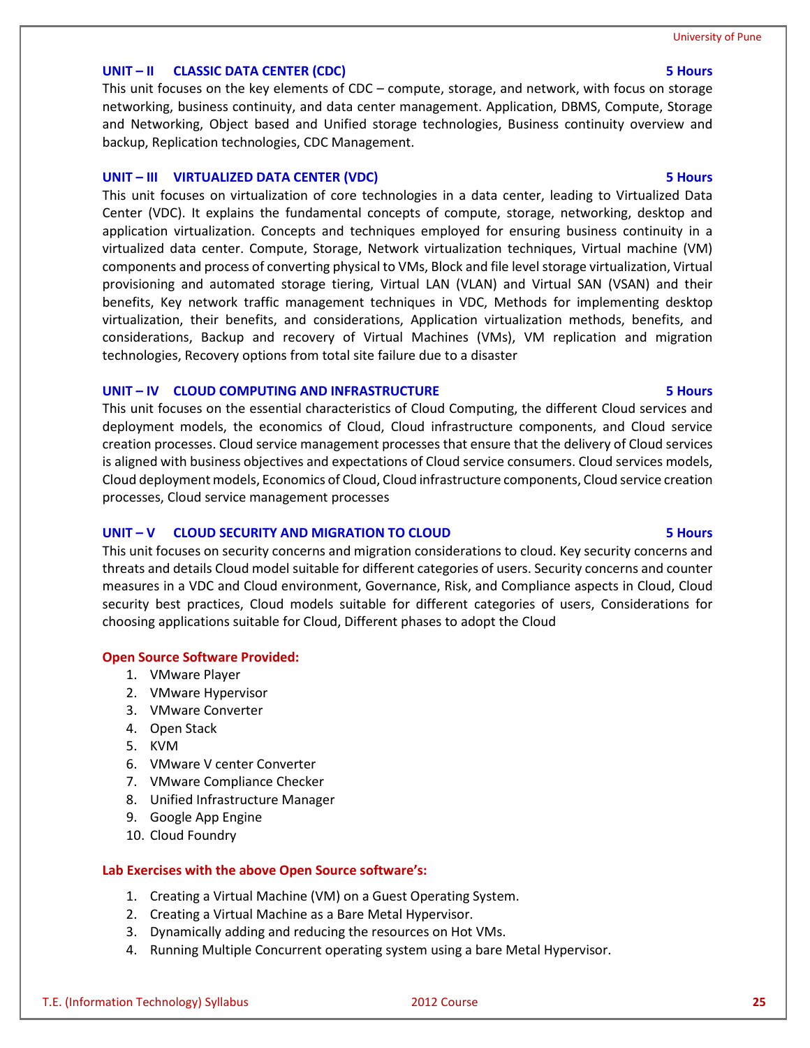### UNIT – II CLASSIC DATA CENTER (CDC) 5 Hours

This unit focuses on the key elements of CDC – compute, storage, and network, with focus on storage networking, business continuity, and data center management. Application, DBMS, Compute, Storage and Networking, Object based and Unified storage technologies, Business continuity overview and backup, Replication technologies, CDC Management.

### UNIT – III VIRTUALIZED DATA CENTER (VDC) 5 Hours

This unit focuses on virtualization of core technologies in a data center, leading to Virtualized Data Center (VDC). It explains the fundamental concepts of compute, storage, networking, desktop and application virtualization. Concepts and techniques employed for ensuring business continuity in a virtualized data center. Compute, Storage, Network virtualization techniques, Virtual machine (VM) components and process of converting physical to VMs, Block and file level storage virtualization, Virtual provisioning and automated storage tiering, Virtual LAN (VLAN) and Virtual SAN (VSAN) and their benefits, Key network traffic management techniques in VDC, Methods for implementing desktop virtualization, their benefits, and considerations, Application virtualization methods, benefits, and considerations, Backup and recovery of Virtual Machines (VMs), VM replication and migration technologies, Recovery options from total site failure due to a disaster

### UNIT – IV CLOUD COMPUTING AND INFRASTRUCTURE 5 Hours

This unit focuses on the essential characteristics of Cloud Computing, the different Cloud services and deployment models, the economics of Cloud, Cloud infrastructure components, and Cloud service creation processes. Cloud service management processes that ensure that the delivery of Cloud services is aligned with business objectives and expectations of Cloud service consumers. Cloud services models, Cloud deployment models, Economics of Cloud, Cloud infrastructure components, Cloud service creation processes, Cloud service management processes

### UNIT – V CLOUD SECURITY AND MIGRATION TO CLOUD 5 Hours

This unit focuses on security concerns and migration considerations to cloud. Key security concerns and threats and details Cloud model suitable for different categories of users. Security concerns and counter measures in a VDC and Cloud environment, Governance, Risk, and Compliance aspects in Cloud, Cloud security best practices, Cloud models suitable for different categories of users, Considerations for choosing applications suitable for Cloud, Different phases to adopt the Cloud

**Open Source Software Provided:**

1. VMware Player
2. VMware Hypervisor
3. VMware Converter
4. Open Stack
5. KVM
6. VMware V center Converter
7. VMware Compliance Checker
8. Unified Infrastructure Manager
9. Google App Engine
10. Cloud Foundry

**Lab Exercises with the above Open Source software's:**

1. Creating a Virtual Machine (VM) on a Guest Operating System.
2. Creating a Virtual Machine as a Bare Metal Hypervisor.
3. Dynamically adding and reducing the resources on Hot VMs.
4. Running Multiple Concurrent operating system using a bare Metal Hypervisor.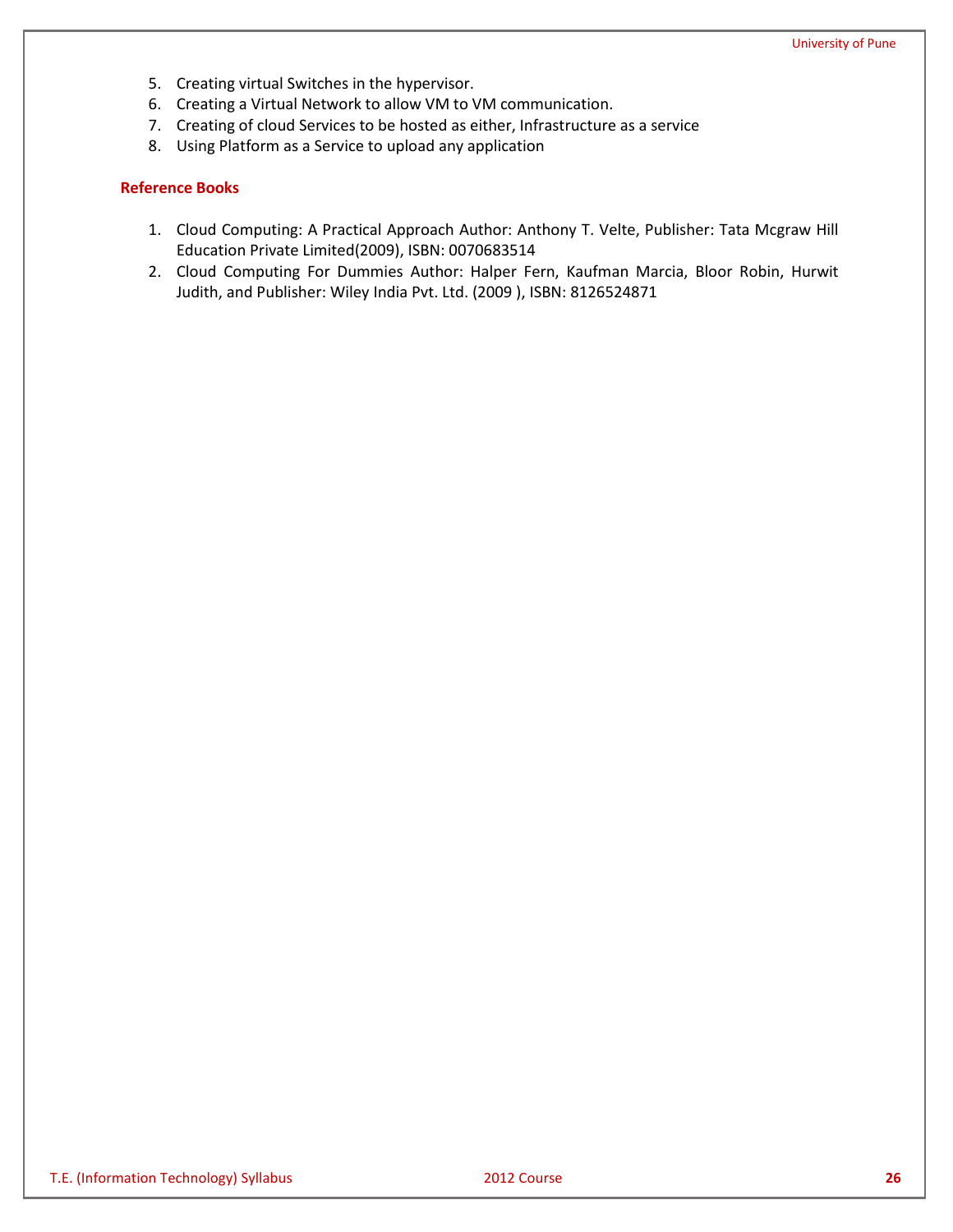5. Creating virtual Switches in the hypervisor.
6. Creating a Virtual Network to allow VM to VM communication.
7. Creating of cloud Services to be hosted as either, Infrastructure as a service
8. Using Platform as a Service to upload any application

**Reference Books**

1. Cloud Computing: A Practical Approach Author: Anthony T. Velte, Publisher: Tata Mcgraw Hill Education Private Limited(2009), ISBN: 0070683514
2. Cloud Computing For Dummies Author: Halper Fern, Kaufman Marcia, Bloor Robin, Hurwit Judith, and Publisher: Wiley India Pvt. Ltd. (2009 ), ISBN: 8126524871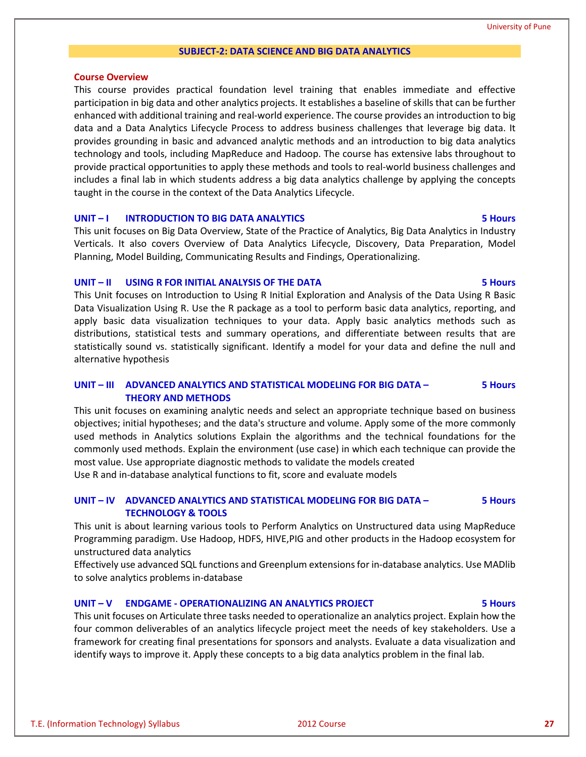## SUBJECT-2: DATA SCIENCE AND BIG DATA ANALYTICS

### Course Overview

This course provides practical foundation level training that enables immediate and effective participation in big data and other analytics projects. It establishes a baseline of skills that can be further enhanced with additional training and real-world experience. The course provides an introduction to big data and a Data Analytics Lifecycle Process to address business challenges that leverage big data. It provides grounding in basic and advanced analytic methods and an introduction to big data analytics technology and tools, including MapReduce and Hadoop. The course has extensive labs throughout to provide practical opportunities to apply these methods and tools to real-world business challenges and includes a final lab in which students address a big data analytics challenge by applying the concepts taught in the course in the context of the Data Analytics Lifecycle.

### UNIT – I INTRODUCTION TO BIG DATA ANALYTICS — 5 Hours

This unit focuses on Big Data Overview, State of the Practice of Analytics, Big Data Analytics in Industry Verticals. It also covers Overview of Data Analytics Lifecycle, Discovery, Data Preparation, Model Planning, Model Building, Communicating Results and Findings, Operationalizing.

### UNIT – II USING R FOR INITIAL ANALYSIS OF THE DATA — 5 Hours

This Unit focuses on Introduction to Using R Initial Exploration and Analysis of the Data Using R Basic Data Visualization Using R. Use the R package as a tool to perform basic data analytics, reporting, and apply basic data visualization techniques to your data. Apply basic analytics methods such as distributions, statistical tests and summary operations, and differentiate between results that are statistically sound vs. statistically significant. Identify a model for your data and define the null and alternative hypothesis

### UNIT – III ADVANCED ANALYTICS AND STATISTICAL MODELING FOR BIG DATA – THEORY AND METHODS — 5 Hours

This unit focuses on examining analytic needs and select an appropriate technique based on business objectives; initial hypotheses; and the data's structure and volume. Apply some of the more commonly used methods in Analytics solutions Explain the algorithms and the technical foundations for the commonly used methods. Explain the environment (use case) in which each technique can provide the most value. Use appropriate diagnostic methods to validate the models created

Use R and in-database analytical functions to fit, score and evaluate models

### UNIT – IV ADVANCED ANALYTICS AND STATISTICAL MODELING FOR BIG DATA – TECHNOLOGY & TOOLS — 5 Hours

This unit is about learning various tools to Perform Analytics on Unstructured data using MapReduce Programming paradigm. Use Hadoop, HDFS, HIVE,PIG and other products in the Hadoop ecosystem for unstructured data analytics

Effectively use advanced SQL functions and Greenplum extensions for in-database analytics. Use MADlib to solve analytics problems in-database

### UNIT – V ENDGAME - OPERATIONALIZING AN ANALYTICS PROJECT — 5 Hours

This unit focuses on Articulate three tasks needed to operationalize an analytics project. Explain how the four common deliverables of an analytics lifecycle project meet the needs of key stakeholders. Use a framework for creating final presentations for sponsors and analysts. Evaluate a data visualization and identify ways to improve it. Apply these concepts to a big data analytics problem in the final lab.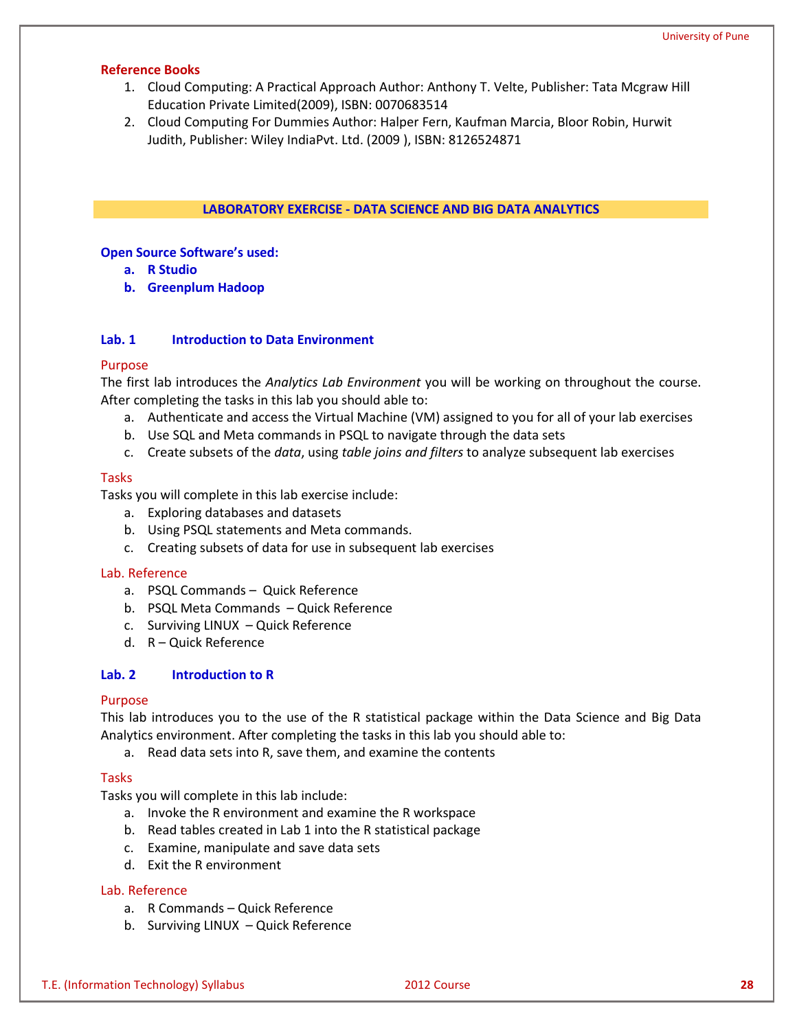**Reference Books**

1. Cloud Computing: A Practical Approach Author: Anthony T. Velte, Publisher: Tata Mcgraw Hill Education Private Limited(2009), ISBN: 0070683514
2. Cloud Computing For Dummies Author: Halper Fern, Kaufman Marcia, Bloor Robin, Hurwit Judith, Publisher: Wiley IndiaPvt. Ltd. (2009 ), ISBN: 8126524871

## LABORATORY EXERCISE - DATA SCIENCE AND BIG DATA ANALYTICS

**Open Source Software's used:**

a. **R Studio**
b. **Greenplum Hadoop**

### Lab. 1 Introduction to Data Environment

**Purpose**

The first lab introduces the *Analytics Lab Environment* you will be working on throughout the course. After completing the tasks in this lab you should able to:

a. Authenticate and access the Virtual Machine (VM) assigned to you for all of your lab exercises
b. Use SQL and Meta commands in PSQL to navigate through the data sets
c. Create subsets of the *data*, using *table joins and filters* to analyze subsequent lab exercises

**Tasks**

Tasks you will complete in this lab exercise include:

a. Exploring databases and datasets
b. Using PSQL statements and Meta commands.
c. Creating subsets of data for use in subsequent lab exercises

**Lab. Reference**

a. PSQL Commands – Quick Reference
b. PSQL Meta Commands – Quick Reference
c. Surviving LINUX – Quick Reference
d. R – Quick Reference

### Lab. 2 Introduction to R

**Purpose**

This lab introduces you to the use of the R statistical package within the Data Science and Big Data Analytics environment. After completing the tasks in this lab you should able to:

a. Read data sets into R, save them, and examine the contents

**Tasks**

Tasks you will complete in this lab include:

a. Invoke the R environment and examine the R workspace
b. Read tables created in Lab 1 into the R statistical package
c. Examine, manipulate and save data sets
d. Exit the R environment

**Lab. Reference**

a. R Commands – Quick Reference
b. Surviving LINUX – Quick Reference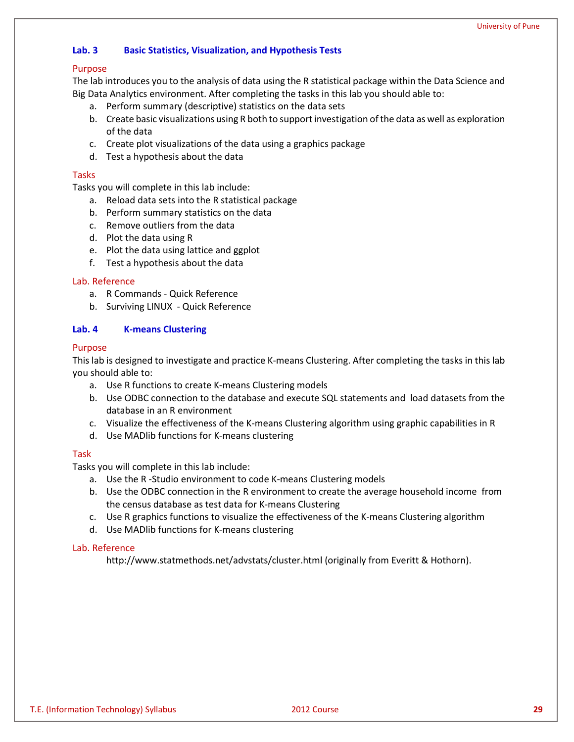### Lab. 3 Basic Statistics, Visualization, and Hypothesis Tests

**Purpose**

The lab introduces you to the analysis of data using the R statistical package within the Data Science and Big Data Analytics environment. After completing the tasks in this lab you should able to:

a. Perform summary (descriptive) statistics on the data sets
b. Create basic visualizations using R both to support investigation of the data as well as exploration of the data
c. Create plot visualizations of the data using a graphics package
d. Test a hypothesis about the data

**Tasks**

Tasks you will complete in this lab include:

a. Reload data sets into the R statistical package
b. Perform summary statistics on the data
c. Remove outliers from the data
d. Plot the data using R
e. Plot the data using lattice and ggplot
f. Test a hypothesis about the data

**Lab. Reference**

a. R Commands - Quick Reference
b. Surviving LINUX - Quick Reference

### Lab. 4 K-means Clustering

**Purpose**

This lab is designed to investigate and practice K-means Clustering. After completing the tasks in this lab you should able to:

a. Use R functions to create K-means Clustering models
b. Use ODBC connection to the database and execute SQL statements and load datasets from the database in an R environment
c. Visualize the effectiveness of the K-means Clustering algorithm using graphic capabilities in R
d. Use MADlib functions for K-means clustering

**Task**

Tasks you will complete in this lab include:

a. Use the R -Studio environment to code K-means Clustering models
b. Use the ODBC connection in the R environment to create the average household income from the census database as test data for K-means Clustering
c. Use R graphics functions to visualize the effectiveness of the K-means Clustering algorithm
d. Use MADlib functions for K-means clustering

**Lab. Reference**

http://www.statmethods.net/advstats/cluster.html (originally from Everitt & Hothorn).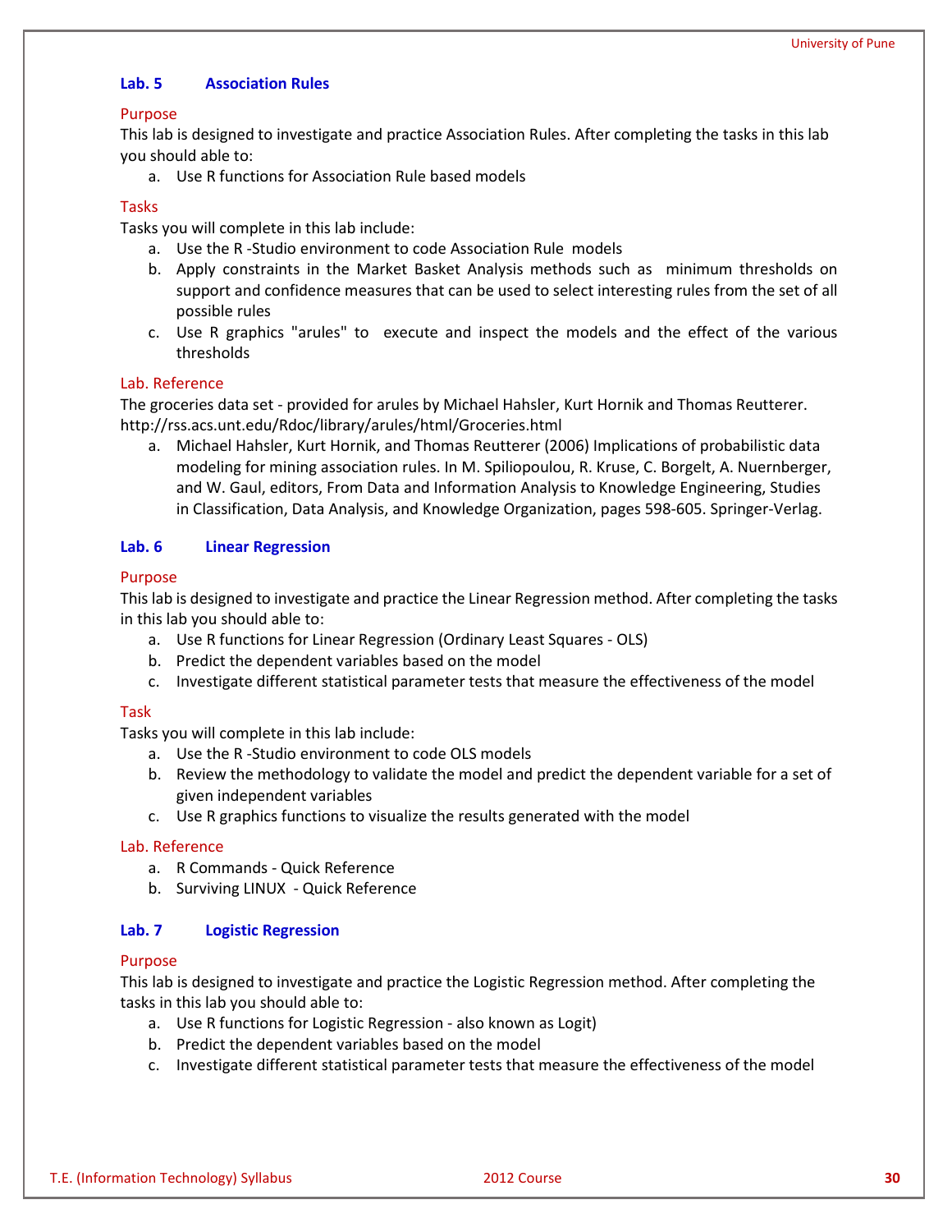### Lab. 5 Association Rules

**Purpose**

This lab is designed to investigate and practice Association Rules. After completing the tasks in this lab you should able to:

a. Use R functions for Association Rule based models

**Tasks**

Tasks you will complete in this lab include:

a. Use the R -Studio environment to code Association Rule models
b. Apply constraints in the Market Basket Analysis methods such as minimum thresholds on support and confidence measures that can be used to select interesting rules from the set of all possible rules
c. Use R graphics "arules" to execute and inspect the models and the effect of the various thresholds

**Lab. Reference**

The groceries data set - provided for arules by Michael Hahsler, Kurt Hornik and Thomas Reutterer.
http://rss.acs.unt.edu/Rdoc/library/arules/html/Groceries.html

a. Michael Hahsler, Kurt Hornik, and Thomas Reutterer (2006) Implications of probabilistic data modeling for mining association rules. In M. Spiliopoulou, R. Kruse, C. Borgelt, A. Nuernberger, and W. Gaul, editors, From Data and Information Analysis to Knowledge Engineering, Studies in Classification, Data Analysis, and Knowledge Organization, pages 598-605. Springer-Verlag.

### Lab. 6 Linear Regression

**Purpose**

This lab is designed to investigate and practice the Linear Regression method. After completing the tasks in this lab you should able to:

a. Use R functions for Linear Regression (Ordinary Least Squares - OLS)
b. Predict the dependent variables based on the model
c. Investigate different statistical parameter tests that measure the effectiveness of the model

**Task**

Tasks you will complete in this lab include:

a. Use the R -Studio environment to code OLS models
b. Review the methodology to validate the model and predict the dependent variable for a set of given independent variables
c. Use R graphics functions to visualize the results generated with the model

**Lab. Reference**

a. R Commands - Quick Reference
b. Surviving LINUX - Quick Reference

### Lab. 7 Logistic Regression

**Purpose**

This lab is designed to investigate and practice the Logistic Regression method. After completing the tasks in this lab you should able to:

a. Use R functions for Logistic Regression - also known as Logit)
b. Predict the dependent variables based on the model
c. Investigate different statistical parameter tests that measure the effectiveness of the model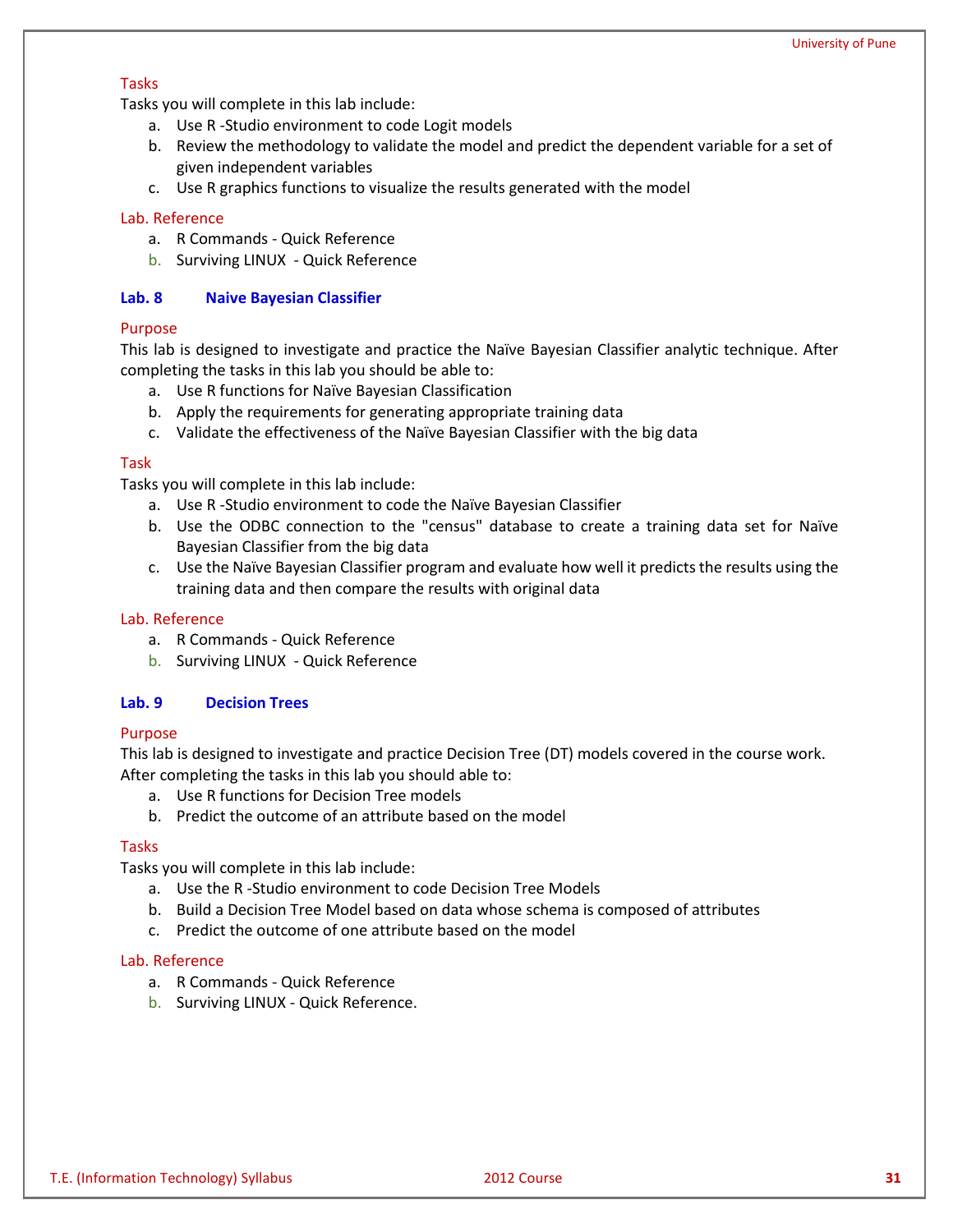Tasks

Tasks you will complete in this lab include:

a. Use R -Studio environment to code Logit models
b. Review the methodology to validate the model and predict the dependent variable for a set of given independent variables
c. Use R graphics functions to visualize the results generated with the model

Lab. Reference

a. R Commands - Quick Reference
b. Surviving LINUX - Quick Reference

### Lab. 8 Naive Bayesian Classifier

Purpose

This lab is designed to investigate and practice the Naïve Bayesian Classifier analytic technique. After completing the tasks in this lab you should be able to:

a. Use R functions for Naïve Bayesian Classification
b. Apply the requirements for generating appropriate training data
c. Validate the effectiveness of the Naïve Bayesian Classifier with the big data

Task

Tasks you will complete in this lab include:

a. Use R -Studio environment to code the Naïve Bayesian Classifier
b. Use the ODBC connection to the "census" database to create a training data set for Naïve Bayesian Classifier from the big data
c. Use the Naïve Bayesian Classifier program and evaluate how well it predicts the results using the training data and then compare the results with original data

Lab. Reference

a. R Commands - Quick Reference
b. Surviving LINUX - Quick Reference

### Lab. 9 Decision Trees

Purpose

This lab is designed to investigate and practice Decision Tree (DT) models covered in the course work. After completing the tasks in this lab you should able to:

a. Use R functions for Decision Tree models
b. Predict the outcome of an attribute based on the model

Tasks

Tasks you will complete in this lab include:

a. Use the R -Studio environment to code Decision Tree Models
b. Build a Decision Tree Model based on data whose schema is composed of attributes
c. Predict the outcome of one attribute based on the model

Lab. Reference

a. R Commands - Quick Reference
b. Surviving LINUX - Quick Reference.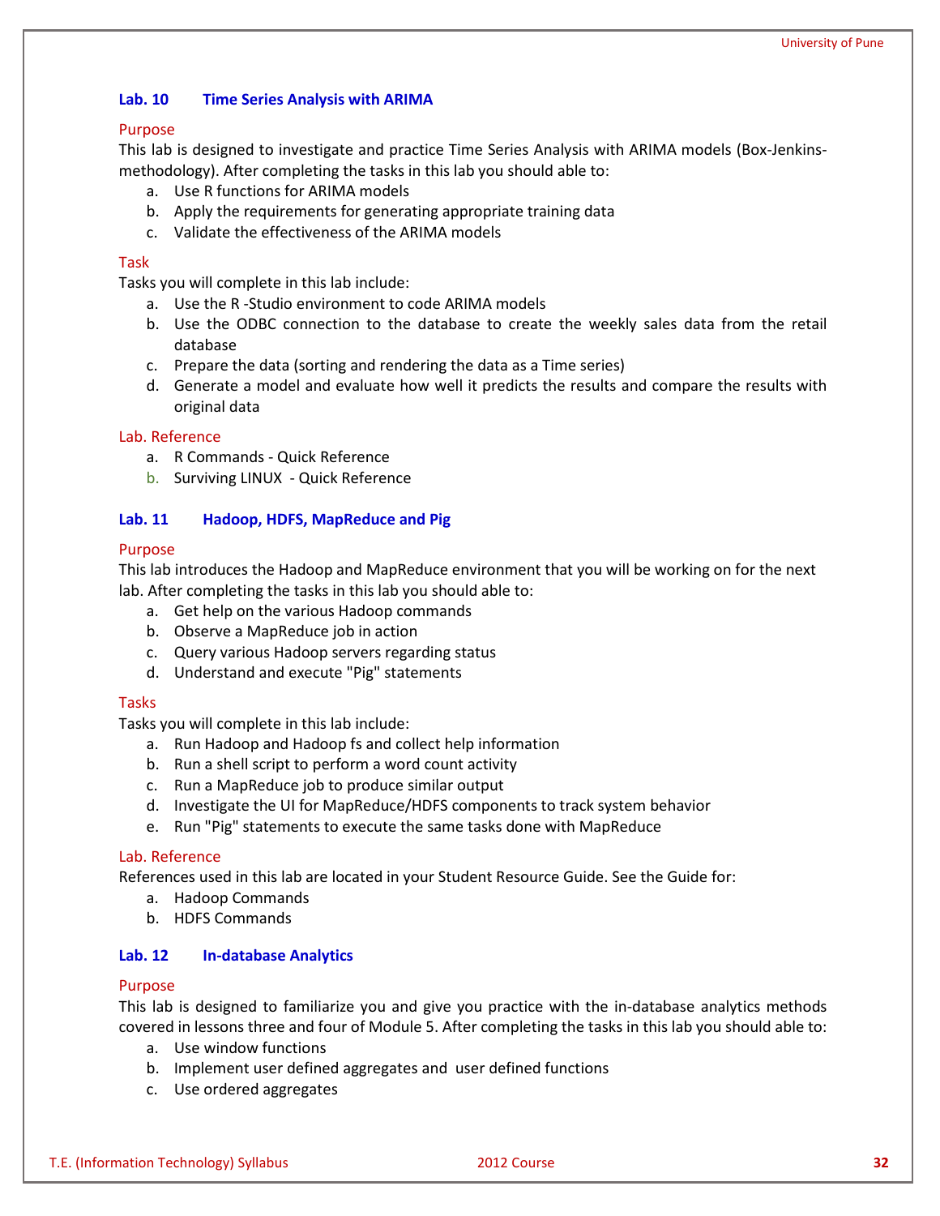### Lab. 10 Time Series Analysis with ARIMA

**Purpose**

This lab is designed to investigate and practice Time Series Analysis with ARIMA models (Box-Jenkins-methodology). After completing the tasks in this lab you should able to:

a. Use R functions for ARIMA models
b. Apply the requirements for generating appropriate training data
c. Validate the effectiveness of the ARIMA models

**Task**

Tasks you will complete in this lab include:

a. Use the R -Studio environment to code ARIMA models
b. Use the ODBC connection to the database to create the weekly sales data from the retail database
c. Prepare the data (sorting and rendering the data as a Time series)
d. Generate a model and evaluate how well it predicts the results and compare the results with original data

**Lab. Reference**

a. R Commands - Quick Reference
b. Surviving LINUX - Quick Reference

### Lab. 11 Hadoop, HDFS, MapReduce and Pig

**Purpose**

This lab introduces the Hadoop and MapReduce environment that you will be working on for the next lab. After completing the tasks in this lab you should able to:

a. Get help on the various Hadoop commands
b. Observe a MapReduce job in action
c. Query various Hadoop servers regarding status
d. Understand and execute "Pig" statements

**Tasks**

Tasks you will complete in this lab include:

a. Run Hadoop and Hadoop fs and collect help information
b. Run a shell script to perform a word count activity
c. Run a MapReduce job to produce similar output
d. Investigate the UI for MapReduce/HDFS components to track system behavior
e. Run "Pig" statements to execute the same tasks done with MapReduce

**Lab. Reference**

References used in this lab are located in your Student Resource Guide. See the Guide for:

a. Hadoop Commands
b. HDFS Commands

### Lab. 12 In-database Analytics

**Purpose**

This lab is designed to familiarize you and give you practice with the in-database analytics methods covered in lessons three and four of Module 5. After completing the tasks in this lab you should able to:

a. Use window functions
b. Implement user defined aggregates and user defined functions
c. Use ordered aggregates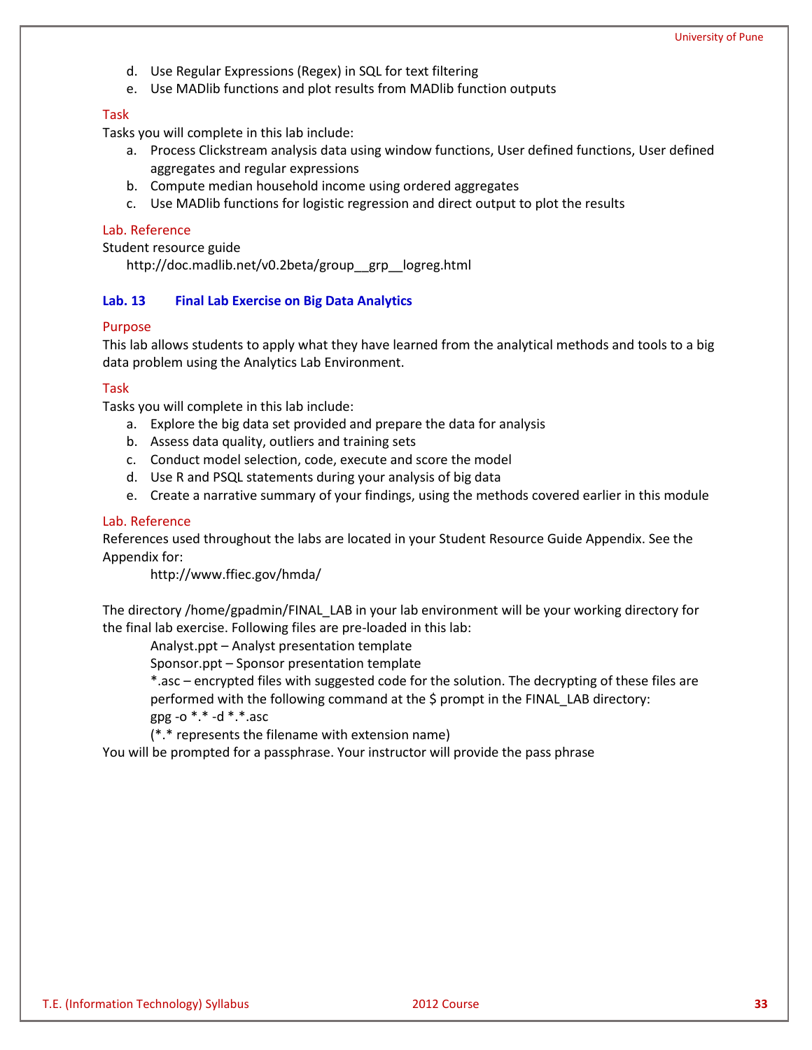d. Use Regular Expressions (Regex) in SQL for text filtering
e. Use MADlib functions and plot results from MADlib function outputs

Task

Tasks you will complete in this lab include:

a. Process Clickstream analysis data using window functions, User defined functions, User defined aggregates and regular expressions
b. Compute median household income using ordered aggregates
c. Use MADlib functions for logistic regression and direct output to plot the results

Lab. Reference

Student resource guide

http://doc.madlib.net/v0.2beta/group__grp__logreg.html

### Lab. 13 Final Lab Exercise on Big Data Analytics

Purpose

This lab allows students to apply what they have learned from the analytical methods and tools to a big data problem using the Analytics Lab Environment.

Task

Tasks you will complete in this lab include:

a. Explore the big data set provided and prepare the data for analysis
b. Assess data quality, outliers and training sets
c. Conduct model selection, code, execute and score the model
d. Use R and PSQL statements during your analysis of big data
e. Create a narrative summary of your findings, using the methods covered earlier in this module

Lab. Reference

References used throughout the labs are located in your Student Resource Guide Appendix. See the Appendix for:

http://www.ffiec.gov/hmda/

The directory /home/gpadmin/FINAL_LAB in your lab environment will be your working directory for the final lab exercise. Following files are pre-loaded in this lab:

Analyst.ppt – Analyst presentation template
Sponsor.ppt – Sponsor presentation template
*.asc – encrypted files with suggested code for the solution. The decrypting of these files are performed with the following command at the $ prompt in the FINAL_LAB directory:
gpg -o *.* -d *.*.asc
(*.* represents the filename with extension name)

You will be prompted for a passphrase. Your instructor will provide the pass phrase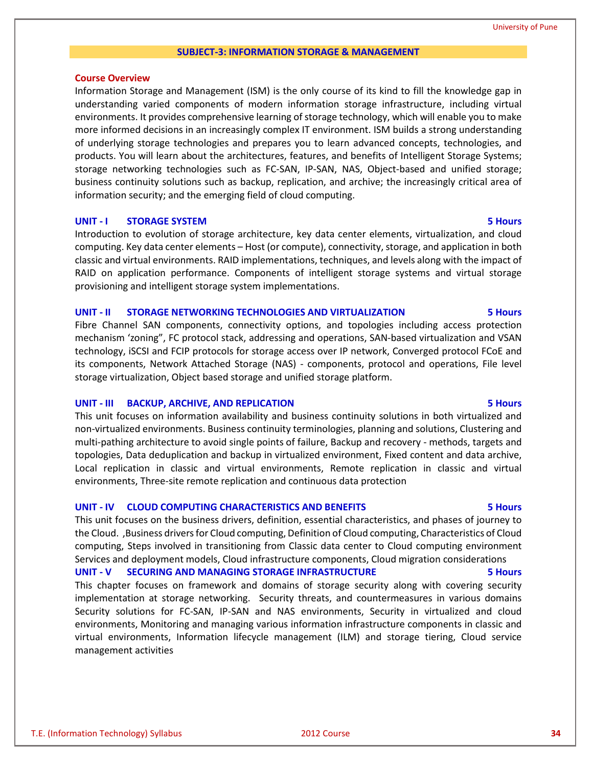## SUBJECT-3: INFORMATION STORAGE & MANAGEMENT

**Course Overview**

Information Storage and Management (ISM) is the only course of its kind to fill the knowledge gap in understanding varied components of modern information storage infrastructure, including virtual environments. It provides comprehensive learning of storage technology, which will enable you to make more informed decisions in an increasingly complex IT environment. ISM builds a strong understanding of underlying storage technologies and prepares you to learn advanced concepts, technologies, and products. You will learn about the architectures, features, and benefits of Intelligent Storage Systems; storage networking technologies such as FC-SAN, IP-SAN, NAS, Object-based and unified storage; business continuity solutions such as backup, replication, and archive; the increasingly critical area of information security; and the emerging field of cloud computing.

### UNIT - I STORAGE SYSTEM — 5 Hours

Introduction to evolution of storage architecture, key data center elements, virtualization, and cloud computing. Key data center elements – Host (or compute), connectivity, storage, and application in both classic and virtual environments. RAID implementations, techniques, and levels along with the impact of RAID on application performance. Components of intelligent storage systems and virtual storage provisioning and intelligent storage system implementations.

### UNIT - II STORAGE NETWORKING TECHNOLOGIES AND VIRTUALIZATION — 5 Hours

Fibre Channel SAN components, connectivity options, and topologies including access protection mechanism 'zoning", FC protocol stack, addressing and operations, SAN-based virtualization and VSAN technology, iSCSI and FCIP protocols for storage access over IP network, Converged protocol FCoE and its components, Network Attached Storage (NAS) - components, protocol and operations, File level storage virtualization, Object based storage and unified storage platform.

### UNIT - III BACKUP, ARCHIVE, AND REPLICATION — 5 Hours

This unit focuses on information availability and business continuity solutions in both virtualized and non-virtualized environments. Business continuity terminologies, planning and solutions, Clustering and multi-pathing architecture to avoid single points of failure, Backup and recovery - methods, targets and topologies, Data deduplication and backup in virtualized environment, Fixed content and data archive, Local replication in classic and virtual environments, Remote replication in classic and virtual environments, Three-site remote replication and continuous data protection

### UNIT - IV CLOUD COMPUTING CHARACTERISTICS AND BENEFITS — 5 Hours

This unit focuses on the business drivers, definition, essential characteristics, and phases of journey to the Cloud. ,Business drivers for Cloud computing, Definition of Cloud computing, Characteristics of Cloud computing, Steps involved in transitioning from Classic data center to Cloud computing environment Services and deployment models, Cloud infrastructure components, Cloud migration considerations

### UNIT - V SECURING AND MANAGING STORAGE INFRASTRUCTURE — 5 Hours

This chapter focuses on framework and domains of storage security along with covering security implementation at storage networking. Security threats, and countermeasures in various domains Security solutions for FC-SAN, IP-SAN and NAS environments, Security in virtualized and cloud environments, Monitoring and managing various information infrastructure components in classic and virtual environments, Information lifecycle management (ILM) and storage tiering, Cloud service management activities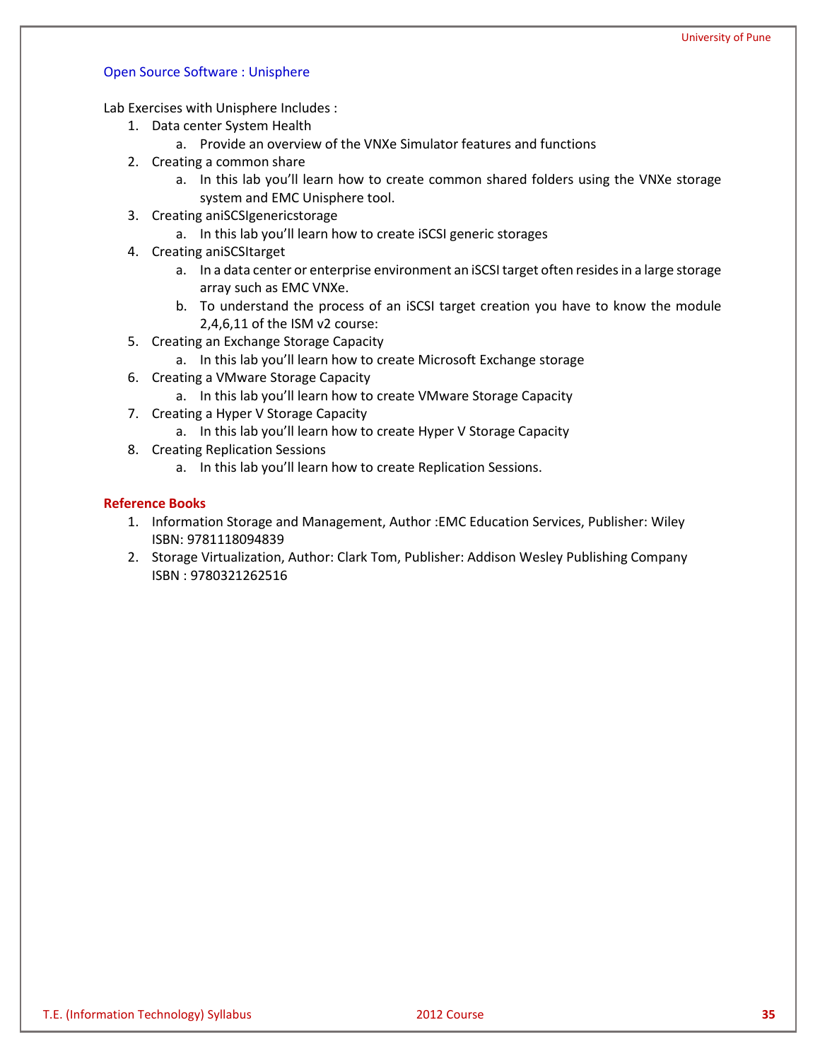Open Source Software : Unisphere

Lab Exercises with Unisphere Includes :

1. Data center System Health
   a. Provide an overview of the VNXe Simulator features and functions
2. Creating a common share
   a. In this lab you'll learn how to create common shared folders using the VNXe storage system and EMC Unisphere tool.
3. Creating aniSCSIgenericstorage
   a. In this lab you'll learn how to create iSCSI generic storages
4. Creating aniSCSItarget
   a. In a data center or enterprise environment an iSCSI target often resides in a large storage array such as EMC VNXe.
   b. To understand the process of an iSCSI target creation you have to know the module 2,4,6,11 of the ISM v2 course:
5. Creating an Exchange Storage Capacity
   a. In this lab you'll learn how to create Microsoft Exchange storage
6. Creating a VMware Storage Capacity
   a. In this lab you'll learn how to create VMware Storage Capacity
7. Creating a Hyper V Storage Capacity
   a. In this lab you'll learn how to create Hyper V Storage Capacity
8. Creating Replication Sessions
   a. In this lab you'll learn how to create Replication Sessions.

**Reference Books**

1. Information Storage and Management, Author :EMC Education Services, Publisher: Wiley ISBN: 9781118094839
2. Storage Virtualization, Author: Clark Tom, Publisher: Addison Wesley Publishing Company ISBN : 9780321262516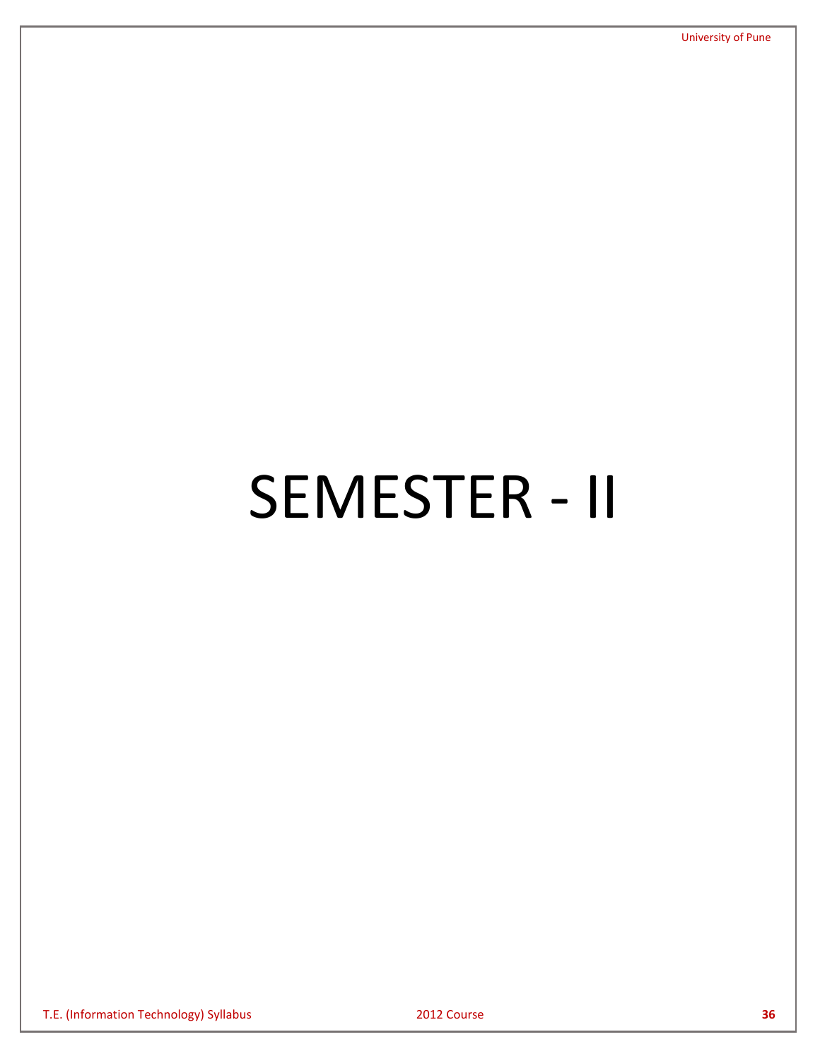# SEMESTER - II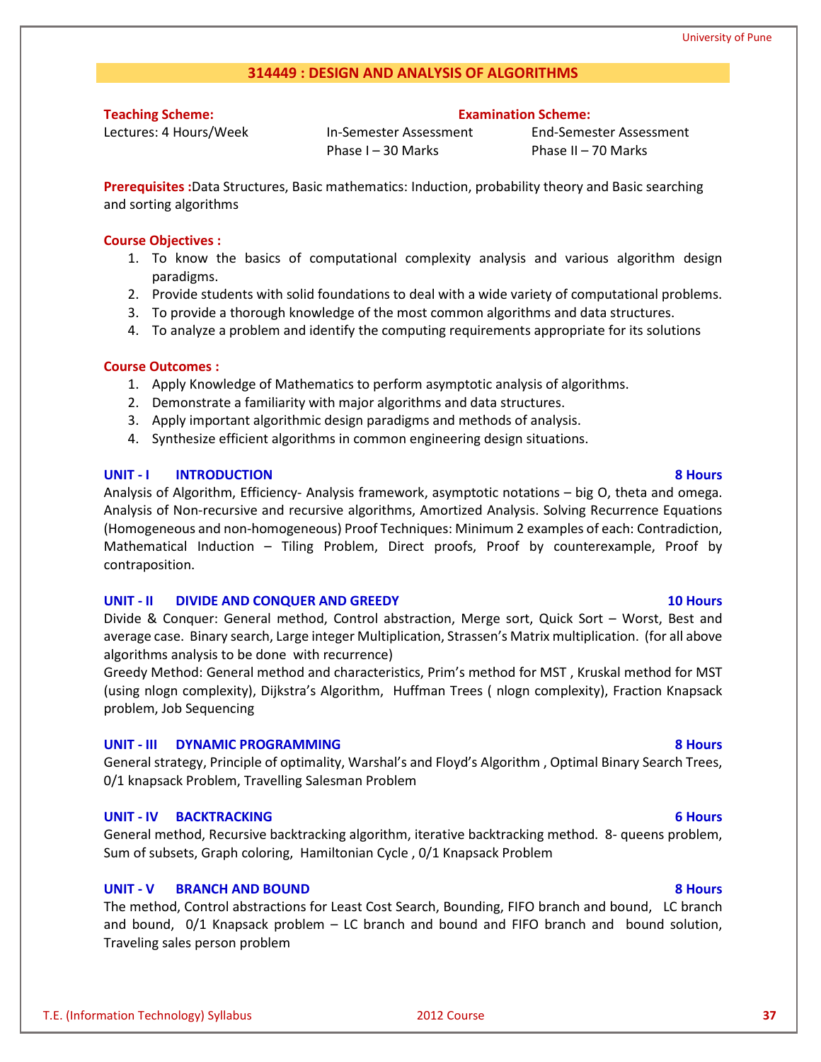# 314449 : DESIGN AND ANALYSIS OF ALGORITHMS

| **Teaching Scheme:** | **Examination Scheme:** | |
|---|---|---|
| Lectures: 4 Hours/Week | In-Semester Assessment Phase I – 30 Marks | End-Semester Assessment Phase II – 70 Marks |

**Prerequisites :** Data Structures, Basic mathematics: Induction, probability theory and Basic searching and sorting algorithms

**Course Objectives :**

1. To know the basics of computational complexity analysis and various algorithm design paradigms.
2. Provide students with solid foundations to deal with a wide variety of computational problems.
3. To provide a thorough knowledge of the most common algorithms and data structures.
4. To analyze a problem and identify the computing requirements appropriate for its solutions

**Course Outcomes :**

1. Apply Knowledge of Mathematics to perform asymptotic analysis of algorithms.
2. Demonstrate a familiarity with major algorithms and data structures.
3. Apply important algorithmic design paradigms and methods of analysis.
4. Synthesize efficient algorithms in common engineering design situations.

### UNIT - I INTRODUCTION — 8 Hours

Analysis of Algorithm, Efficiency- Analysis framework, asymptotic notations – big O, theta and omega. Analysis of Non-recursive and recursive algorithms, Amortized Analysis. Solving Recurrence Equations (Homogeneous and non-homogeneous) Proof Techniques: Minimum 2 examples of each: Contradiction, Mathematical Induction – Tiling Problem, Direct proofs, Proof by counterexample, Proof by contraposition.

### UNIT - II DIVIDE AND CONQUER AND GREEDY — 10 Hours

Divide & Conquer: General method, Control abstraction, Merge sort, Quick Sort – Worst, Best and average case. Binary search, Large integer Multiplication, Strassen's Matrix multiplication. (for all above algorithms analysis to be done with recurrence)

Greedy Method: General method and characteristics, Prim's method for MST , Kruskal method for MST (using nlogn complexity), Dijkstra's Algorithm, Huffman Trees ( nlogn complexity), Fraction Knapsack problem, Job Sequencing

### UNIT - III DYNAMIC PROGRAMMING — 8 Hours

General strategy, Principle of optimality, Warshal's and Floyd's Algorithm , Optimal Binary Search Trees, 0/1 knapsack Problem, Travelling Salesman Problem

### UNIT - IV BACKTRACKING — 6 Hours

General method, Recursive backtracking algorithm, iterative backtracking method. 8- queens problem, Sum of subsets, Graph coloring, Hamiltonian Cycle , 0/1 Knapsack Problem

### UNIT - V BRANCH AND BOUND — 8 Hours

The method, Control abstractions for Least Cost Search, Bounding, FIFO branch and bound, LC branch and bound, 0/1 Knapsack problem – LC branch and bound and FIFO branch and bound solution, Traveling sales person problem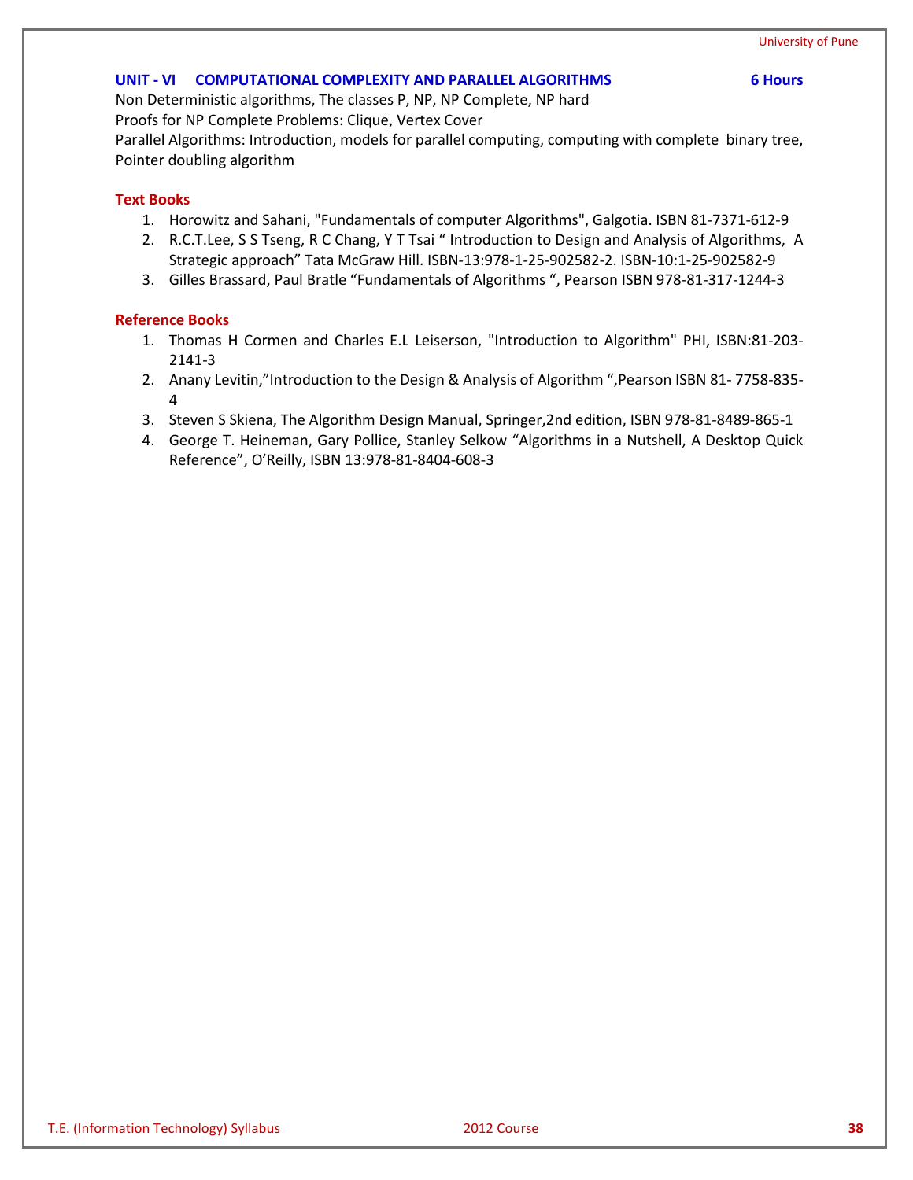### UNIT - VI COMPUTATIONAL COMPLEXITY AND PARALLEL ALGORITHMS — 6 Hours

Non Deterministic algorithms, The classes P, NP, NP Complete, NP hard

Proofs for NP Complete Problems: Clique, Vertex Cover

Parallel Algorithms: Introduction, models for parallel computing, computing with complete binary tree, Pointer doubling algorithm

### Text Books

1. Horowitz and Sahani, "Fundamentals of computer Algorithms", Galgotia. ISBN 81-7371-612-9
2. R.C.T.Lee, S S Tseng, R C Chang, Y T Tsai " Introduction to Design and Analysis of Algorithms, A Strategic approach" Tata McGraw Hill. ISBN-13:978-1-25-902582-2. ISBN-10:1-25-902582-9
3. Gilles Brassard, Paul Bratle "Fundamentals of Algorithms ", Pearson ISBN 978-81-317-1244-3

### Reference Books

1. Thomas H Cormen and Charles E.L Leiserson, "Introduction to Algorithm" PHI, ISBN:81-203-2141-3
2. Anany Levitin,"Introduction to the Design & Analysis of Algorithm ",Pearson ISBN 81- 7758-835-4
3. Steven S Skiena, The Algorithm Design Manual, Springer,2nd edition, ISBN 978-81-8489-865-1
4. George T. Heineman, Gary Pollice, Stanley Selkow "Algorithms in a Nutshell, A Desktop Quick Reference", O'Reilly, ISBN 13:978-81-8404-608-3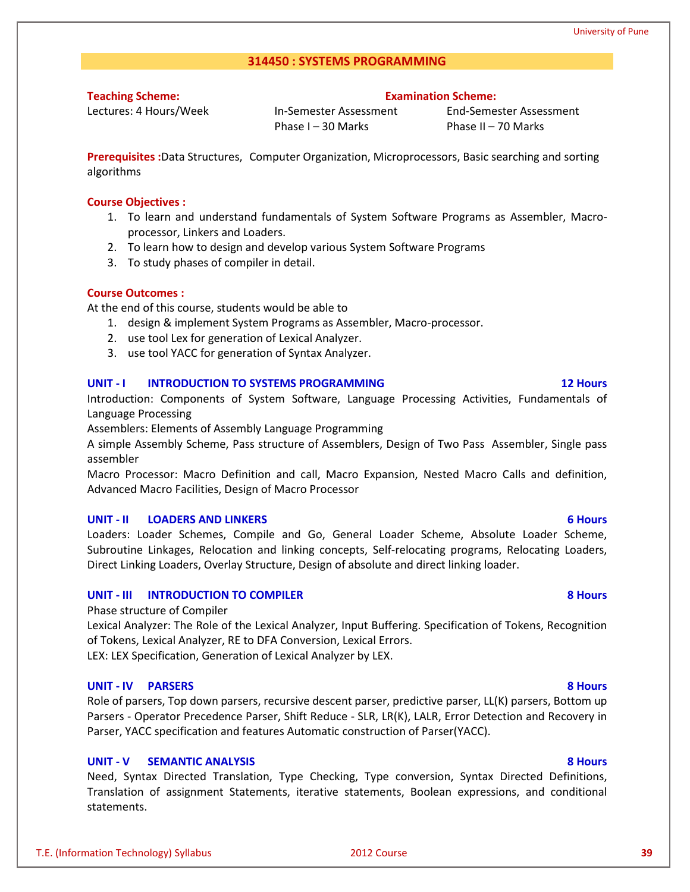## 314450 : SYSTEMS PROGRAMMING

**Teaching Scheme:**
Lectures: 4 Hours/Week

**Examination Scheme:**
In-Semester Assessment Phase I – 30 Marks
End-Semester Assessment Phase II – 70 Marks

**Prerequisites :** Data Structures, Computer Organization, Microprocessors, Basic searching and sorting algorithms

**Course Objectives :**

1. To learn and understand fundamentals of System Software Programs as Assembler, Macro-processor, Linkers and Loaders.
2. To learn how to design and develop various System Software Programs
3. To study phases of compiler in detail.

**Course Outcomes :**

At the end of this course, students would be able to

1. design & implement System Programs as Assembler, Macro-processor.
2. use tool Lex for generation of Lexical Analyzer.
3. use tool YACC for generation of Syntax Analyzer.

### UNIT - I INTRODUCTION TO SYSTEMS PROGRAMMING — 12 Hours

Introduction: Components of System Software, Language Processing Activities, Fundamentals of Language Processing

Assemblers: Elements of Assembly Language Programming

A simple Assembly Scheme, Pass structure of Assemblers, Design of Two Pass Assembler, Single pass assembler

Macro Processor: Macro Definition and call, Macro Expansion, Nested Macro Calls and definition, Advanced Macro Facilities, Design of Macro Processor

### UNIT - II LOADERS AND LINKERS — 6 Hours

Loaders: Loader Schemes, Compile and Go, General Loader Scheme, Absolute Loader Scheme, Subroutine Linkages, Relocation and linking concepts, Self-relocating programs, Relocating Loaders, Direct Linking Loaders, Overlay Structure, Design of absolute and direct linking loader.

### UNIT - III INTRODUCTION TO COMPILER — 8 Hours

Phase structure of Compiler

Lexical Analyzer: The Role of the Lexical Analyzer, Input Buffering. Specification of Tokens, Recognition of Tokens, Lexical Analyzer, RE to DFA Conversion, Lexical Errors.

LEX: LEX Specification, Generation of Lexical Analyzer by LEX.

### UNIT - IV PARSERS — 8 Hours

Role of parsers, Top down parsers, recursive descent parser, predictive parser, LL(K) parsers, Bottom up Parsers - Operator Precedence Parser, Shift Reduce - SLR, LR(K), LALR, Error Detection and Recovery in Parser, YACC specification and features Automatic construction of Parser(YACC).

### UNIT - V SEMANTIC ANALYSIS — 8 Hours

Need, Syntax Directed Translation, Type Checking, Type conversion, Syntax Directed Definitions, Translation of assignment Statements, iterative statements, Boolean expressions, and conditional statements.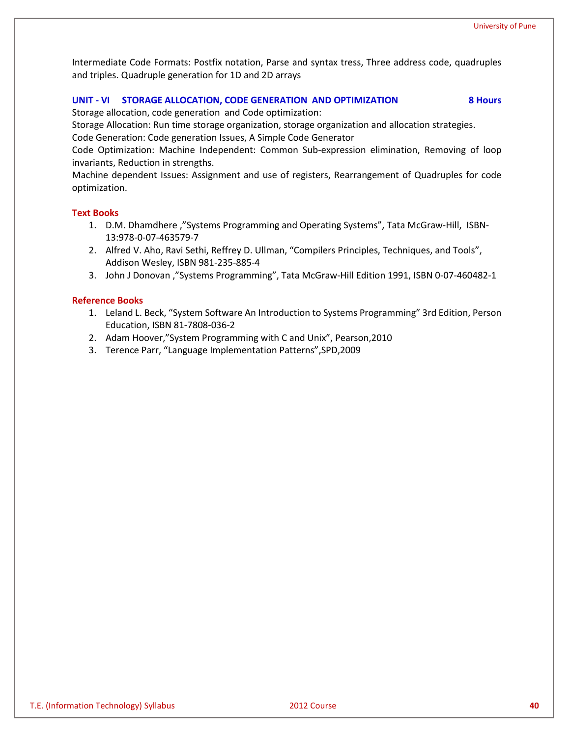Intermediate Code Formats: Postfix notation, Parse and syntax tress, Three address code, quadruples and triples. Quadruple generation for 1D and 2D arrays

### UNIT - VI STORAGE ALLOCATION, CODE GENERATION AND OPTIMIZATION — 8 Hours

Storage allocation, code generation and Code optimization:

Storage Allocation: Run time storage organization, storage organization and allocation strategies.

Code Generation: Code generation Issues, A Simple Code Generator

Code Optimization: Machine Independent: Common Sub-expression elimination, Removing of loop invariants, Reduction in strengths.

Machine dependent Issues: Assignment and use of registers, Rearrangement of Quadruples for code optimization.

### Text Books

1. D.M. Dhamdhere ,"Systems Programming and Operating Systems", Tata McGraw-Hill, ISBN-13:978-0-07-463579-7
2. Alfred V. Aho, Ravi Sethi, Reffrey D. Ullman, "Compilers Principles, Techniques, and Tools", Addison Wesley, ISBN 981-235-885-4
3. John J Donovan ,"Systems Programming", Tata McGraw-Hill Edition 1991, ISBN 0-07-460482-1

### Reference Books

1. Leland L. Beck, "System Software An Introduction to Systems Programming" 3rd Edition, Person Education, ISBN 81-7808-036-2
2. Adam Hoover,"System Programming with C and Unix", Pearson,2010
3. Terence Parr, "Language Implementation Patterns",SPD,2009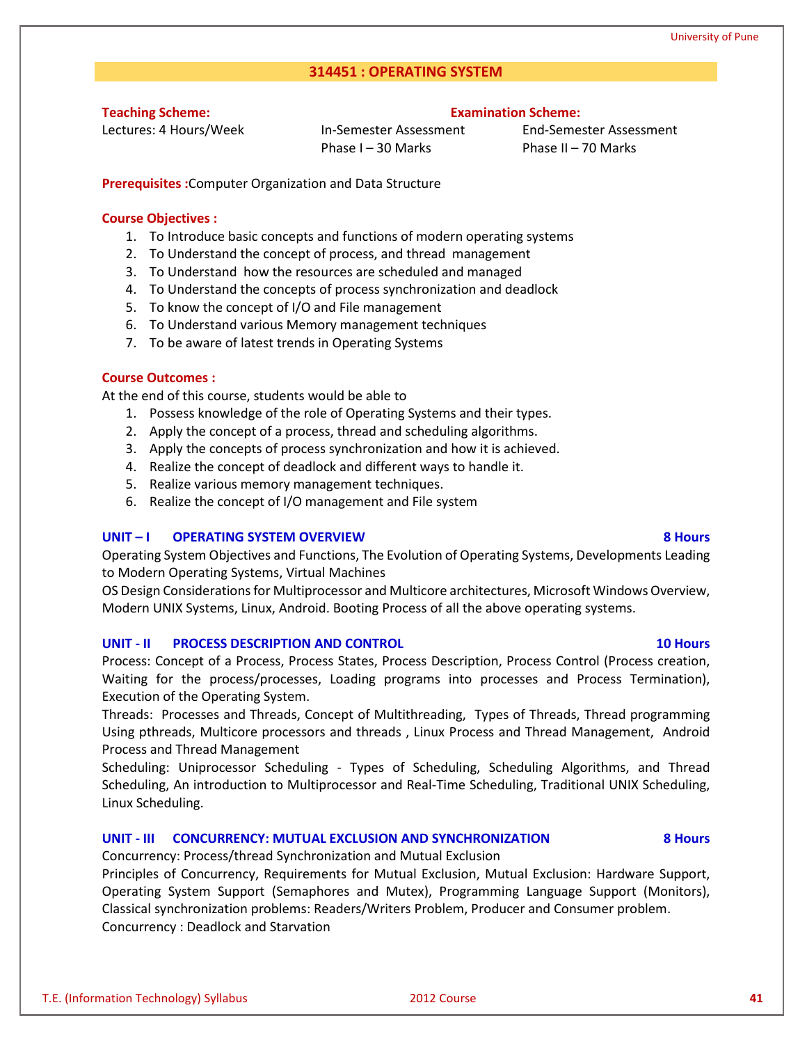# 314451 : OPERATING SYSTEM

| **Teaching Scheme:** | **Examination Scheme:** | |
|---|---|---|
| Lectures: 4 Hours/Week | In-Semester Assessment | End-Semester Assessment |
| | Phase I – 30 Marks | Phase II – 70 Marks |

**Prerequisites :**Computer Organization and Data Structure

**Course Objectives :**

1. To Introduce basic concepts and functions of modern operating systems
2. To Understand the concept of process, and thread management
3. To Understand how the resources are scheduled and managed
4. To Understand the concepts of process synchronization and deadlock
5. To know the concept of I/O and File management
6. To Understand various Memory management techniques
7. To be aware of latest trends in Operating Systems

**Course Outcomes :**

At the end of this course, students would be able to

1. Possess knowledge of the role of Operating Systems and their types.
2. Apply the concept of a process, thread and scheduling algorithms.
3. Apply the concepts of process synchronization and how it is achieved.
4. Realize the concept of deadlock and different ways to handle it.
5. Realize various memory management techniques.
6. Realize the concept of I/O management and File system

### UNIT – I OPERATING SYSTEM OVERVIEW — 8 Hours

Operating System Objectives and Functions, The Evolution of Operating Systems, Developments Leading to Modern Operating Systems, Virtual Machines

OS Design Considerations for Multiprocessor and Multicore architectures, Microsoft Windows Overview, Modern UNIX Systems, Linux, Android. Booting Process of all the above operating systems.

### UNIT - II PROCESS DESCRIPTION AND CONTROL — 10 Hours

Process: Concept of a Process, Process States, Process Description, Process Control (Process creation, Waiting for the process/processes, Loading programs into processes and Process Termination), Execution of the Operating System.

Threads: Processes and Threads, Concept of Multithreading, Types of Threads, Thread programming Using pthreads, Multicore processors and threads , Linux Process and Thread Management, Android Process and Thread Management

Scheduling: Uniprocessor Scheduling - Types of Scheduling, Scheduling Algorithms, and Thread Scheduling, An introduction to Multiprocessor and Real-Time Scheduling, Traditional UNIX Scheduling, Linux Scheduling.

### UNIT - III CONCURRENCY: MUTUAL EXCLUSION AND SYNCHRONIZATION — 8 Hours

Concurrency: Process/thread Synchronization and Mutual Exclusion

Principles of Concurrency, Requirements for Mutual Exclusion, Mutual Exclusion: Hardware Support, Operating System Support (Semaphores and Mutex), Programming Language Support (Monitors), Classical synchronization problems: Readers/Writers Problem, Producer and Consumer problem.

Concurrency : Deadlock and Starvation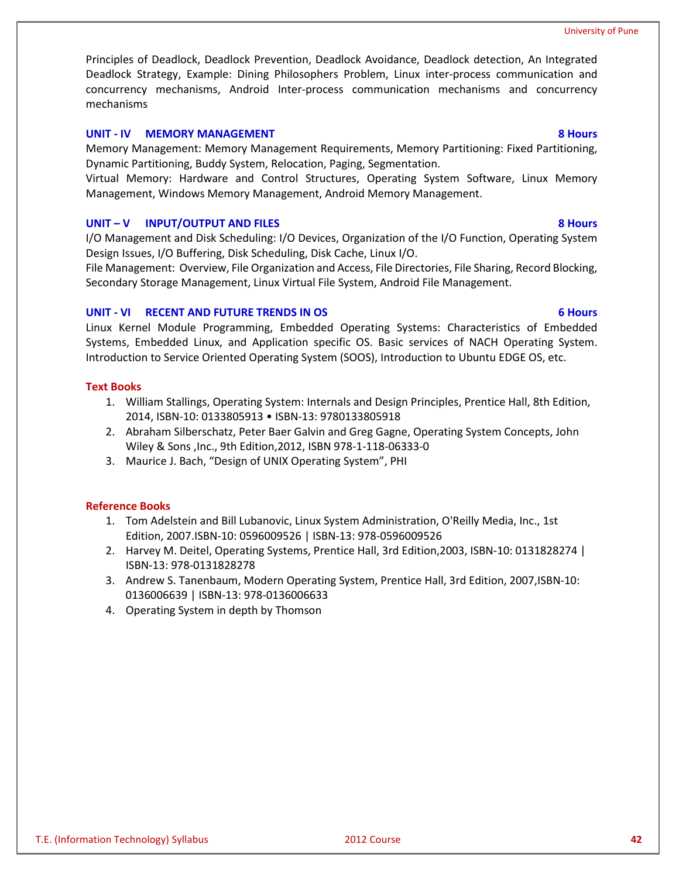Principles of Deadlock, Deadlock Prevention, Deadlock Avoidance, Deadlock detection, An Integrated Deadlock Strategy, Example: Dining Philosophers Problem, Linux inter-process communication and concurrency mechanisms, Android Inter-process communication mechanisms and concurrency mechanisms

### UNIT - IV MEMORY MANAGEMENT — 8 Hours

Memory Management: Memory Management Requirements, Memory Partitioning: Fixed Partitioning, Dynamic Partitioning, Buddy System, Relocation, Paging, Segmentation.

Virtual Memory: Hardware and Control Structures, Operating System Software, Linux Memory Management, Windows Memory Management, Android Memory Management.

### UNIT – V INPUT/OUTPUT AND FILES — 8 Hours

I/O Management and Disk Scheduling: I/O Devices, Organization of the I/O Function, Operating System Design Issues, I/O Buffering, Disk Scheduling, Disk Cache, Linux I/O.

File Management: Overview, File Organization and Access, File Directories, File Sharing, Record Blocking, Secondary Storage Management, Linux Virtual File System, Android File Management.

### UNIT - VI RECENT AND FUTURE TRENDS IN OS — 6 Hours

Linux Kernel Module Programming, Embedded Operating Systems: Characteristics of Embedded Systems, Embedded Linux, and Application specific OS. Basic services of NACH Operating System. Introduction to Service Oriented Operating System (SOOS), Introduction to Ubuntu EDGE OS, etc.

### Text Books

1. William Stallings, Operating System: Internals and Design Principles, Prentice Hall, 8th Edition, 2014, ISBN-10: 0133805913 • ISBN-13: 9780133805918
2. Abraham Silberschatz, Peter Baer Galvin and Greg Gagne, Operating System Concepts, John Wiley & Sons ,Inc., 9th Edition,2012, ISBN 978-1-118-06333-0
3. Maurice J. Bach, "Design of UNIX Operating System", PHI

### Reference Books

1. Tom Adelstein and Bill Lubanovic, Linux System Administration, O'Reilly Media, Inc., 1st Edition, 2007.ISBN-10: 0596009526 | ISBN-13: 978-0596009526
2. Harvey M. Deitel, Operating Systems, Prentice Hall, 3rd Edition,2003, ISBN-10: 0131828274 | ISBN-13: 978-0131828278
3. Andrew S. Tanenbaum, Modern Operating System, Prentice Hall, 3rd Edition, 2007,ISBN-10: 0136006639 | ISBN-13: 978-0136006633
4. Operating System in depth by Thomson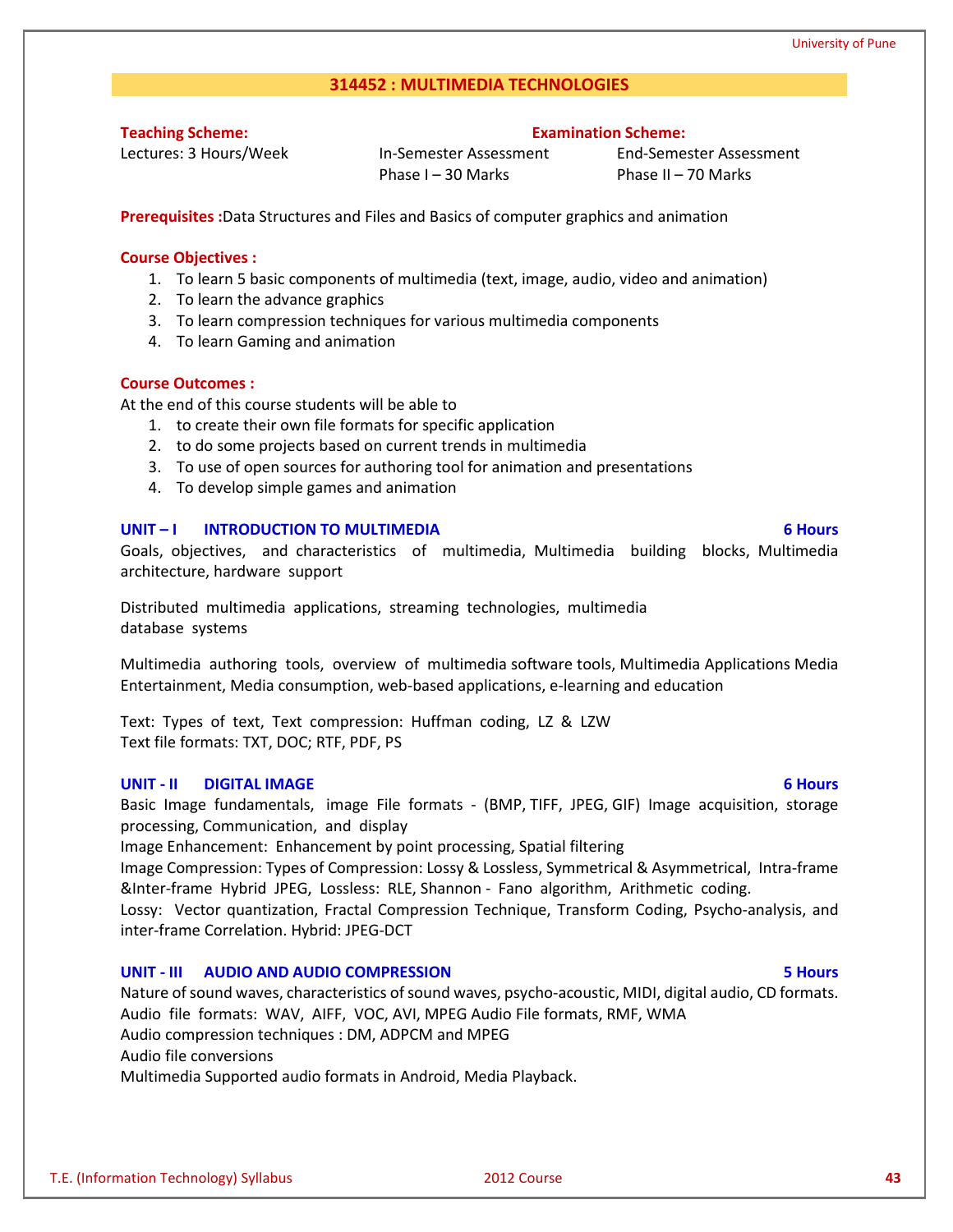## 314452 : MULTIMEDIA TECHNOLOGIES

| Teaching Scheme: | Examination Scheme: | |
|---|---|---|
| Lectures: 3 Hours/Week | In-Semester Assessment | End-Semester Assessment |
| | Phase I – 30 Marks | Phase II – 70 Marks |

**Prerequisites :**Data Structures and Files and Basics of computer graphics and animation

**Course Objectives :**

1. To learn 5 basic components of multimedia (text, image, audio, video and animation)
2. To learn the advance graphics
3. To learn compression techniques for various multimedia components
4. To learn Gaming and animation

**Course Outcomes :**

At the end of this course students will be able to

1. to create their own file formats for specific application
2. to do some projects based on current trends in multimedia
3. To use of open sources for authoring tool for animation and presentations
4. To develop simple games and animation

### UNIT – I INTRODUCTION TO MULTIMEDIA — 6 Hours

Goals, objectives, and characteristics of multimedia, Multimedia building blocks, Multimedia architecture, hardware support

Distributed multimedia applications, streaming technologies, multimedia database systems

Multimedia authoring tools, overview of multimedia software tools, Multimedia Applications Media Entertainment, Media consumption, web-based applications, e-learning and education

Text: Types of text, Text compression: Huffman coding, LZ & LZW
Text file formats: TXT, DOC; RTF, PDF, PS

### UNIT - II DIGITAL IMAGE — 6 Hours

Basic Image fundamentals, image File formats - (BMP, TIFF, JPEG, GIF) Image acquisition, storage processing, Communication, and display
Image Enhancement: Enhancement by point processing, Spatial filtering
Image Compression: Types of Compression: Lossy & Lossless, Symmetrical & Asymmetrical, Intra-frame &Inter-frame Hybrid JPEG, Lossless: RLE, Shannon - Fano algorithm, Arithmetic coding.
Lossy: Vector quantization, Fractal Compression Technique, Transform Coding, Psycho-analysis, and inter-frame Correlation. Hybrid: JPEG-DCT

### UNIT - III AUDIO AND AUDIO COMPRESSION — 5 Hours

Nature of sound waves, characteristics of sound waves, psycho-acoustic, MIDI, digital audio, CD formats.
Audio file formats: WAV, AIFF, VOC, AVI, MPEG Audio File formats, RMF, WMA
Audio compression techniques : DM, ADPCM and MPEG
Audio file conversions
Multimedia Supported audio formats in Android, Media Playback.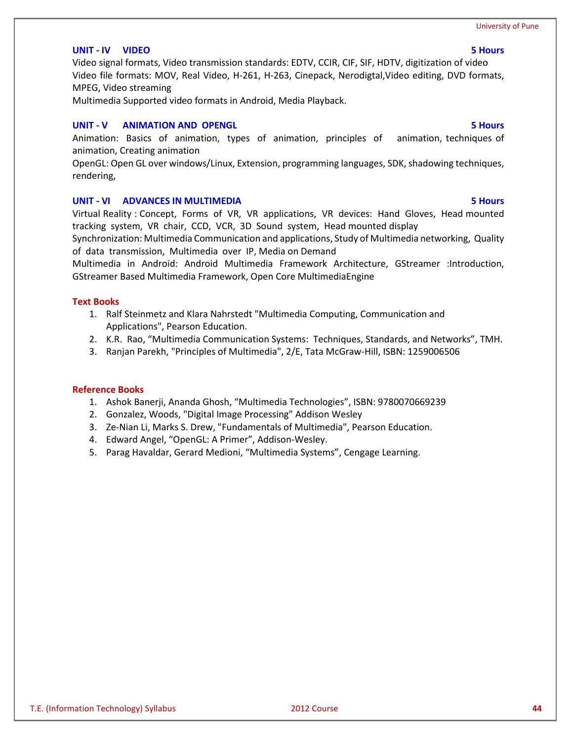### UNIT - IV VIDEO — 5 Hours

Video signal formats, Video transmission standards: EDTV, CCIR, CIF, SIF, HDTV, digitization of video
Video file formats: MOV, Real Video, H-261, H-263, Cinepack, Nerodigtal,Video editing, DVD formats, MPEG, Video streaming
Multimedia Supported video formats in Android, Media Playback.

### UNIT - V ANIMATION AND OPENGL — 5 Hours

Animation: Basics of animation, types of animation, principles of animation, techniques of animation, Creating animation
OpenGL: Open GL over windows/Linux, Extension, programming languages, SDK, shadowing techniques, rendering,

### UNIT - VI ADVANCES IN MULTIMEDIA — 5 Hours

Virtual Reality : Concept, Forms of VR, VR applications, VR devices: Hand Gloves, Head mounted tracking system, VR chair, CCD, VCR, 3D Sound system, Head mounted display
Synchronization: Multimedia Communication and applications, Study of Multimedia networking, Quality of data transmission, Multimedia over IP, Media on Demand
Multimedia in Android: Android Multimedia Framework Architecture, GStreamer :Introduction, GStreamer Based Multimedia Framework, Open Core MultimediaEngine

#### Text Books

1. Ralf Steinmetz and Klara Nahrstedt "Multimedia Computing, Communication and Applications", Pearson Education.
2. K.R. Rao, "Multimedia Communication Systems: Techniques, Standards, and Networks", TMH.
3. Ranjan Parekh, "Principles of Multimedia", 2/E, Tata McGraw-Hill, ISBN: 1259006506

#### Reference Books

1. Ashok Banerji, Ananda Ghosh, "Multimedia Technologies", ISBN: 9780070669239
2. Gonzalez, Woods, "Digital Image Processing" Addison Wesley
3. Ze-Nian Li, Marks S. Drew, "Fundamentals of Multimedia", Pearson Education.
4. Edward Angel, "OpenGL: A Primer", Addison-Wesley.
5. Parag Havaldar, Gerard Medioni, "Multimedia Systems", Cengage Learning.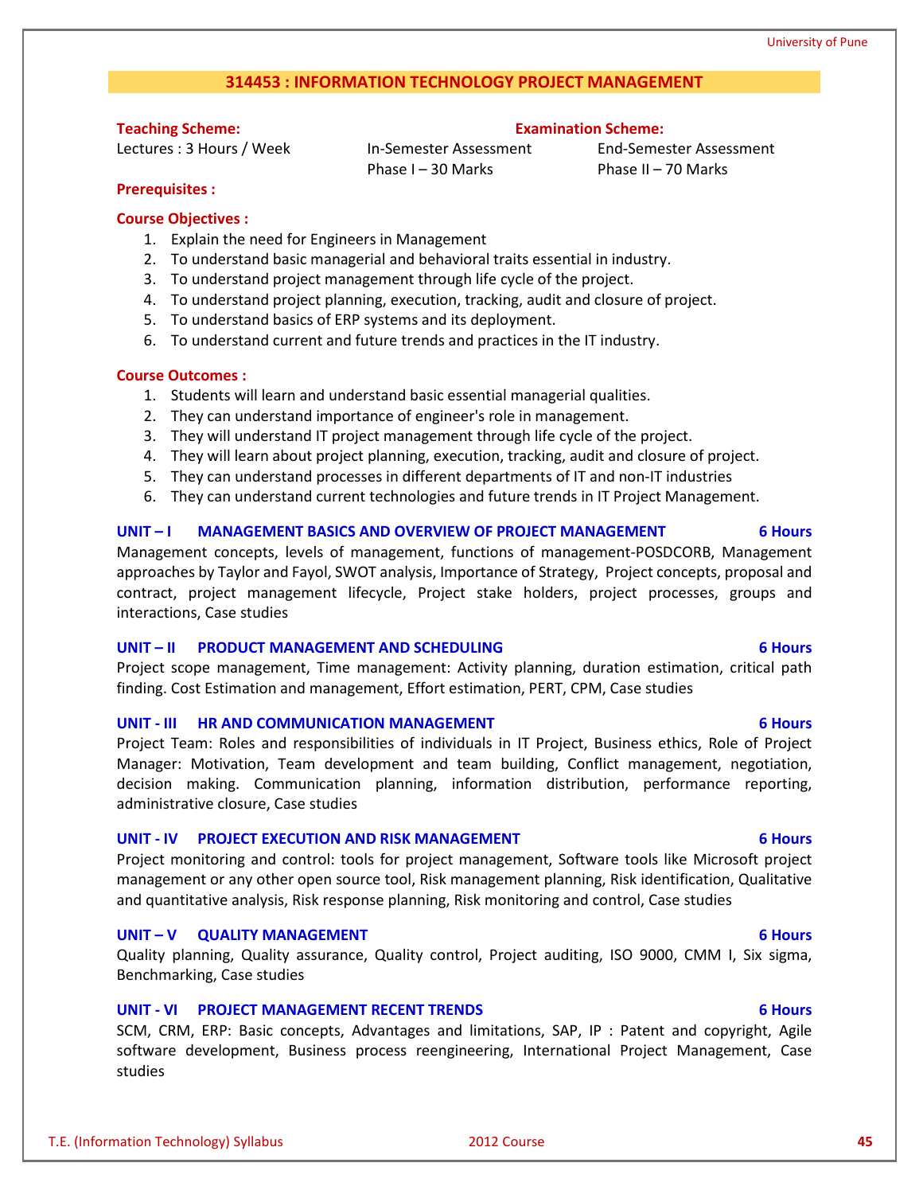## 314453 : INFORMATION TECHNOLOGY PROJECT MANAGEMENT

| **Teaching Scheme:** | **Examination Scheme:** | |
|---|---|---|
| Lectures : 3 Hours / Week | In-Semester Assessment<br>Phase I – 30 Marks | End-Semester Assessment<br>Phase II – 70 Marks |

**Prerequisites :**

**Course Objectives :**

1. Explain the need for Engineers in Management
2. To understand basic managerial and behavioral traits essential in industry.
3. To understand project management through life cycle of the project.
4. To understand project planning, execution, tracking, audit and closure of project.
5. To understand basics of ERP systems and its deployment.
6. To understand current and future trends and practices in the IT industry.

**Course Outcomes :**

1. Students will learn and understand basic essential managerial qualities.
2. They can understand importance of engineer's role in management.
3. They will understand IT project management through life cycle of the project.
4. They will learn about project planning, execution, tracking, audit and closure of project.
5. They can understand processes in different departments of IT and non-IT industries
6. They can understand current technologies and future trends in IT Project Management.

### UNIT – I MANAGEMENT BASICS AND OVERVIEW OF PROJECT MANAGEMENT — 6 Hours

Management concepts, levels of management, functions of management-POSDCORB, Management approaches by Taylor and Fayol, SWOT analysis, Importance of Strategy, Project concepts, proposal and contract, project management lifecycle, Project stake holders, project processes, groups and interactions, Case studies

### UNIT – II PRODUCT MANAGEMENT AND SCHEDULING — 6 Hours

Project scope management, Time management: Activity planning, duration estimation, critical path finding. Cost Estimation and management, Effort estimation, PERT, CPM, Case studies

### UNIT - III HR AND COMMUNICATION MANAGEMENT — 6 Hours

Project Team: Roles and responsibilities of individuals in IT Project, Business ethics, Role of Project Manager: Motivation, Team development and team building, Conflict management, negotiation, decision making. Communication planning, information distribution, performance reporting, administrative closure, Case studies

### UNIT - IV PROJECT EXECUTION AND RISK MANAGEMENT — 6 Hours

Project monitoring and control: tools for project management, Software tools like Microsoft project management or any other open source tool, Risk management planning, Risk identification, Qualitative and quantitative analysis, Risk response planning, Risk monitoring and control, Case studies

### UNIT – V QUALITY MANAGEMENT — 6 Hours

Quality planning, Quality assurance, Quality control, Project auditing, ISO 9000, CMM I, Six sigma, Benchmarking, Case studies

### UNIT - VI PROJECT MANAGEMENT RECENT TRENDS — 6 Hours

SCM, CRM, ERP: Basic concepts, Advantages and limitations, SAP, IP : Patent and copyright, Agile software development, Business process reengineering, International Project Management, Case studies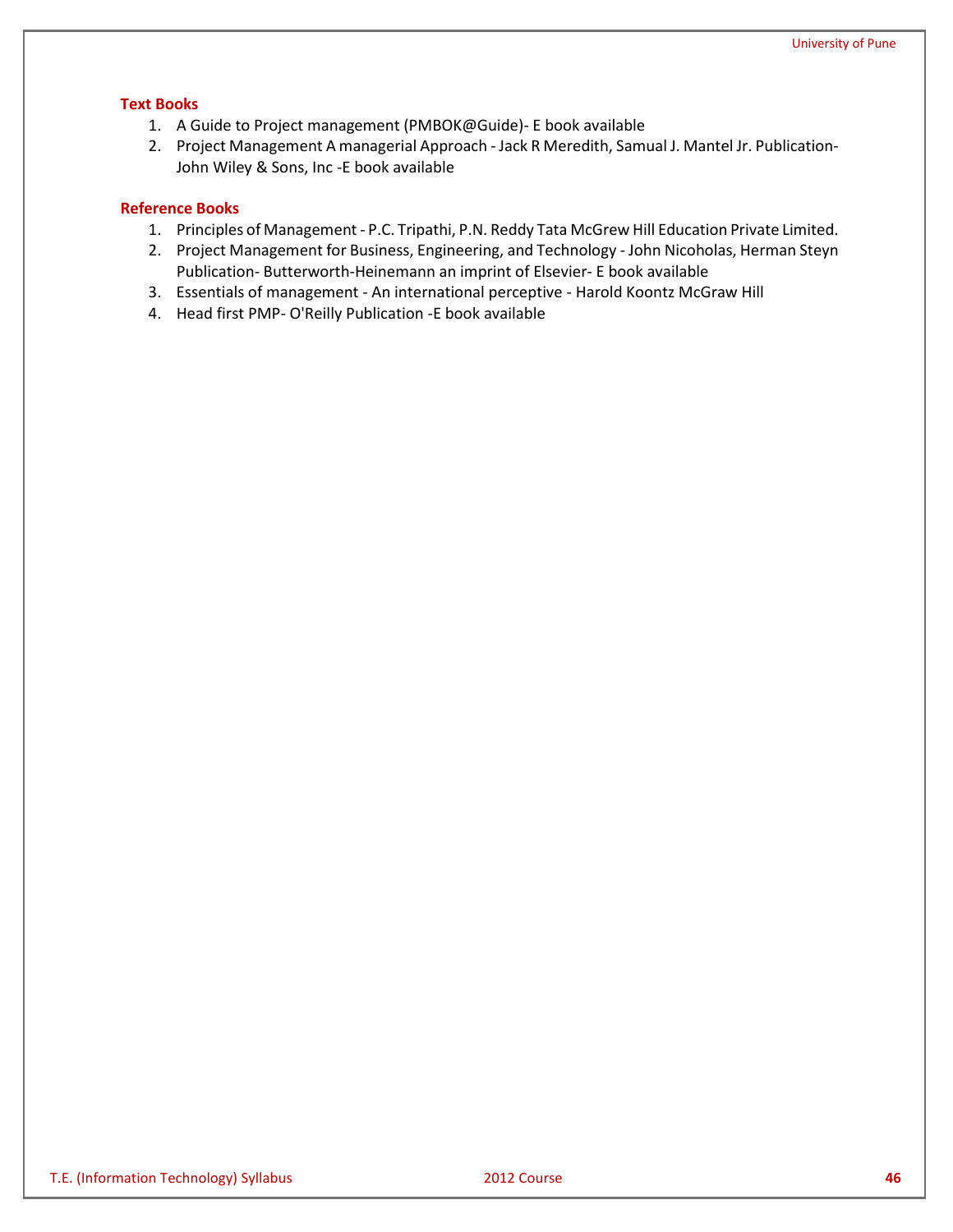### Text Books

1. A Guide to Project management (PMBOK@Guide)- E book available
2. Project Management A managerial Approach - Jack R Meredith, Samual J. Mantel Jr. Publication- John Wiley & Sons, Inc -E book available

### Reference Books

1. Principles of Management - P.C. Tripathi, P.N. Reddy Tata McGrew Hill Education Private Limited.
2. Project Management for Business, Engineering, and Technology - John Nicoholas, Herman Steyn Publication- Butterworth-Heinemann an imprint of Elsevier- E book available
3. Essentials of management - An international perceptive - Harold Koontz McGraw Hill
4. Head first PMP- O'Reilly Publication -E book available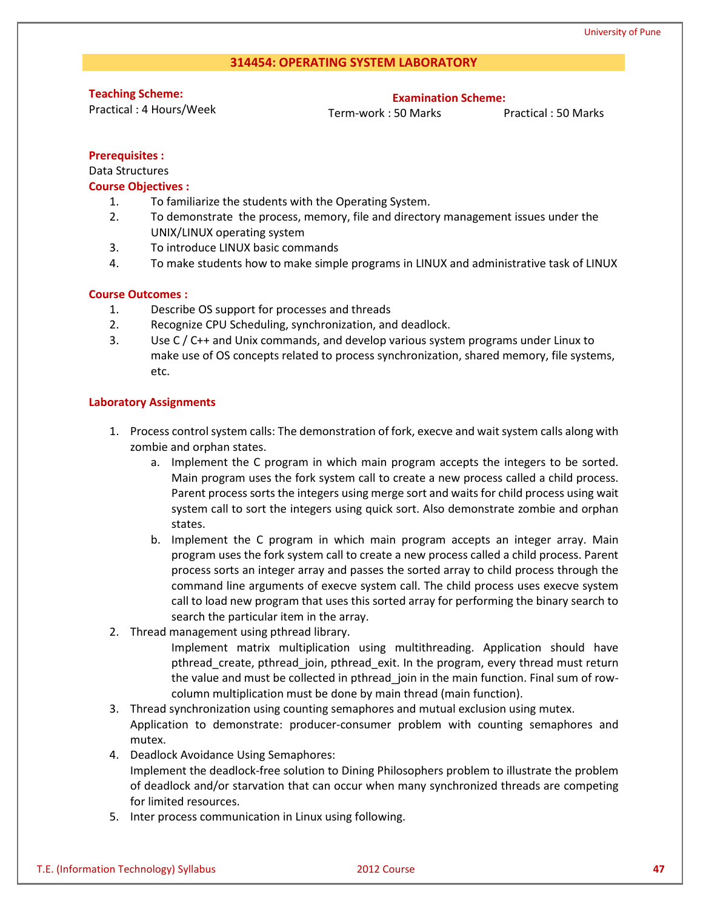## 314454: OPERATING SYSTEM LABORATORY

**Teaching Scheme:**
Practical : 4 Hours/Week

**Examination Scheme:**
Term-work : 50 Marks
Practical : 50 Marks

**Prerequisites :**
Data Structures

**Course Objectives :**

1. To familiarize the students with the Operating System.
2. To demonstrate the process, memory, file and directory management issues under the UNIX/LINUX operating system
3. To introduce LINUX basic commands
4. To make students how to make simple programs in LINUX and administrative task of LINUX

**Course Outcomes :**

1. Describe OS support for processes and threads
2. Recognize CPU Scheduling, synchronization, and deadlock.
3. Use C / C++ and Unix commands, and develop various system programs under Linux to make use of OS concepts related to process synchronization, shared memory, file systems, etc.

**Laboratory Assignments**

1. Process control system calls: The demonstration of fork, execve and wait system calls along with zombie and orphan states.
   a. Implement the C program in which main program accepts the integers to be sorted. Main program uses the fork system call to create a new process called a child process. Parent process sorts the integers using merge sort and waits for child process using wait system call to sort the integers using quick sort. Also demonstrate zombie and orphan states.
   b. Implement the C program in which main program accepts an integer array. Main program uses the fork system call to create a new process called a child process. Parent process sorts an integer array and passes the sorted array to child process through the command line arguments of execve system call. The child process uses execve system call to load new program that uses this sorted array for performing the binary search to search the particular item in the array.
2. Thread management using pthread library.
   Implement matrix multiplication using multithreading. Application should have pthread_create, pthread_join, pthread_exit. In the program, every thread must return the value and must be collected in pthread_join in the main function. Final sum of row-column multiplication must be done by main thread (main function).
3. Thread synchronization using counting semaphores and mutual exclusion using mutex.
   Application to demonstrate: producer-consumer problem with counting semaphores and mutex.
4. Deadlock Avoidance Using Semaphores:
   Implement the deadlock-free solution to Dining Philosophers problem to illustrate the problem of deadlock and/or starvation that can occur when many synchronized threads are competing for limited resources.
5. Inter process communication in Linux using following.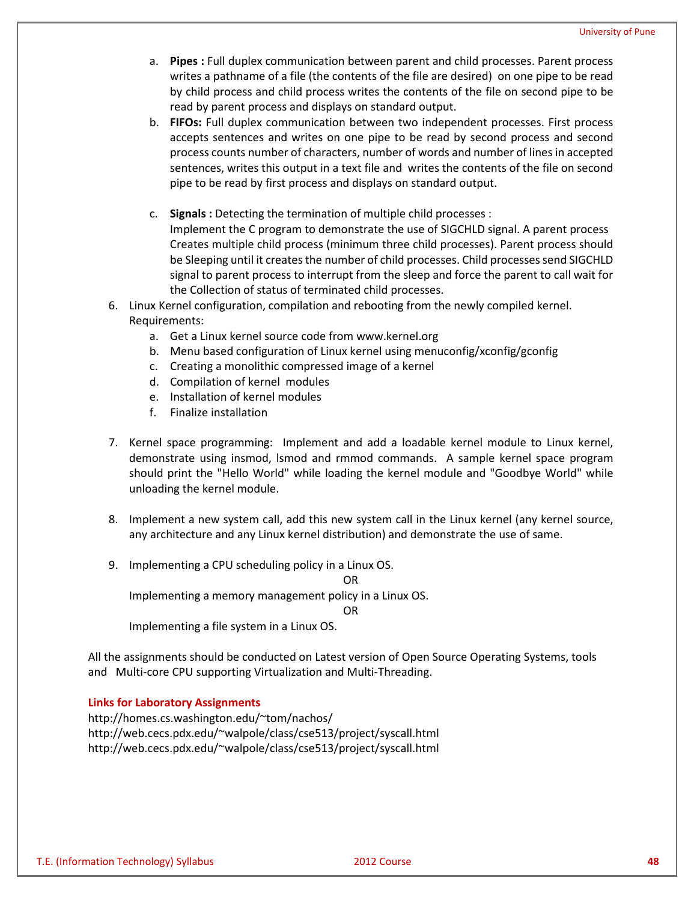a. **Pipes :** Full duplex communication between parent and child processes. Parent process writes a pathname of a file (the contents of the file are desired) on one pipe to be read by child process and child process writes the contents of the file on second pipe to be read by parent process and displays on standard output.
   b. **FIFOs:** Full duplex communication between two independent processes. First process accepts sentences and writes on one pipe to be read by second process and second process counts number of characters, number of words and number of lines in accepted sentences, writes this output in a text file and writes the contents of the file on second pipe to be read by first process and displays on standard output.
   c. **Signals :** Detecting the termination of multiple child processes :
      Implement the C program to demonstrate the use of SIGCHLD signal. A parent process Creates multiple child process (minimum three child processes). Parent process should be Sleeping until it creates the number of child processes. Child processes send SIGCHLD signal to parent process to interrupt from the sleep and force the parent to call wait for the Collection of status of terminated child processes.

6. Linux Kernel configuration, compilation and rebooting from the newly compiled kernel.
   Requirements:
   a. Get a Linux kernel source code from www.kernel.org
   b. Menu based configuration of Linux kernel using menuconfig/xconfig/gconfig
   c. Creating a monolithic compressed image of a kernel
   d. Compilation of kernel modules
   e. Installation of kernel modules
   f. Finalize installation

7. Kernel space programming: Implement and add a loadable kernel module to Linux kernel, demonstrate using insmod, lsmod and rmmod commands. A sample kernel space program should print the "Hello World" while loading the kernel module and "Goodbye World" while unloading the kernel module.

8. Implement a new system call, add this new system call in the Linux kernel (any kernel source, any architecture and any Linux kernel distribution) and demonstrate the use of same.

9. Implementing a CPU scheduling policy in a Linux OS.

   OR

   Implementing a memory management policy in a Linux OS.

   OR

   Implementing a file system in a Linux OS.

All the assignments should be conducted on Latest version of Open Source Operating Systems, tools and Multi-core CPU supporting Virtualization and Multi-Threading.

**Links for Laboratory Assignments**

http://homes.cs.washington.edu/~tom/nachos/
http://web.cecs.pdx.edu/~walpole/class/cse513/project/syscall.html
http://web.cecs.pdx.edu/~walpole/class/cse513/project/syscall.html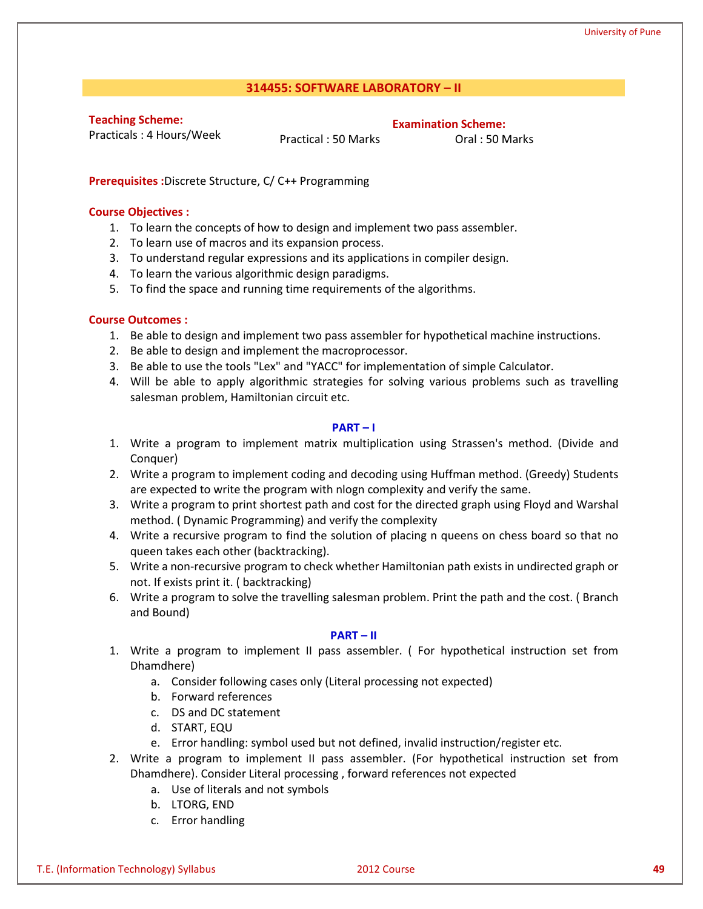## 314455: SOFTWARE LABORATORY – II

**Teaching Scheme:**
Practicals : 4 Hours/Week

**Examination Scheme:**
Practical : 50 Marks
Oral : 50 Marks

**Prerequisites :** Discrete Structure, C/ C++ Programming

**Course Objectives :**

1. To learn the concepts of how to design and implement two pass assembler.
2. To learn use of macros and its expansion process.
3. To understand regular expressions and its applications in compiler design.
4. To learn the various algorithmic design paradigms.
5. To find the space and running time requirements of the algorithms.

**Course Outcomes :**

1. Be able to design and implement two pass assembler for hypothetical machine instructions.
2. Be able to design and implement the macroprocessor.
3. Be able to use the tools "Lex" and "YACC" for implementation of simple Calculator.
4. Will be able to apply algorithmic strategies for solving various problems such as travelling salesman problem, Hamiltonian circuit etc.

### PART – I

1. Write a program to implement matrix multiplication using Strassen's method. (Divide and Conquer)
2. Write a program to implement coding and decoding using Huffman method. (Greedy) Students are expected to write the program with nlogn complexity and verify the same.
3. Write a program to print shortest path and cost for the directed graph using Floyd and Warshal method. ( Dynamic Programming) and verify the complexity
4. Write a recursive program to find the solution of placing n queens on chess board so that no queen takes each other (backtracking).
5. Write a non-recursive program to check whether Hamiltonian path exists in undirected graph or not. If exists print it. ( backtracking)
6. Write a program to solve the travelling salesman problem. Print the path and the cost. ( Branch and Bound)

### PART – II

1. Write a program to implement II pass assembler. ( For hypothetical instruction set from Dhamdhere)
   a. Consider following cases only (Literal processing not expected)
   b. Forward references
   c. DS and DC statement
   d. START, EQU
   e. Error handling: symbol used but not defined, invalid instruction/register etc.
2. Write a program to implement II pass assembler. (For hypothetical instruction set from Dhamdhere). Consider Literal processing , forward references not expected
   a. Use of literals and not symbols
   b. LTORG, END
   c. Error handling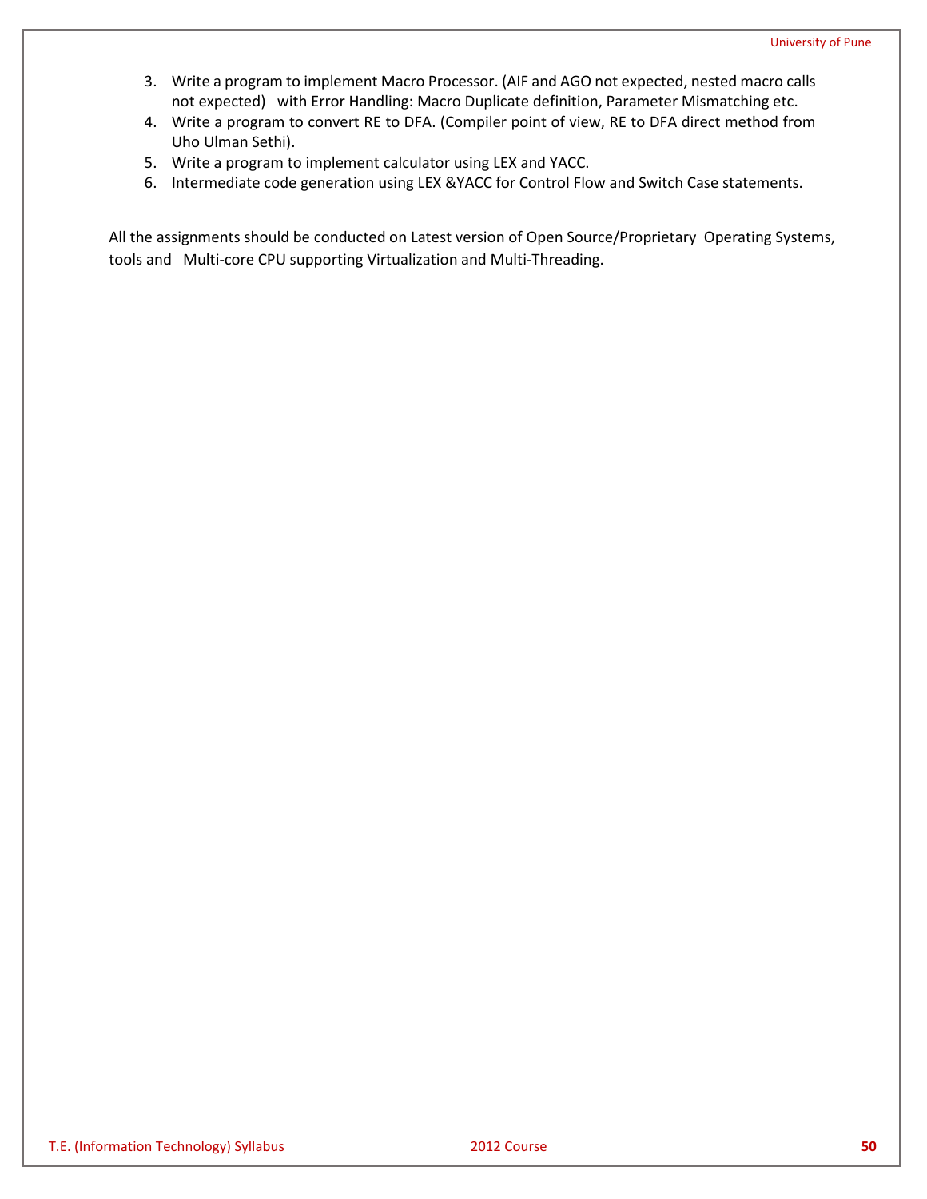3. Write a program to implement Macro Processor. (AIF and AGO not expected, nested macro calls not expected) with Error Handling: Macro Duplicate definition, Parameter Mismatching etc.
4. Write a program to convert RE to DFA. (Compiler point of view, RE to DFA direct method from Uho Ulman Sethi).
5. Write a program to implement calculator using LEX and YACC.
6. Intermediate code generation using LEX &YACC for Control Flow and Switch Case statements.

All the assignments should be conducted on Latest version of Open Source/Proprietary Operating Systems, tools and Multi-core CPU supporting Virtualization and Multi-Threading.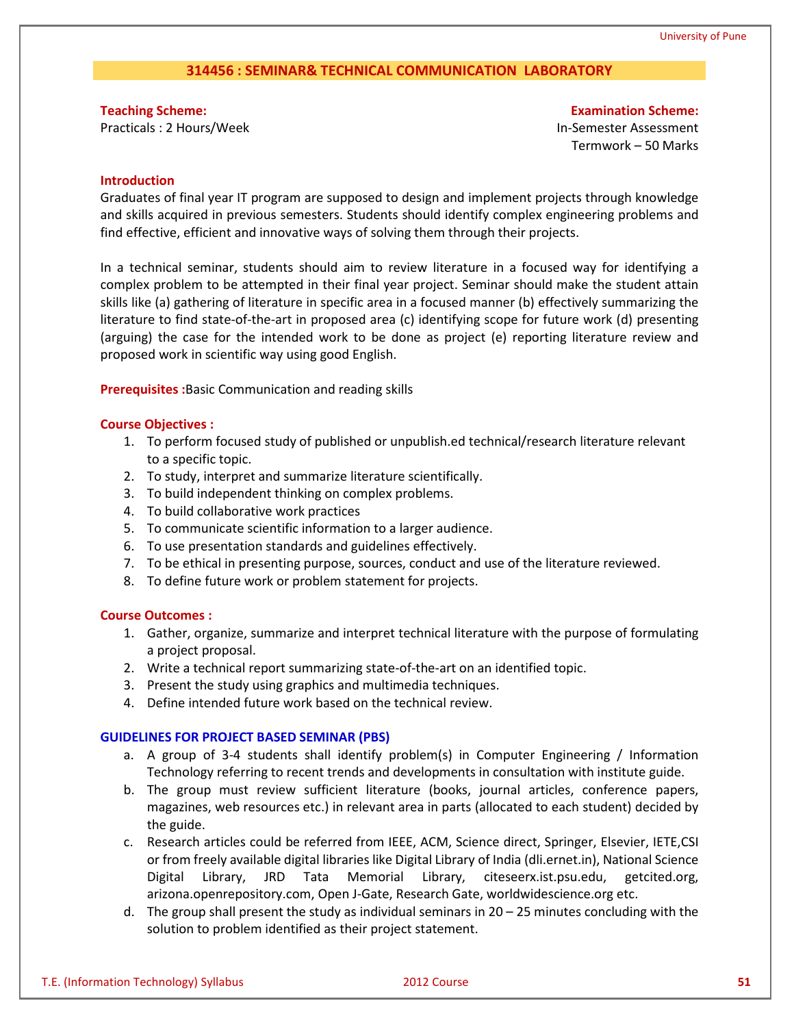## 314456 : SEMINAR& TECHNICAL COMMUNICATION LABORATORY

**Teaching Scheme:**
Practicals : 2 Hours/Week

**Examination Scheme:**
In-Semester Assessment
Termwork – 50 Marks

**Introduction**

Graduates of final year IT program are supposed to design and implement projects through knowledge and skills acquired in previous semesters. Students should identify complex engineering problems and find effective, efficient and innovative ways of solving them through their projects.

In a technical seminar, students should aim to review literature in a focused way for identifying a complex problem to be attempted in their final year project. Seminar should make the student attain skills like (a) gathering of literature in specific area in a focused manner (b) effectively summarizing the literature to find state-of-the-art in proposed area (c) identifying scope for future work (d) presenting (arguing) the case for the intended work to be done as project (e) reporting literature review and proposed work in scientific way using good English.

**Prerequisites :**Basic Communication and reading skills

**Course Objectives :**

1. To perform focused study of published or unpublish.ed technical/research literature relevant to a specific topic.
2. To study, interpret and summarize literature scientifically.
3. To build independent thinking on complex problems.
4. To build collaborative work practices
5. To communicate scientific information to a larger audience.
6. To use presentation standards and guidelines effectively.
7. To be ethical in presenting purpose, sources, conduct and use of the literature reviewed.
8. To define future work or problem statement for projects.

**Course Outcomes :**

1. Gather, organize, summarize and interpret technical literature with the purpose of formulating a project proposal.
2. Write a technical report summarizing state-of-the-art on an identified topic.
3. Present the study using graphics and multimedia techniques.
4. Define intended future work based on the technical review.

**GUIDELINES FOR PROJECT BASED SEMINAR (PBS)**

a. A group of 3-4 students shall identify problem(s) in Computer Engineering / Information Technology referring to recent trends and developments in consultation with institute guide.
b. The group must review sufficient literature (books, journal articles, conference papers, magazines, web resources etc.) in relevant area in parts (allocated to each student) decided by the guide.
c. Research articles could be referred from IEEE, ACM, Science direct, Springer, Elsevier, IETE,CSI or from freely available digital libraries like Digital Library of India (dli.ernet.in), National Science Digital Library, JRD Tata Memorial Library, citeseerx.ist.psu.edu, getcited.org, arizona.openrepository.com, Open J-Gate, Research Gate, worldwidescience.org etc.
d. The group shall present the study as individual seminars in 20 – 25 minutes concluding with the solution to problem identified as their project statement.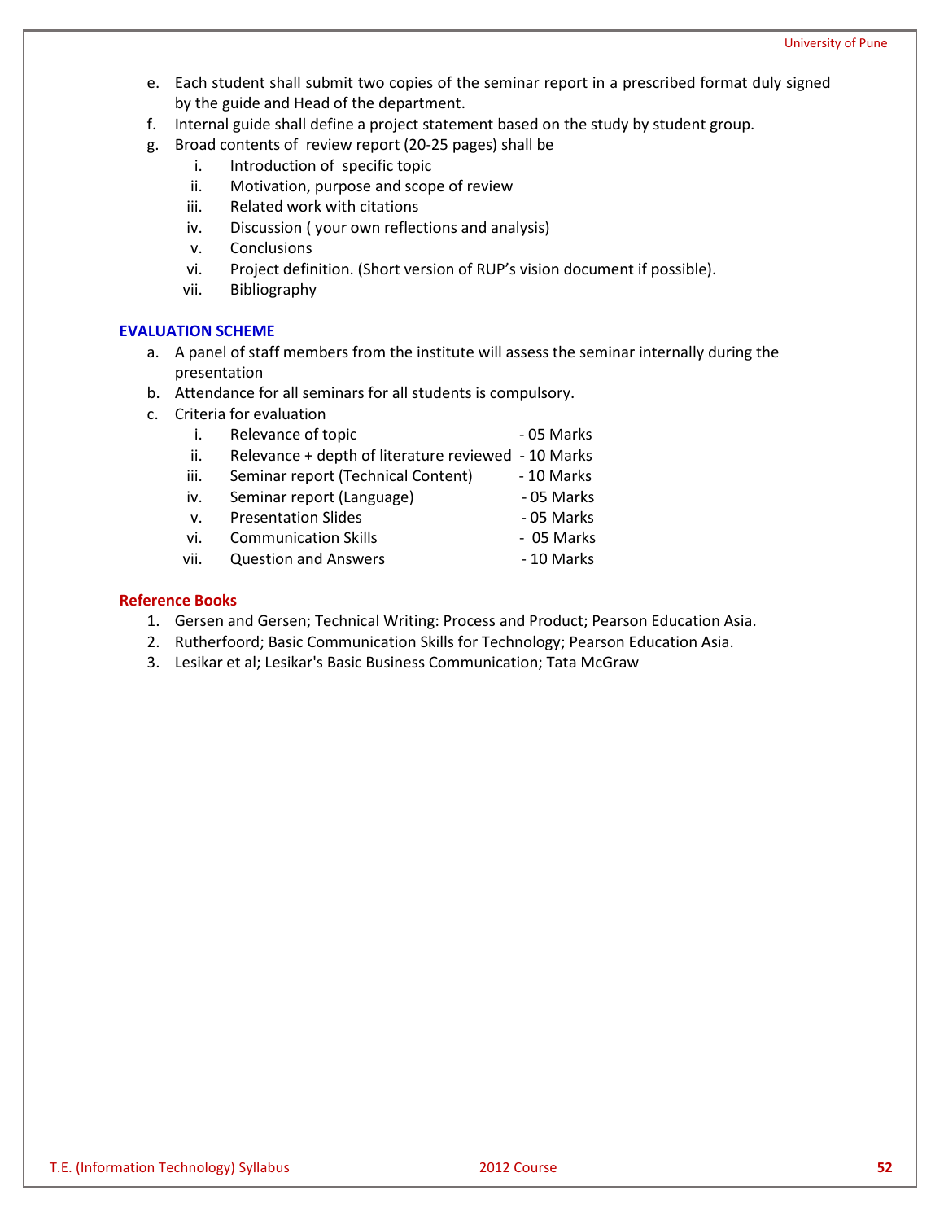e. Each student shall submit two copies of the seminar report in a prescribed format duly signed by the guide and Head of the department.
f. Internal guide shall define a project statement based on the study by student group.
g. Broad contents of review report (20-25 pages) shall be
   i. Introduction of specific topic
   ii. Motivation, purpose and scope of review
   iii. Related work with citations
   iv. Discussion ( your own reflections and analysis)
   v. Conclusions
   vi. Project definition. (Short version of RUP's vision document if possible).
   vii. Bibliography

**EVALUATION SCHEME**

a. A panel of staff members from the institute will assess the seminar internally during the presentation
b. Attendance for all seminars for all students is compulsory.
c. Criteria for evaluation
   i. Relevance of topic - 05 Marks
   ii. Relevance + depth of literature reviewed - 10 Marks
   iii. Seminar report (Technical Content) - 10 Marks
   iv. Seminar report (Language) - 05 Marks
   v. Presentation Slides - 05 Marks
   vi. Communication Skills - 05 Marks
   vii. Question and Answers - 10 Marks

**Reference Books**

1. Gersen and Gersen; Technical Writing: Process and Product; Pearson Education Asia.
2. Rutherfoord; Basic Communication Skills for Technology; Pearson Education Asia.
3. Lesikar et al; Lesikar's Basic Business Communication; Tata McGraw